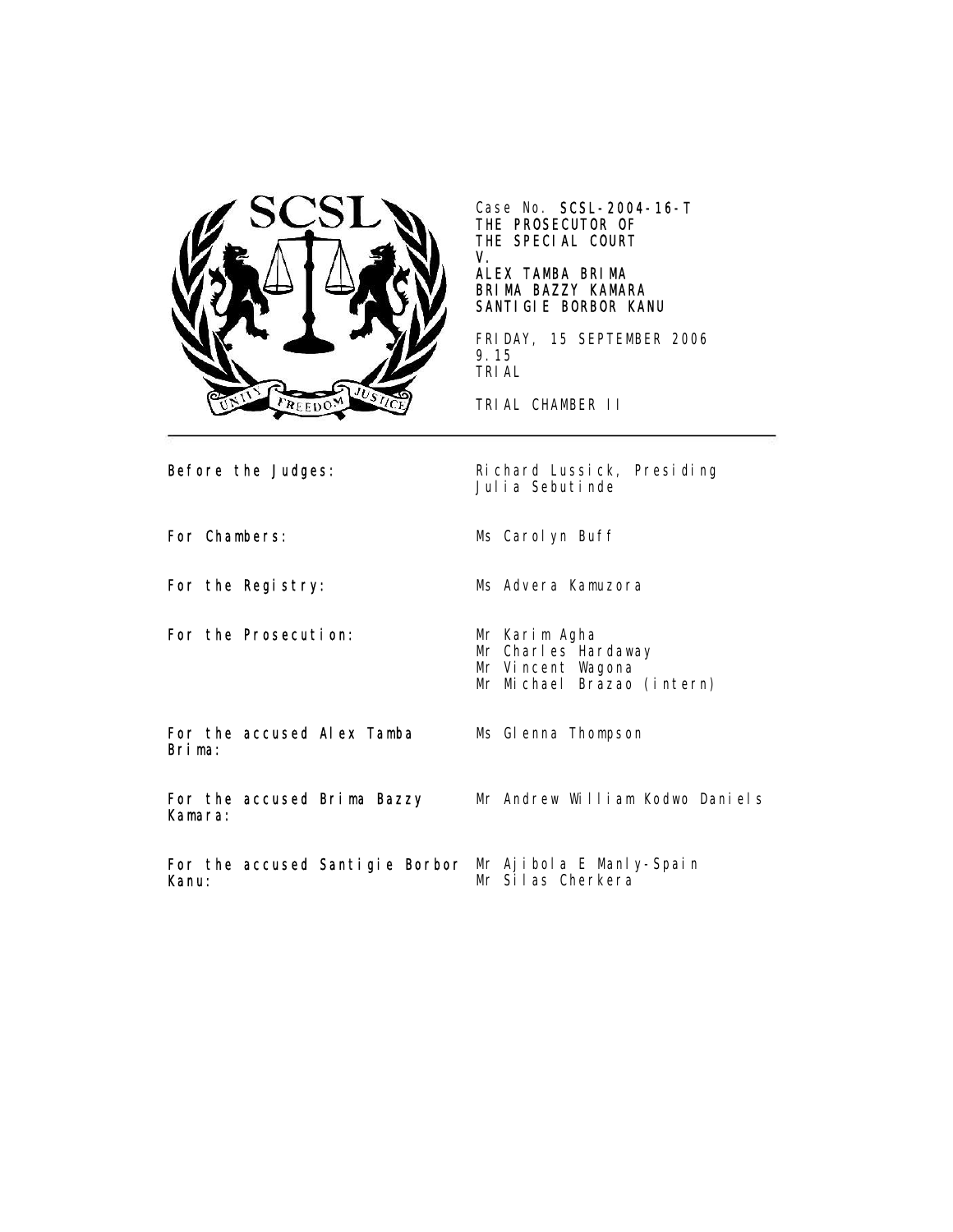Case No. **SCSL-2004-16-T**
**THE PROSECUTOR OF THE SPECIAL COURT**
**V.**
**ALEX TAMBA BRIMA**
**BRIMA BAZZY KAMARA**
**SANTIGIE BORBOR KANU**

FRIDAY, 15 SEPTEMBER 2006
9.15
TRIAL

TRIAL CHAMBER II

---

| | |
|---|---|
| **Before the Judges:** | Richard Lussick, Presiding<br>Julia Sebutinde |
| **For Chambers:** | Ms Carolyn Buff |
| **For the Registry:** | Ms Advera Kamuzora |
| **For the Prosecution:** | Mr Karim Agha<br>Mr Charles Hardaway<br>Mr Vincent Wagona<br>Mr Michael Brazao (intern) |
| **For the accused Alex Tamba Brima:** | Ms Glenna Thompson |
| **For the accused Brima Bazzy Kamara:** | Mr Andrew William Kodwo Daniels |
| **For the accused Santigie Borbor Kanu:** | Mr Ajibola E Manly-Spain<br>Mr Silas Cherkera |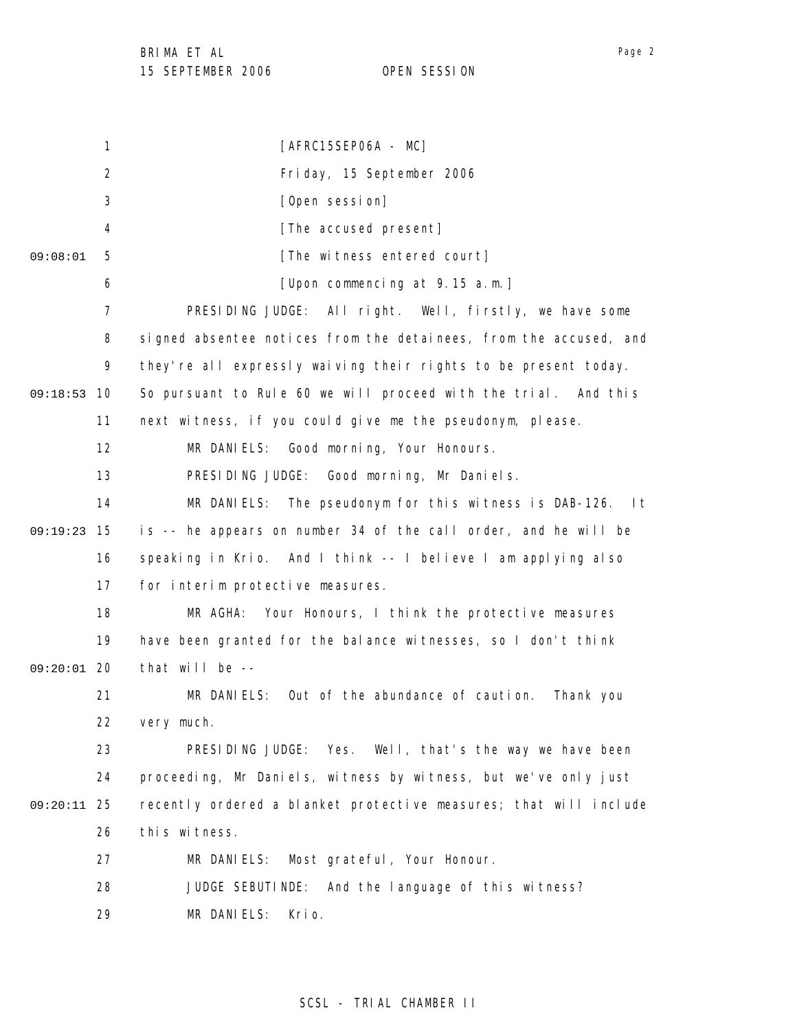[AFRC15SEP06A - MC]

Friday, 15 September 2006

[Open session]

[The accused present]

[The witness entered court]

[Upon commencing at 9.15 a.m.]

PRESIDING JUDGE: All right. Well, firstly, we have some signed absentee notices from the detainees, from the accused, and they're all expressly waiving their rights to be present today. So pursuant to Rule 60 we will proceed with the trial. And this next witness, if you could give me the pseudonym, please.

MR DANIELS: Good morning, Your Honours.

PRESIDING JUDGE: Good morning, Mr Daniels.

MR DANIELS: The pseudonym for this witness is DAB-126. It is -- he appears on number 34 of the call order, and he will be speaking in Krio. And I think -- I believe I am applying also for interim protective measures.

MR AGHA: Your Honours, I think the protective measures have been granted for the balance witnesses, so I don't think that will be --

MR DANIELS: Out of the abundance of caution. Thank you very much.

PRESIDING JUDGE: Yes. Well, that's the way we have been proceeding, Mr Daniels, witness by witness, but we've only just recently ordered a blanket protective measures; that will include this witness.

MR DANIELS: Most grateful, Your Honour.

JUDGE SEBUTINDE: And the language of this witness?

MR DANIELS: Krio.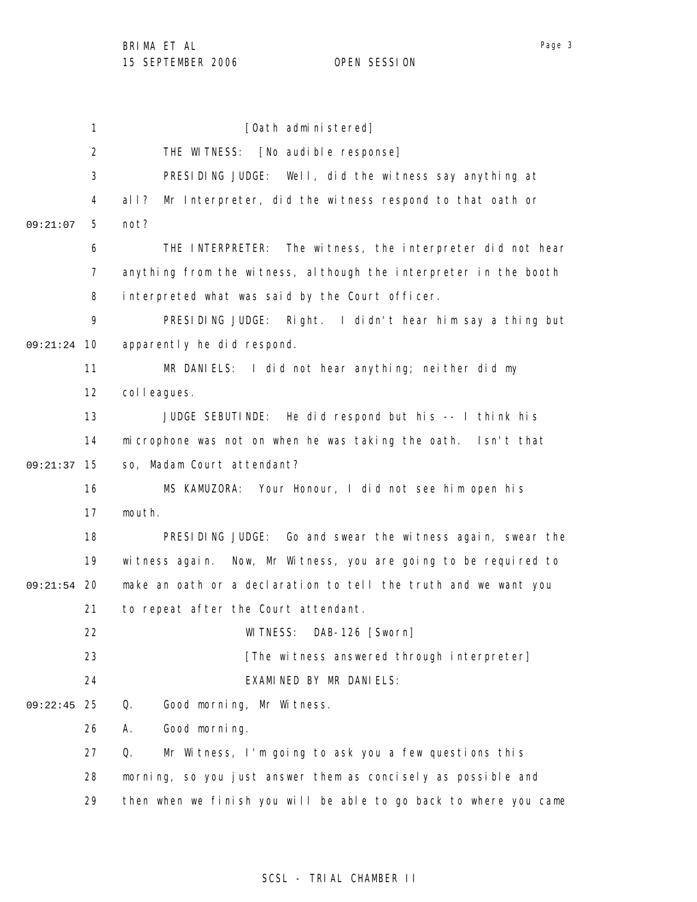[Oath administered]

THE WITNESS: [No audible response]

PRESIDING JUDGE: Well, did the witness say anything at all? Mr Interpreter, did the witness respond to that oath or not?

THE INTERPRETER: The witness, the interpreter did not hear anything from the witness, although the interpreter in the booth interpreted what was said by the Court officer.

PRESIDING JUDGE: Right. I didn't hear him say a thing but apparently he did respond.

MR DANIELS: I did not hear anything; neither did my colleagues.

JUDGE SEBUTINDE: He did respond but his -- I think his microphone was not on when he was taking the oath. Isn't that so, Madam Court attendant?

MS KAMUZORA: Your Honour, I did not see him open his mouth.

PRESIDING JUDGE: Go and swear the witness again, swear the witness again. Now, Mr Witness, you are going to be required to make an oath or a declaration to tell the truth and we want you to repeat after the Court attendant.

WITNESS: DAB-126 [Sworn]

[The witness answered through interpreter]

EXAMINED BY MR DANIELS:

Q. Good morning, Mr Witness.

A. Good morning.

Q. Mr Witness, I'm going to ask you a few questions this morning, so you just answer them as concisely as possible and then when we finish you will be able to go back to where you came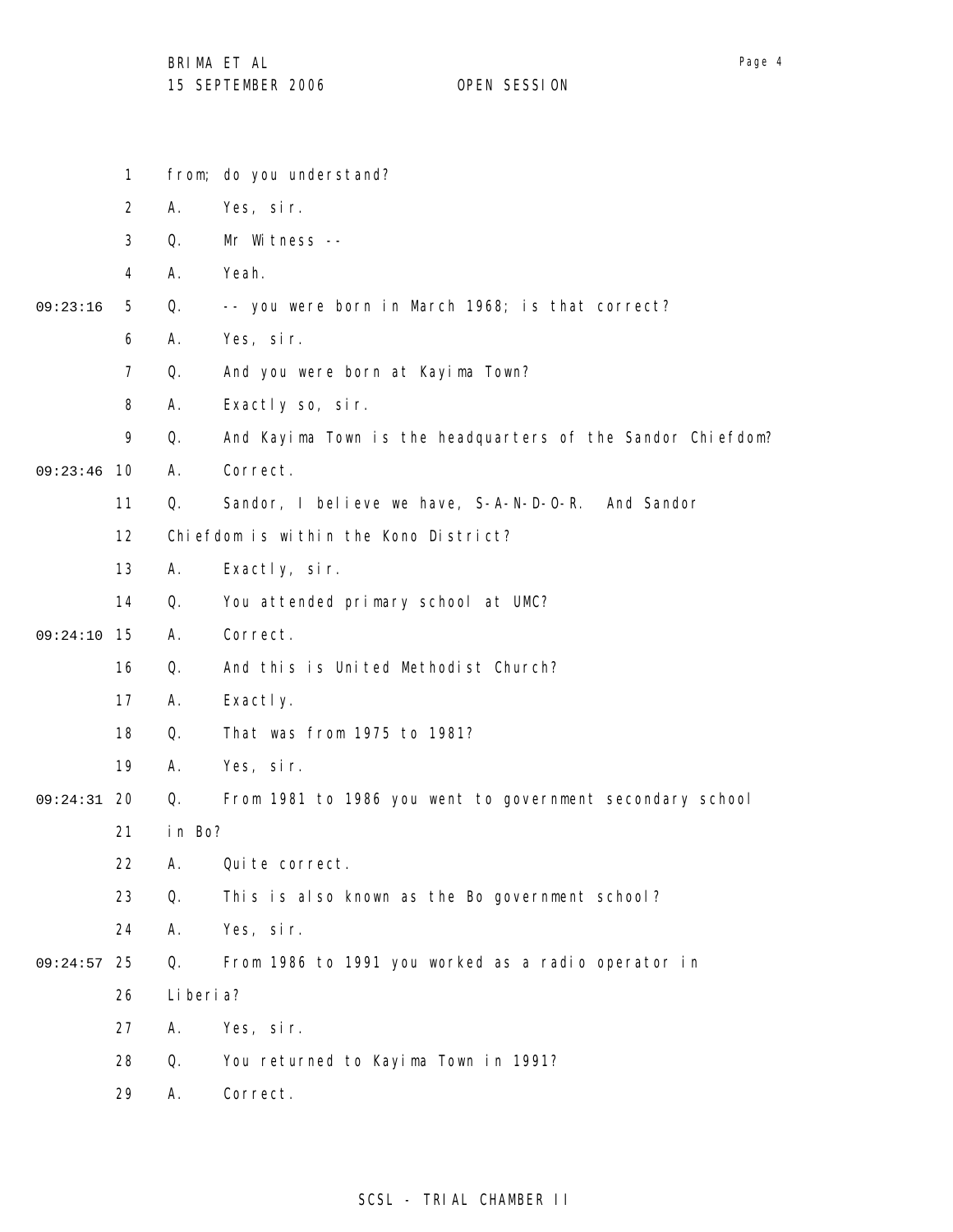from; do you understand?

A. Yes, sir.

Q. Mr Witness --

A. Yeah.

Q. -- you were born in March 1968; is that correct?

A. Yes, sir.

Q. And you were born at Kayima Town?

A. Exactly so, sir.

Q. And Kayima Town is the headquarters of the Sandor Chiefdom?

A. Correct.

Q. Sandor, I believe we have, S-A-N-D-O-R. And Sandor Chiefdom is within the Kono District?

A. Exactly, sir.

Q. You attended primary school at UMC?

A. Correct.

Q. And this is United Methodist Church?

A. Exactly.

Q. That was from 1975 to 1981?

A. Yes, sir.

Q. From 1981 to 1986 you went to government secondary school in Bo?

A. Quite correct.

Q. This is also known as the Bo government school?

A. Yes, sir.

Q. From 1986 to 1991 you worked as a radio operator in Liberia?

A. Yes, sir.

Q. You returned to Kayima Town in 1991?

A. Correct.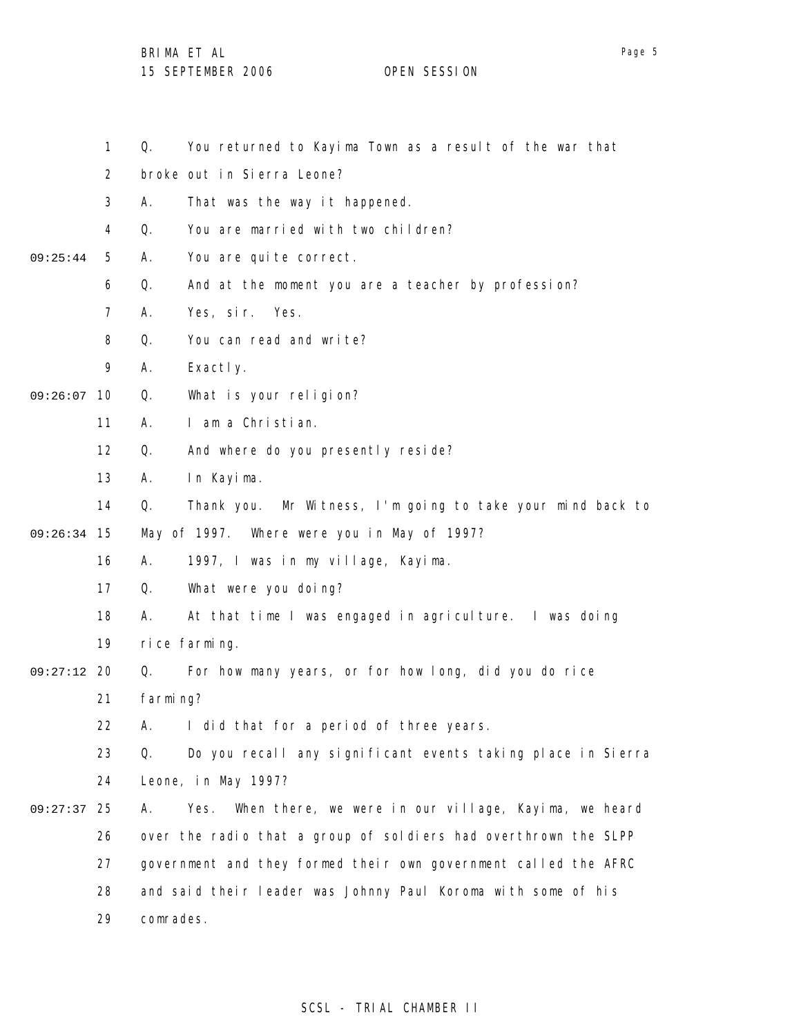Q. You returned to Kayima Town as a result of the war that broke out in Sierra Leone?

A. That was the way it happened.

Q. You are married with two children?

A. You are quite correct.

Q. And at the moment you are a teacher by profession?

A. Yes, sir. Yes.

Q. You can read and write?

A. Exactly.

Q. What is your religion?

A. I am a Christian.

Q. And where do you presently reside?

A. In Kayima.

Q. Thank you. Mr Witness, I'm going to take your mind back to May of 1997. Where were you in May of 1997?

A. 1997, I was in my village, Kayima.

Q. What were you doing?

A. At that time I was engaged in agriculture. I was doing rice farming.

Q. For how many years, or for how long, did you do rice farming?

A. I did that for a period of three years.

Q. Do you recall any significant events taking place in Sierra Leone, in May 1997?

A. Yes. When there, we were in our village, Kayima, we heard over the radio that a group of soldiers had overthrown the SLPP government and they formed their own government called the AFRC and said their leader was Johnny Paul Koroma with some of his comrades.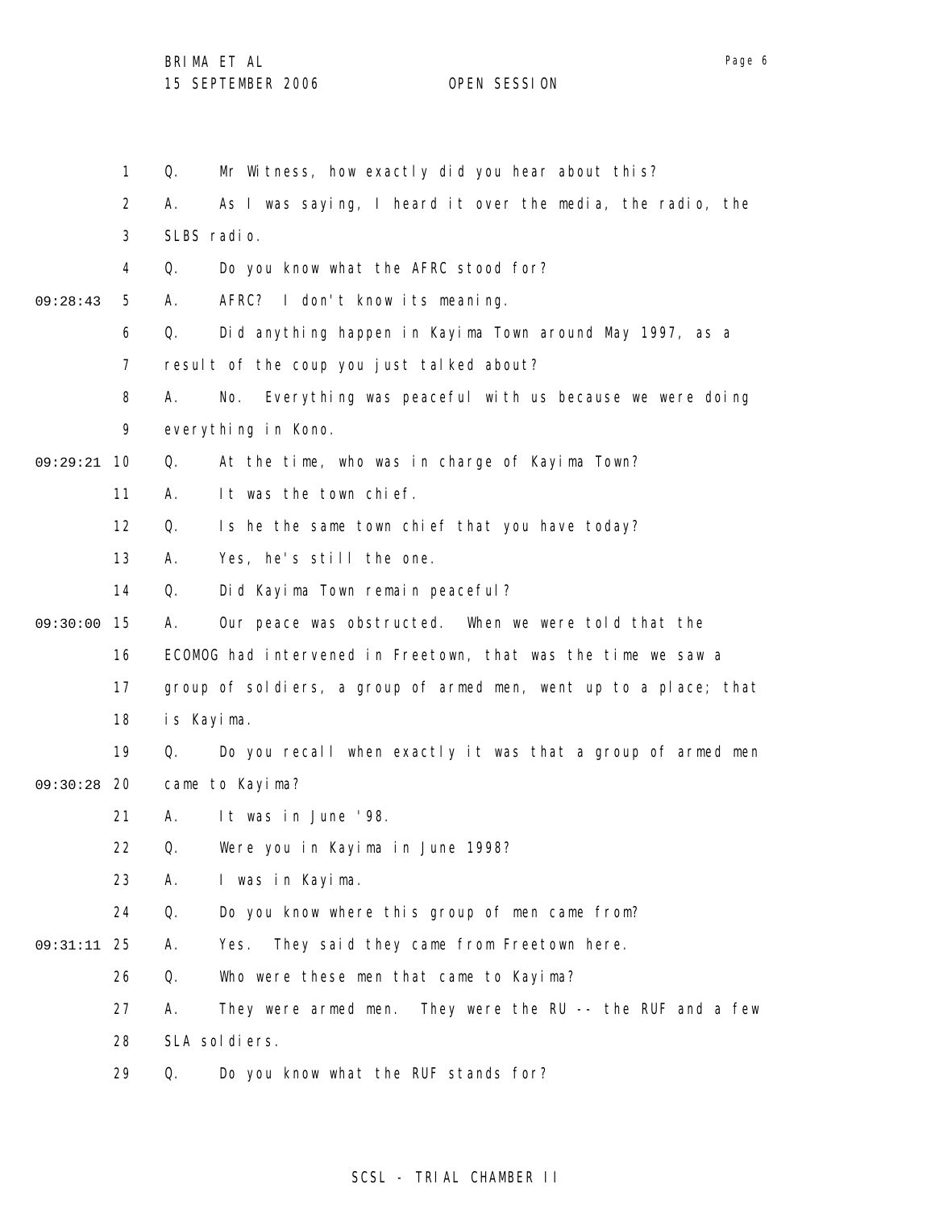Q. Mr Witness, how exactly did you hear about this?

A. As I was saying, I heard it over the media, the radio, the SLBS radio.

Q. Do you know what the AFRC stood for?

A. AFRC? I don't know its meaning.

Q. Did anything happen in Kayima Town around May 1997, as a result of the coup you just talked about?

A. No. Everything was peaceful with us because we were doing everything in Kono.

Q. At the time, who was in charge of Kayima Town?

A. It was the town chief.

Q. Is he the same town chief that you have today?

A. Yes, he's still the one.

Q. Did Kayima Town remain peaceful?

A. Our peace was obstructed. When we were told that the ECOMOG had intervened in Freetown, that was the time we saw a group of soldiers, a group of armed men, went up to a place; that is Kayima.

Q. Do you recall when exactly it was that a group of armed men came to Kayima?

A. It was in June '98.

Q. Were you in Kayima in June 1998?

A. I was in Kayima.

Q. Do you know where this group of men came from?

A. Yes. They said they came from Freetown here.

Q. Who were these men that came to Kayima?

A. They were armed men. They were the RU -- the RUF and a few SLA soldiers.

Q. Do you know what the RUF stands for?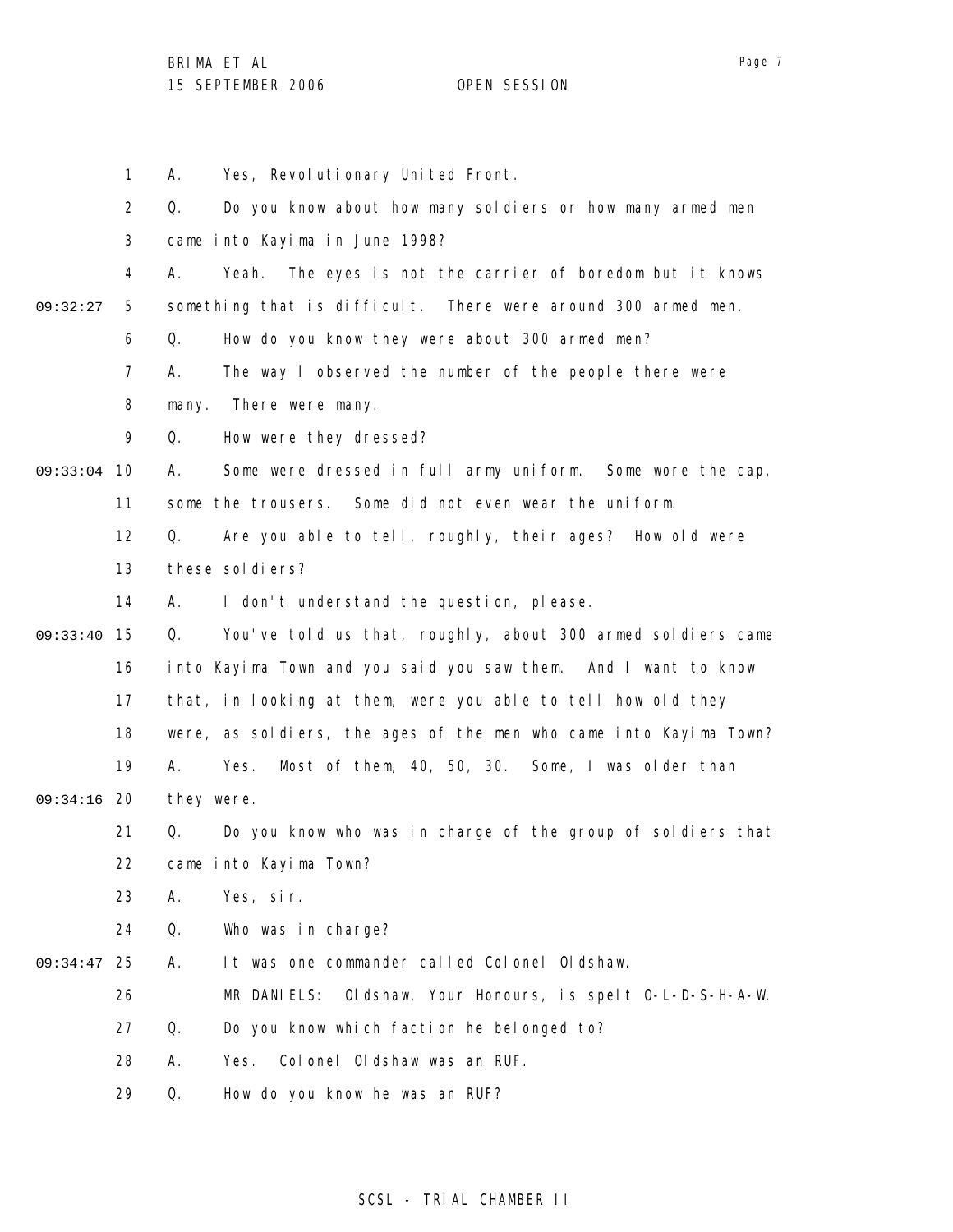A. Yes, Revolutionary United Front.

Q. Do you know about how many soldiers or how many armed men came into Kayima in June 1998?

A. Yeah. The eyes is not the carrier of boredom but it knows something that is difficult. There were around 300 armed men.

Q. How do you know they were about 300 armed men?

A. The way I observed the number of the people there were many. There were many.

Q. How were they dressed?

A. Some were dressed in full army uniform. Some wore the cap, some the trousers. Some did not even wear the uniform.

Q. Are you able to tell, roughly, their ages? How old were these soldiers?

A. I don't understand the question, please.

Q. You've told us that, roughly, about 300 armed soldiers came into Kayima Town and you said you saw them. And I want to know that, in looking at them, were you able to tell how old they were, as soldiers, the ages of the men who came into Kayima Town?

A. Yes. Most of them, 40, 50, 30. Some, I was older than they were.

Q. Do you know who was in charge of the group of soldiers that came into Kayima Town?

A. Yes, sir.

Q. Who was in charge?

A. It was one commander called Colonel Oldshaw.

MR DANIELS: Oldshaw, Your Honours, is spelt O-L-D-S-H-A-W.

Q. Do you know which faction he belonged to?

A. Yes. Colonel Oldshaw was an RUF.

Q. How do you know he was an RUF?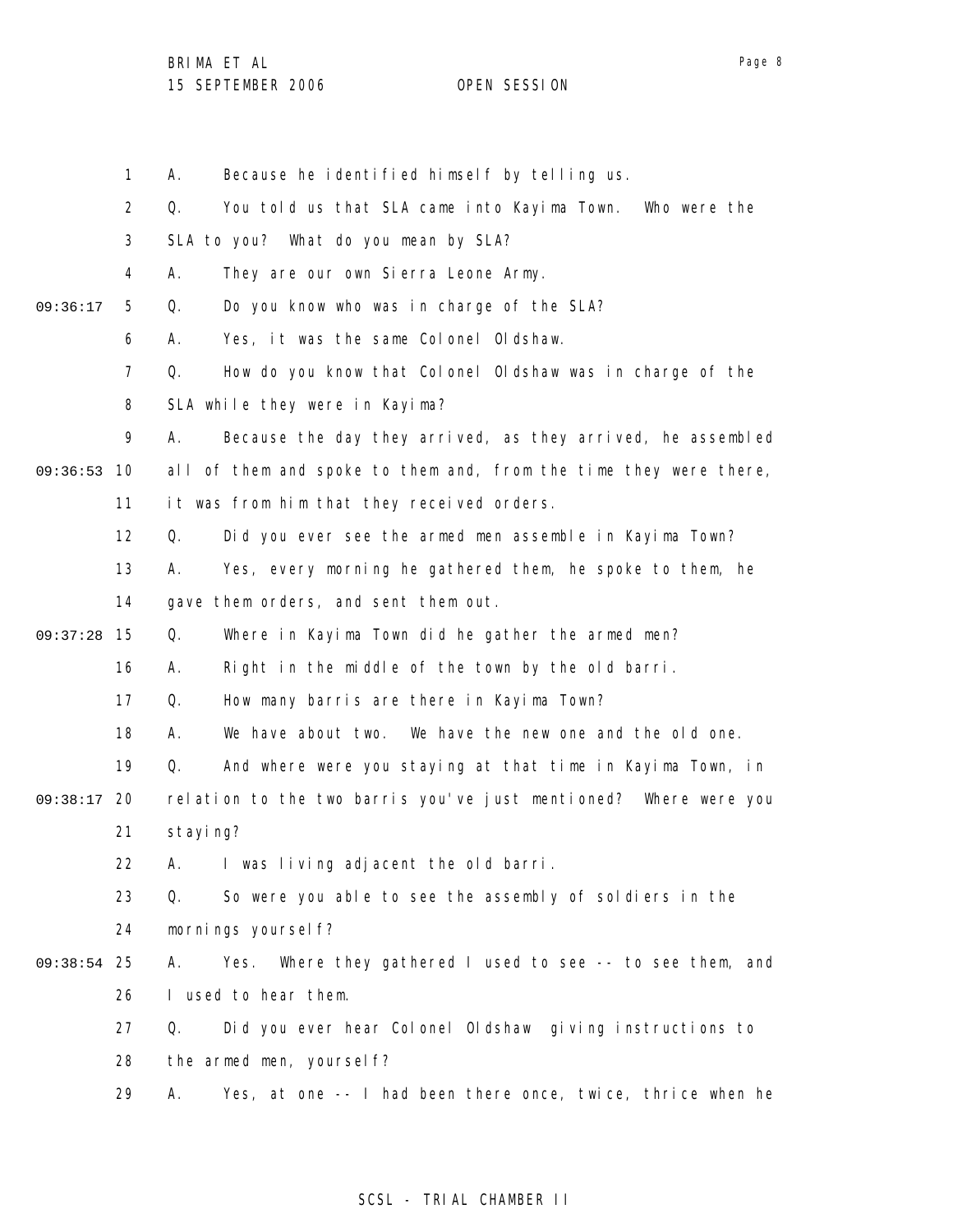1 A. Because he identified himself by telling us.

2 Q. You told us that SLA came into Kayima Town. Who were the

3 SLA to you? What do you mean by SLA?

4 A. They are our own Sierra Leone Army.

09:36:17 5 Q. Do you know who was in charge of the SLA?

6 A. Yes, it was the same Colonel Oldshaw.

7 Q. How do you know that Colonel Oldshaw was in charge of the

8 SLA while they were in Kayima?

9 A. Because the day they arrived, as they arrived, he assembled

09:36:53 10 all of them and spoke to them and, from the time they were there,

11 it was from him that they received orders.

12 Q. Did you ever see the armed men assemble in Kayima Town?

13 A. Yes, every morning he gathered them, he spoke to them, he

14 gave them orders, and sent them out.

09:37:28 15 Q. Where in Kayima Town did he gather the armed men?

16 A. Right in the middle of the town by the old barri.

17 Q. How many barris are there in Kayima Town?

18 A. We have about two. We have the new one and the old one.

19 Q. And where were you staying at that time in Kayima Town, in

09:38:17 20 relation to the two barris you've just mentioned? Where were you

21 staying?

22 A. I was living adjacent the old barri.

23 Q. So were you able to see the assembly of soldiers in the

24 mornings yourself?

09:38:54 25 A. Yes. Where they gathered I used to see -- to see them, and

26 I used to hear them.

27 Q. Did you ever hear Colonel Oldshaw giving instructions to

28 the armed men, yourself?

29 A. Yes, at one -- I had been there once, twice, thrice when he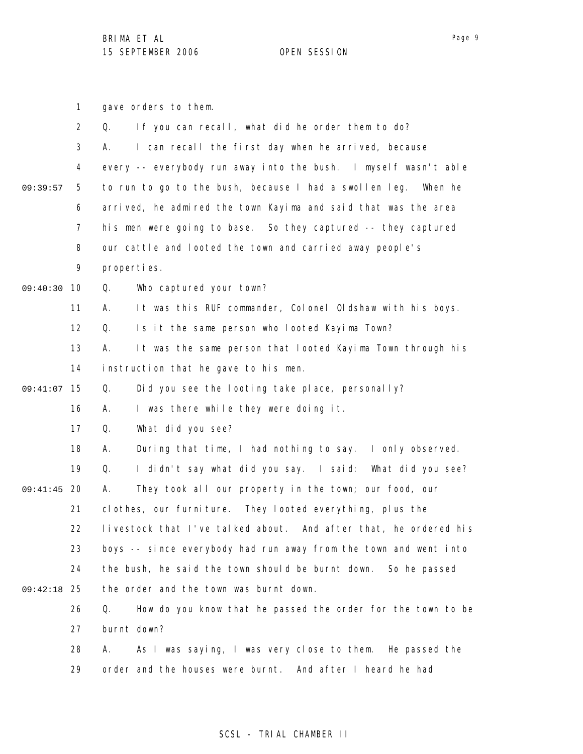gave orders to them.

Q. If you can recall, what did he order them to do?

A. I can recall the first day when he arrived, because every -- everybody run away into the bush. I myself wasn't able to run to go to the bush, because I had a swollen leg. When he arrived, he admired the town Kayima and said that was the area his men were going to base. So they captured -- they captured our cattle and looted the town and carried away people's properties.

Q. Who captured your town?

A. It was this RUF commander, Colonel Oldshaw with his boys.

Q. Is it the same person who looted Kayima Town?

A. It was the same person that looted Kayima Town through his instruction that he gave to his men.

Q. Did you see the looting take place, personally?

A. I was there while they were doing it.

Q. What did you see?

A. During that time, I had nothing to say. I only observed.

Q. I didn't say what did you say. I said: What did you see?

A. They took all our property in the town; our food, our clothes, our furniture. They looted everything, plus the livestock that I've talked about. And after that, he ordered his boys -- since everybody had run away from the town and went into the bush, he said the town should be burnt down. So he passed the order and the town was burnt down.

Q. How do you know that he passed the order for the town to be burnt down?

A. As I was saying, I was very close to them. He passed the order and the houses were burnt. And after I heard he had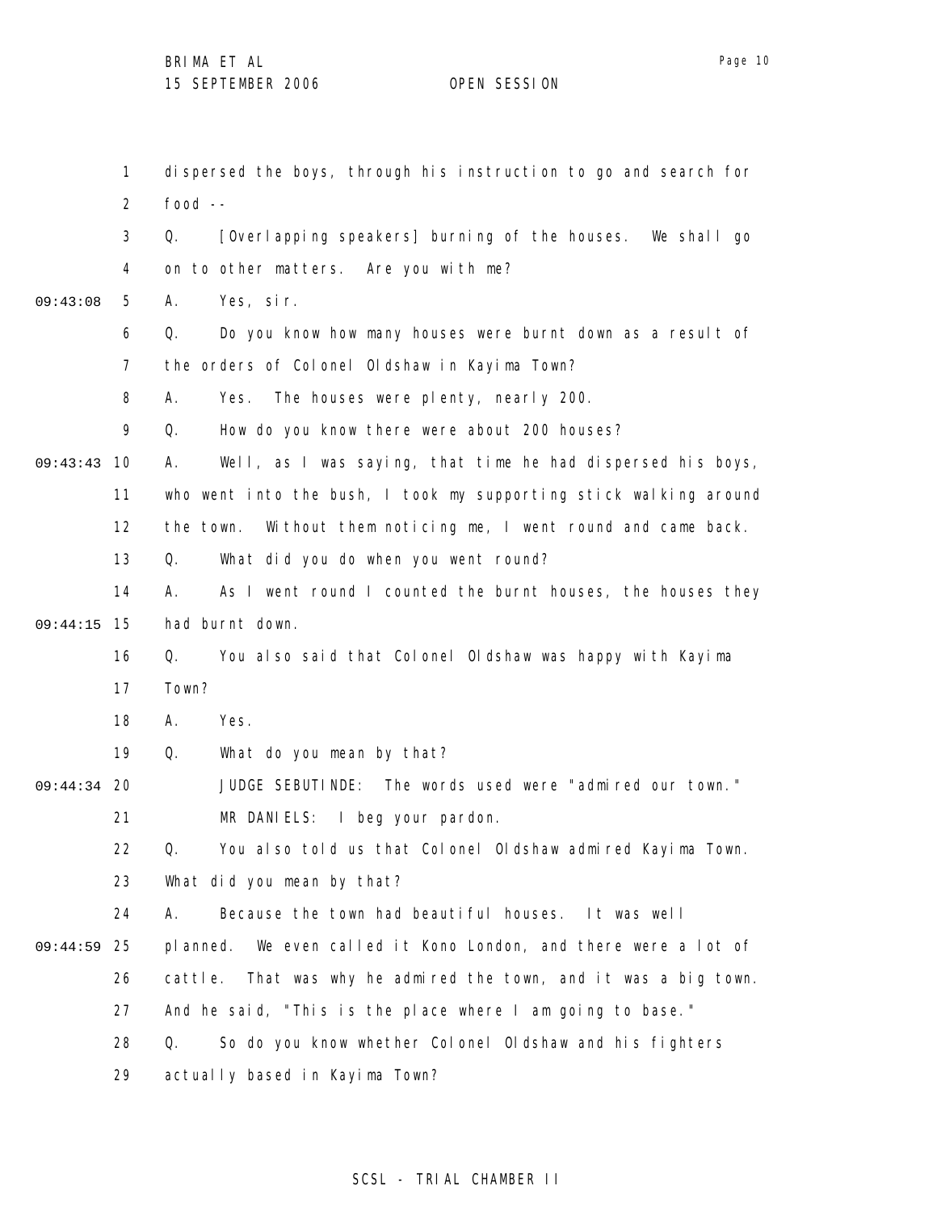dispersed the boys, through his instruction to go and search for food --

Q. [Overlapping speakers] burning of the houses. We shall go on to other matters. Are you with me?

A. Yes, sir.

Q. Do you know how many houses were burnt down as a result of the orders of Colonel Oldshaw in Kayima Town?

A. Yes. The houses were plenty, nearly 200.

Q. How do you know there were about 200 houses?

A. Well, as I was saying, that time he had dispersed his boys, who went into the bush, I took my supporting stick walking around the town. Without them noticing me, I went round and came back.

Q. What did you do when you went round?

A. As I went round I counted the burnt houses, the houses they had burnt down.

Q. You also said that Colonel Oldshaw was happy with Kayima Town?

A. Yes.

Q. What do you mean by that?

JUDGE SEBUTINDE: The words used were "admired our town."

MR DANIELS: I beg your pardon.

Q. You also told us that Colonel Oldshaw admired Kayima Town. What did you mean by that?

A. Because the town had beautiful houses. It was well planned. We even called it Kono London, and there were a lot of cattle. That was why he admired the town, and it was a big town. And he said, "This is the place where I am going to base."

Q. So do you know whether Colonel Oldshaw and his fighters actually based in Kayima Town?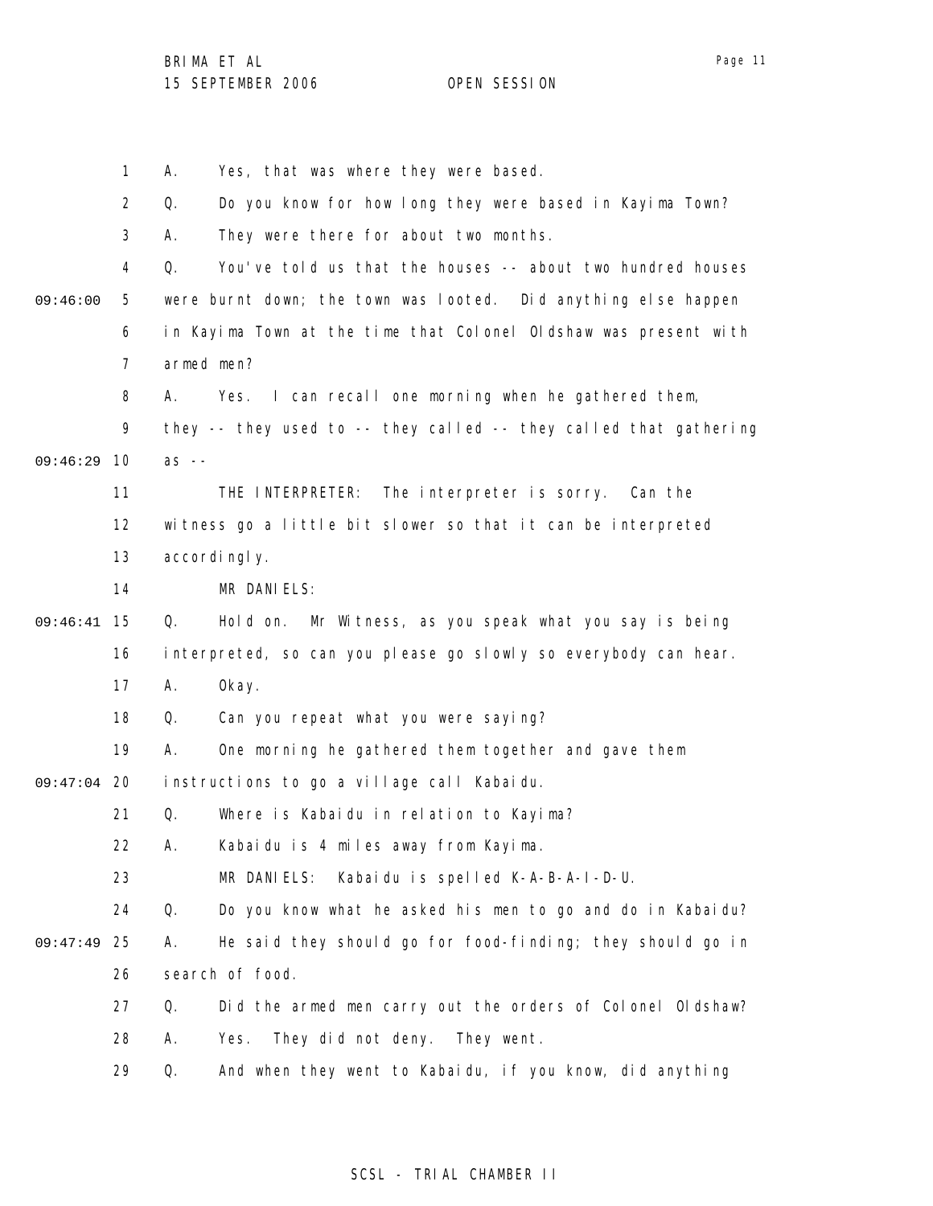A. Yes, that was where they were based.

Q. Do you know for how long they were based in Kayima Town?

A. They were there for about two months.

Q. You've told us that the houses -- about two hundred houses were burnt down; the town was looted. Did anything else happen in Kayima Town at the time that Colonel Oldshaw was present with armed men?

A. Yes. I can recall one morning when he gathered them, they -- they used to -- they called -- they called that gathering as --

THE INTERPRETER: The interpreter is sorry. Can the witness go a little bit slower so that it can be interpreted accordingly.

MR DANIELS:

Q. Hold on. Mr Witness, as you speak what you say is being interpreted, so can you please go slowly so everybody can hear.

A. Okay.

Q. Can you repeat what you were saying?

A. One morning he gathered them together and gave them instructions to go a village call Kabaidu.

Q. Where is Kabaidu in relation to Kayima?

A. Kabaidu is 4 miles away from Kayima.

MR DANIELS: Kabaidu is spelled K-A-B-A-I-D-U.

Q. Do you know what he asked his men to go and do in Kabaidu?

A. He said they should go for food-finding; they should go in search of food.

Q. Did the armed men carry out the orders of Colonel Oldshaw?

A. Yes. They did not deny. They went.

Q. And when they went to Kabaidu, if you know, did anything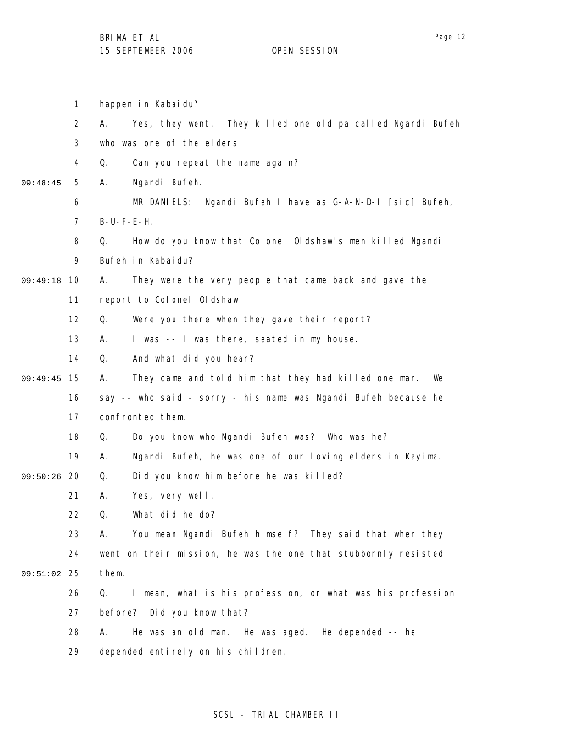happen in Kabaidu?

A. Yes, they went. They killed one old pa called Ngandi Bufeh who was one of the elders.

Q. Can you repeat the name again?

A. Ngandi Bufeh.

MR DANIELS: Ngandi Bufeh I have as G-A-N-D-I [sic] Bufeh, B-U-F-E-H.

Q. How do you know that Colonel Oldshaw's men killed Ngandi Bufeh in Kabaidu?

A. They were the very people that came back and gave the report to Colonel Oldshaw.

Q. Were you there when they gave their report?

A. I was -- I was there, seated in my house.

Q. And what did you hear?

A. They came and told him that they had killed one man. We say -- who said - sorry - his name was Ngandi Bufeh because he confronted them.

Q. Do you know who Ngandi Bufeh was? Who was he?

A. Ngandi Bufeh, he was one of our loving elders in Kayima.

Q. Did you know him before he was killed?

A. Yes, very well.

Q. What did he do?

A. You mean Ngandi Bufeh himself? They said that when they went on their mission, he was the one that stubbornly resisted them.

Q. I mean, what is his profession, or what was his profession before? Did you know that?

A. He was an old man. He was aged. He depended -- he depended entirely on his children.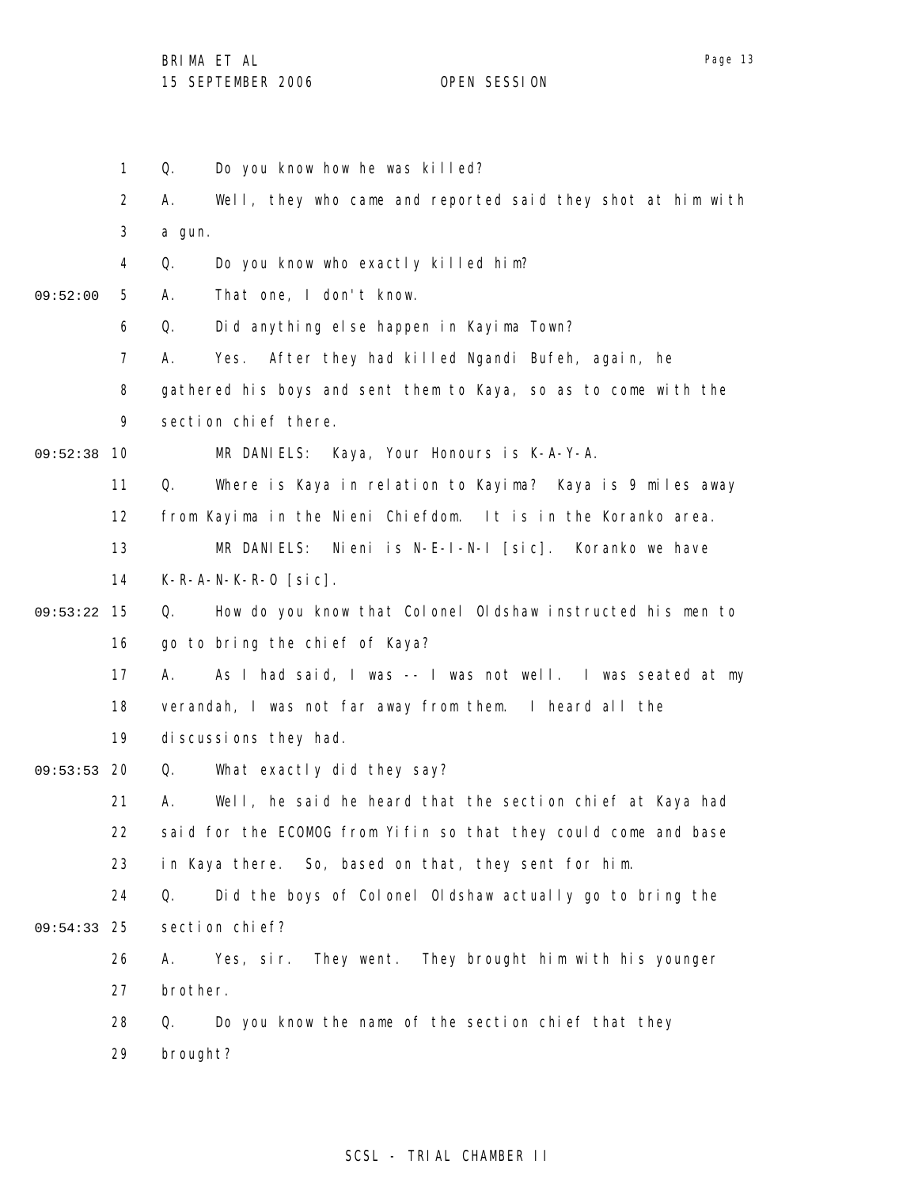Q. Do you know how he was killed?

A. Well, they who came and reported said they shot at him with a gun.

Q. Do you know who exactly killed him?

A. That one, I don't know.

Q. Did anything else happen in Kayima Town?

A. Yes. After they had killed Ngandi Bufeh, again, he gathered his boys and sent them to Kaya, so as to come with the section chief there.

MR DANIELS: Kaya, Your Honours is K-A-Y-A.

Q. Where is Kaya in relation to Kayima? Kaya is 9 miles away from Kayima in the Nieni Chiefdom. It is in the Koranko area.

MR DANIELS: Nieni is N-E-I-N-I [sic]. Koranko we have K-R-A-N-K-R-O [sic].

Q. How do you know that Colonel Oldshaw instructed his men to go to bring the chief of Kaya?

A. As I had said, I was -- I was not well. I was seated at my verandah, I was not far away from them. I heard all the discussions they had.

Q. What exactly did they say?

A. Well, he said he heard that the section chief at Kaya had said for the ECOMOG from Yifin so that they could come and base in Kaya there. So, based on that, they sent for him.

Q. Did the boys of Colonel Oldshaw actually go to bring the section chief?

A. Yes, sir. They went. They brought him with his younger brother.

Q. Do you know the name of the section chief that they brought?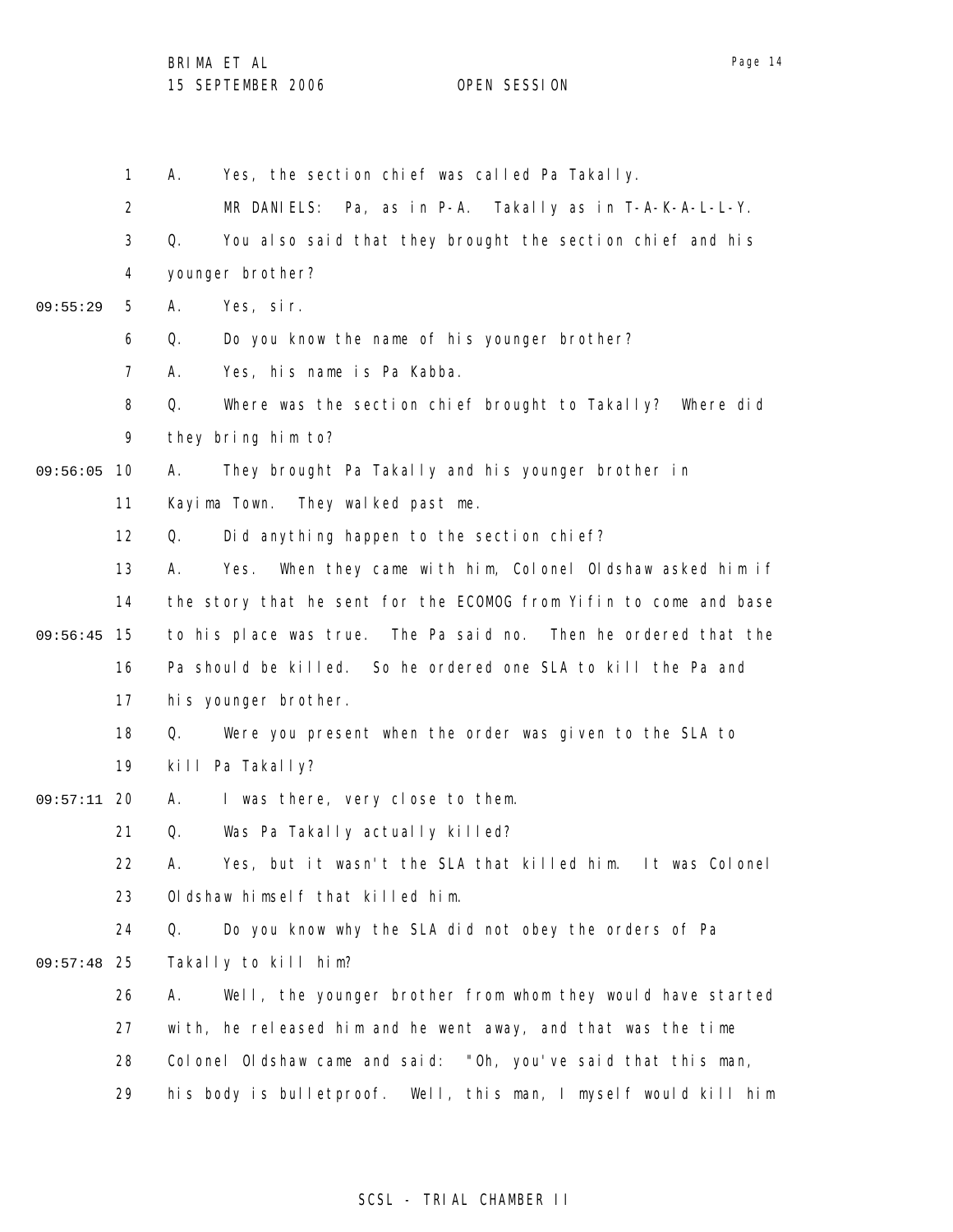A. Yes, the section chief was called Pa Takally.

MR DANIELS: Pa, as in P-A. Takally as in T-A-K-A-L-L-Y.

Q. You also said that they brought the section chief and his younger brother?

A. Yes, sir.

Q. Do you know the name of his younger brother?

A. Yes, his name is Pa Kabba.

Q. Where was the section chief brought to Takally? Where did they bring him to?

A. They brought Pa Takally and his younger brother in Kayima Town. They walked past me.

Q. Did anything happen to the section chief?

A. Yes. When they came with him, Colonel Oldshaw asked him if the story that he sent for the ECOMOG from Yifin to come and base to his place was true. The Pa said no. Then he ordered that the Pa should be killed. So he ordered one SLA to kill the Pa and his younger brother.

Q. Were you present when the order was given to the SLA to kill Pa Takally?

A. I was there, very close to them.

Q. Was Pa Takally actually killed?

A. Yes, but it wasn't the SLA that killed him. It was Colonel Oldshaw himself that killed him.

Q. Do you know why the SLA did not obey the orders of Pa Takally to kill him?

A. Well, the younger brother from whom they would have started with, he released him and he went away, and that was the time Colonel Oldshaw came and said: "Oh, you've said that this man, his body is bulletproof. Well, this man, I myself would kill him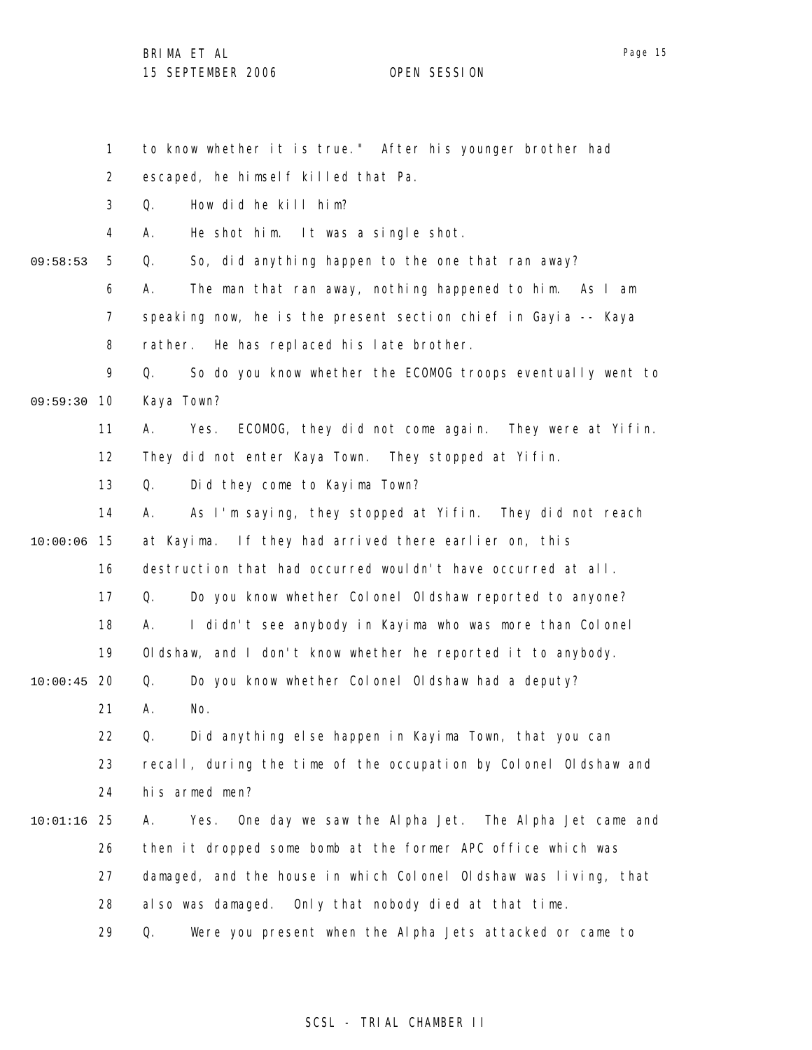to know whether it is true." After his younger brother had escaped, he himself killed that Pa.

Q. How did he kill him?

A. He shot him. It was a single shot.

Q. So, did anything happen to the one that ran away?

A. The man that ran away, nothing happened to him. As I am speaking now, he is the present section chief in Gayia -- Kaya rather. He has replaced his late brother.

Q. So do you know whether the ECOMOG troops eventually went to Kaya Town?

A. Yes. ECOMOG, they did not come again. They were at Yifin. They did not enter Kaya Town. They stopped at Yifin.

Q. Did they come to Kayima Town?

A. As I'm saying, they stopped at Yifin. They did not reach at Kayima. If they had arrived there earlier on, this destruction that had occurred wouldn't have occurred at all.

Q. Do you know whether Colonel Oldshaw reported to anyone?

A. I didn't see anybody in Kayima who was more than Colonel Oldshaw, and I don't know whether he reported it to anybody.

Q. Do you know whether Colonel Oldshaw had a deputy?

A. No.

Q. Did anything else happen in Kayima Town, that you can recall, during the time of the occupation by Colonel Oldshaw and his armed men?

A. Yes. One day we saw the Alpha Jet. The Alpha Jet came and then it dropped some bomb at the former APC office which was damaged, and the house in which Colonel Oldshaw was living, that also was damaged. Only that nobody died at that time.

Q. Were you present when the Alpha Jets attacked or came to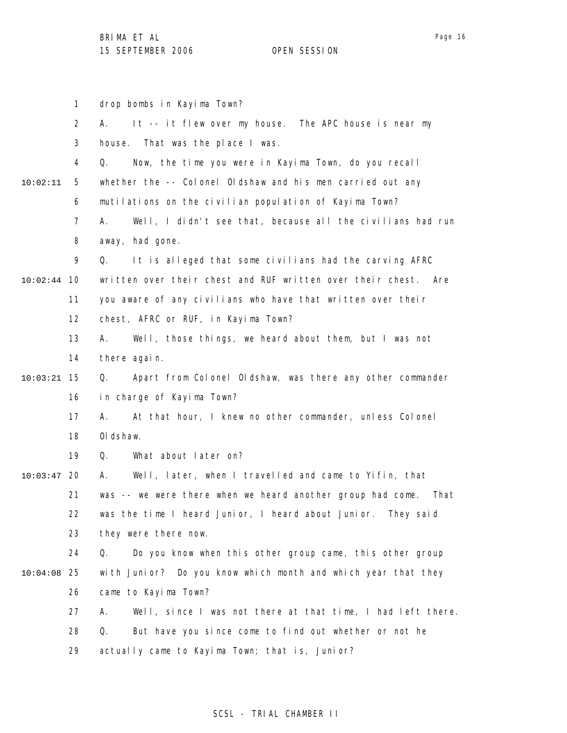drop bombs in Kayima Town?

A. It -- it flew over my house. The APC house is near my house. That was the place I was.

Q. Now, the time you were in Kayima Town, do you recall whether the -- Colonel Oldshaw and his men carried out any mutilations on the civilian population of Kayima Town?

A. Well, I didn't see that, because all the civilians had run away, had gone.

Q. It is alleged that some civilians had the carving AFRC written over their chest and RUF written over their chest. Are you aware of any civilians who have that written over their chest, AFRC or RUF, in Kayima Town?

A. Well, those things, we heard about them, but I was not there again.

Q. Apart from Colonel Oldshaw, was there any other commander in charge of Kayima Town?

A. At that hour, I knew no other commander, unless Colonel Oldshaw.

Q. What about later on?

A. Well, later, when I travelled and came to Yifin, that was -- we were there when we heard another group had come. That was the time I heard Junior, I heard about Junior. They said they were there now.

Q. Do you know when this other group came, this other group with Junior? Do you know which month and which year that they came to Kayima Town?

A. Well, since I was not there at that time, I had left there.

Q. But have you since come to find out whether or not he actually came to Kayima Town; that is, Junior?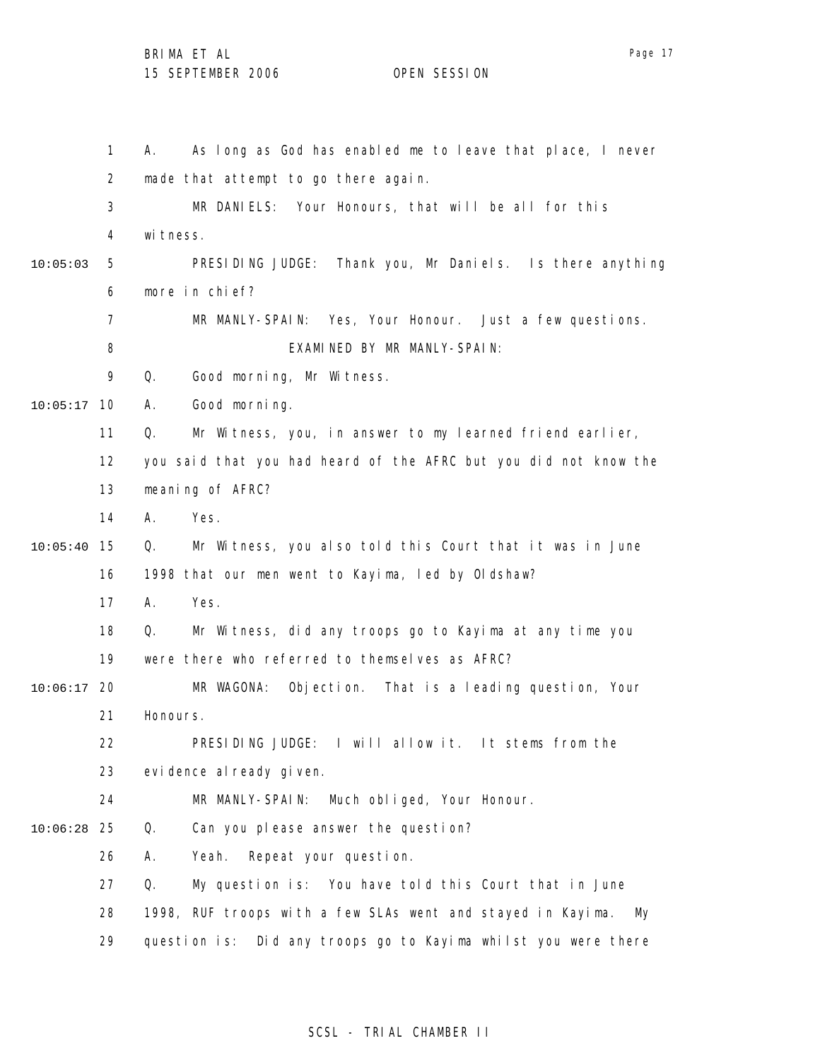A. As long as God has enabled me to leave that place, I never made that attempt to go there again.

MR DANIELS: Your Honours, that will be all for this witness.

PRESIDING JUDGE: Thank you, Mr Daniels. Is there anything more in chief?

MR MANLY-SPAIN: Yes, Your Honour. Just a few questions.

EXAMINED BY MR MANLY-SPAIN:

Q. Good morning, Mr Witness.

A. Good morning.

Q. Mr Witness, you, in answer to my learned friend earlier, you said that you had heard of the AFRC but you did not know the meaning of AFRC?

A. Yes.

Q. Mr Witness, you also told this Court that it was in June 1998 that our men went to Kayima, led by Oldshaw?

A. Yes.

Q. Mr Witness, did any troops go to Kayima at any time you were there who referred to themselves as AFRC?

MR WAGONA: Objection. That is a leading question, Your Honours.

PRESIDING JUDGE: I will allow it. It stems from the evidence already given.

MR MANLY-SPAIN: Much obliged, Your Honour.

Q. Can you please answer the question?

A. Yeah. Repeat your question.

Q. My question is: You have told this Court that in June 1998, RUF troops with a few SLAs went and stayed in Kayima. My question is: Did any troops go to Kayima whilst you were there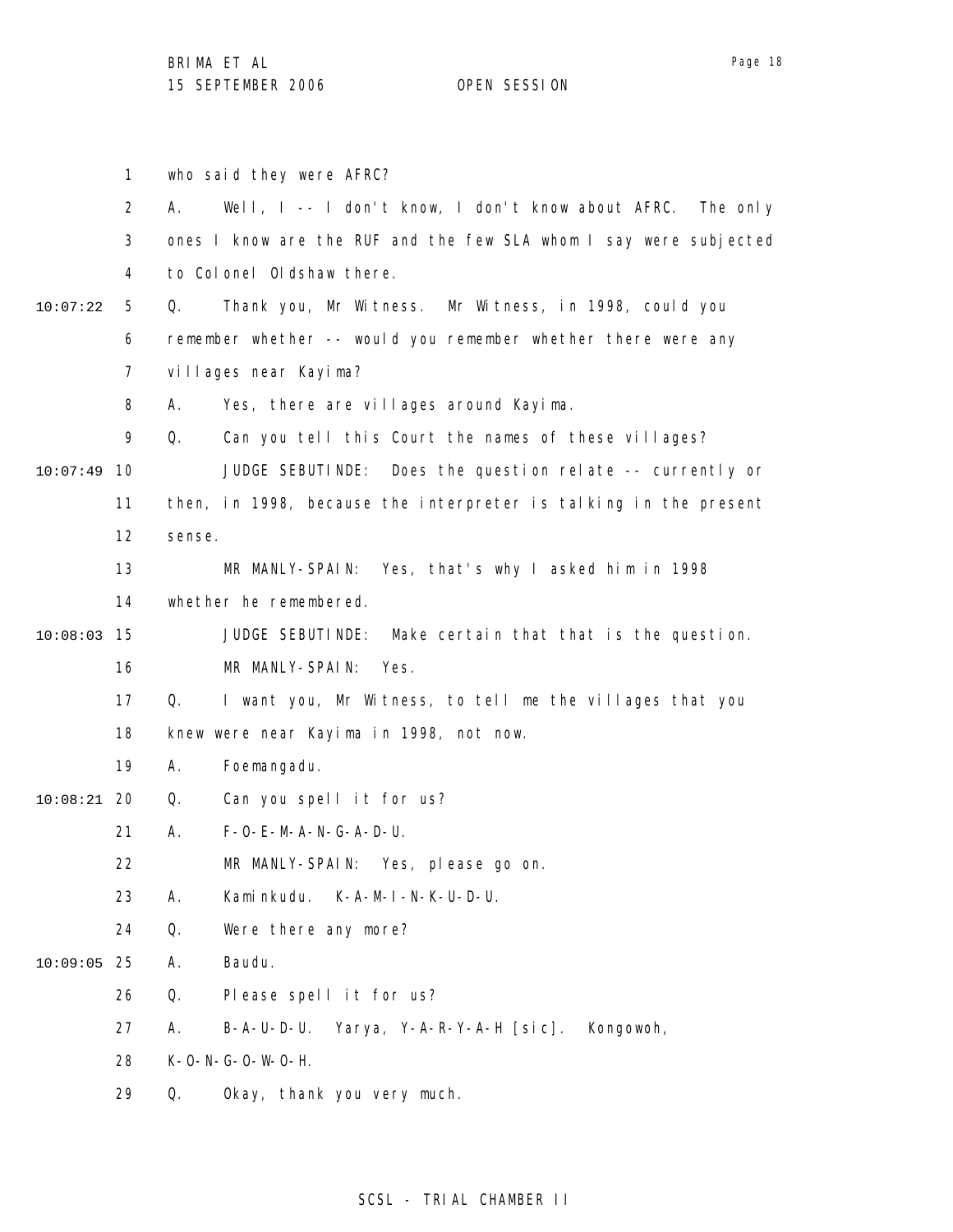who said they were AFRC?

A. Well, I -- I don't know, I don't know about AFRC. The only ones I know are the RUF and the few SLA whom I say were subjected to Colonel Oldshaw there.

Q. Thank you, Mr Witness. Mr Witness, in 1998, could you remember whether -- would you remember whether there were any villages near Kayima?

A. Yes, there are villages around Kayima.

Q. Can you tell this Court the names of these villages?

JUDGE SEBUTINDE: Does the question relate -- currently or then, in 1998, because the interpreter is talking in the present sense.

MR MANLY-SPAIN: Yes, that's why I asked him in 1998 whether he remembered.

JUDGE SEBUTINDE: Make certain that that is the question.

MR MANLY-SPAIN: Yes.

Q. I want you, Mr Witness, to tell me the villages that you knew were near Kayima in 1998, not now.

A. Foemangadu.

Q. Can you spell it for us?

A. F-O-E-M-A-N-G-A-D-U.

MR MANLY-SPAIN: Yes, please go on.

A. Kaminkudu. K-A-M-I-N-K-U-D-U.

Q. Were there any more?

A. Baudu.

Q. Please spell it for us?

A. B-A-U-D-U. Yarya, Y-A-R-Y-A-H [sic]. Kongowoh, K-O-N-G-O-W-O-H.

Q. Okay, thank you very much.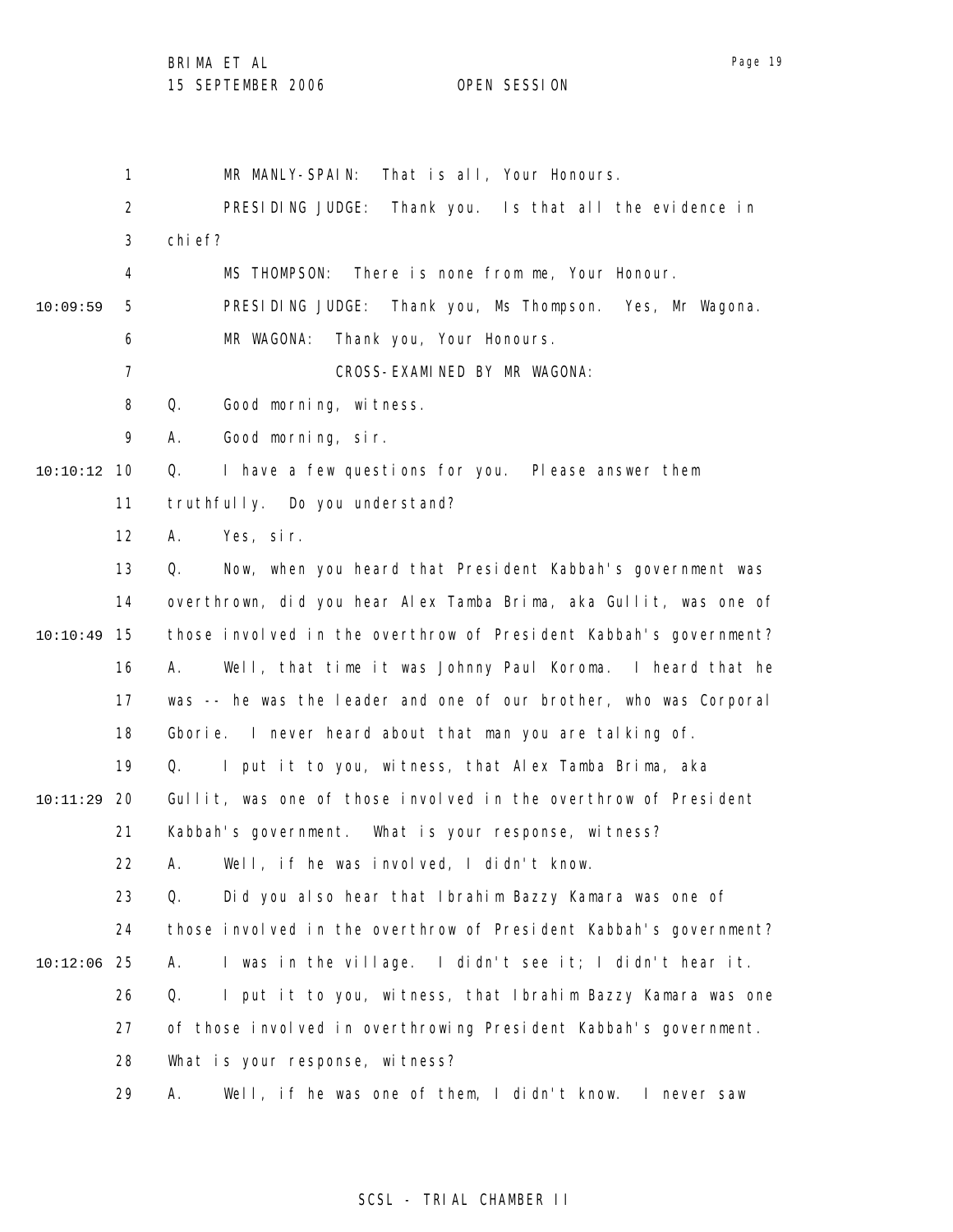MR MANLY-SPAIN: That is all, Your Honours.

PRESIDING JUDGE: Thank you. Is that all the evidence in chief?

MS THOMPSON: There is none from me, Your Honour.

PRESIDING JUDGE: Thank you, Ms Thompson. Yes, Mr Wagona.

MR WAGONA: Thank you, Your Honours.

CROSS-EXAMINED BY MR WAGONA:

Q. Good morning, witness.

A. Good morning, sir.

Q. I have a few questions for you. Please answer them truthfully. Do you understand?

A. Yes, sir.

Q. Now, when you heard that President Kabbah's government was overthrown, did you hear Alex Tamba Brima, aka Gullit, was one of those involved in the overthrow of President Kabbah's government?

A. Well, that time it was Johnny Paul Koroma. I heard that he was -- he was the leader and one of our brother, who was Corporal Gborie. I never heard about that man you are talking of.

Q. I put it to you, witness, that Alex Tamba Brima, aka Gullit, was one of those involved in the overthrow of President Kabbah's government. What is your response, witness?

A. Well, if he was involved, I didn't know.

Q. Did you also hear that Ibrahim Bazzy Kamara was one of those involved in the overthrow of President Kabbah's government?

A. I was in the village. I didn't see it; I didn't hear it.

Q. I put it to you, witness, that Ibrahim Bazzy Kamara was one of those involved in overthrowing President Kabbah's government. What is your response, witness?

A. Well, if he was one of them, I didn't know. I never saw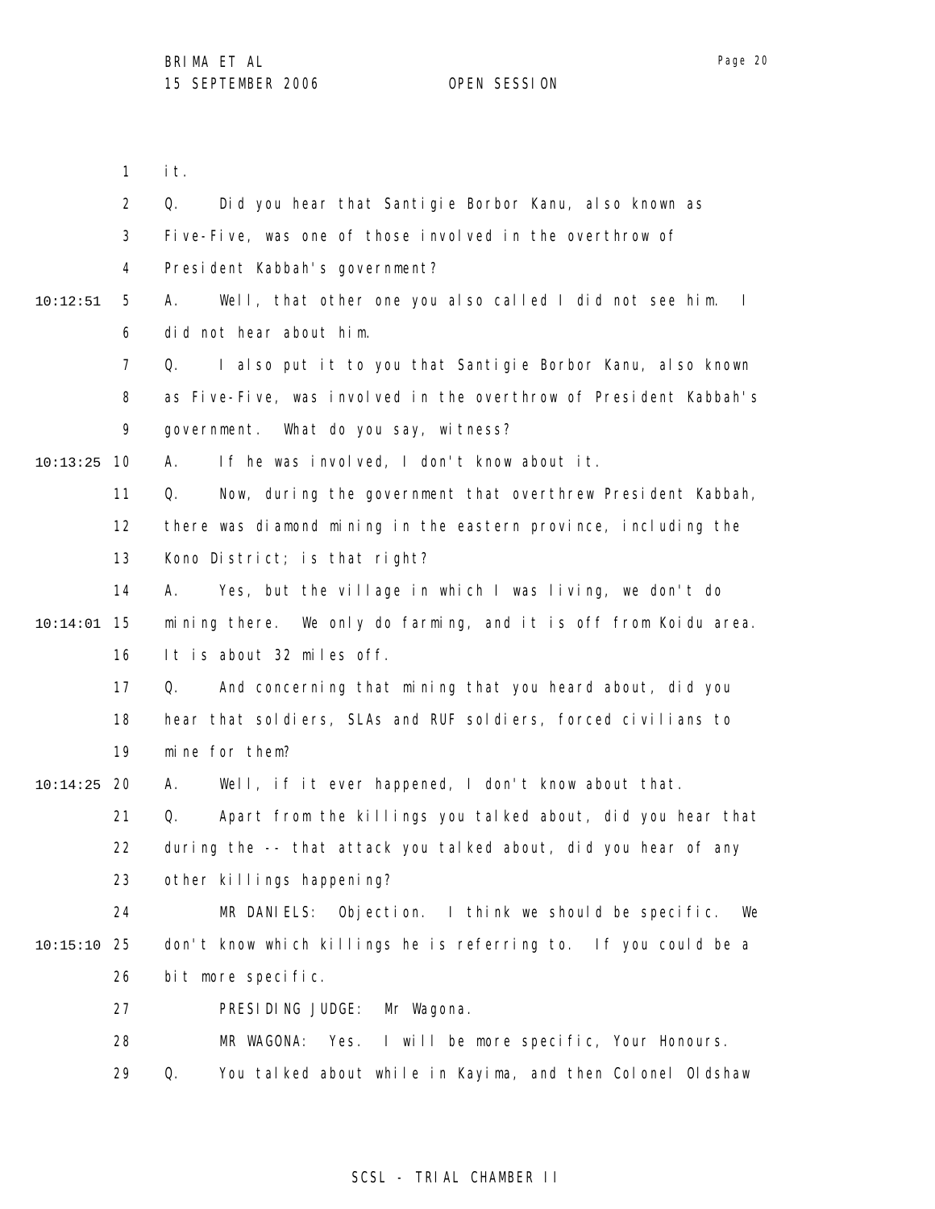it.

Q. Did you hear that Santigie Borbor Kanu, also known as Five-Five, was one of those involved in the overthrow of President Kabbah's government?

A. Well, that other one you also called I did not see him. I did not hear about him.

Q. I also put it to you that Santigie Borbor Kanu, also known as Five-Five, was involved in the overthrow of President Kabbah's government. What do you say, witness?

A. If he was involved, I don't know about it.

Q. Now, during the government that overthrew President Kabbah, there was diamond mining in the eastern province, including the Kono District; is that right?

A. Yes, but the village in which I was living, we don't do mining there. We only do farming, and it is off from Koidu area. It is about 32 miles off.

Q. And concerning that mining that you heard about, did you hear that soldiers, SLAs and RUF soldiers, forced civilians to mine for them?

A. Well, if it ever happened, I don't know about that.

Q. Apart from the killings you talked about, did you hear that during the -- that attack you talked about, did you hear of any other killings happening?

MR DANIELS: Objection. I think we should be specific. We don't know which killings he is referring to. If you could be a bit more specific.

PRESIDING JUDGE: Mr Wagona.

MR WAGONA: Yes. I will be more specific, Your Honours.

Q. You talked about while in Kayima, and then Colonel Oldshaw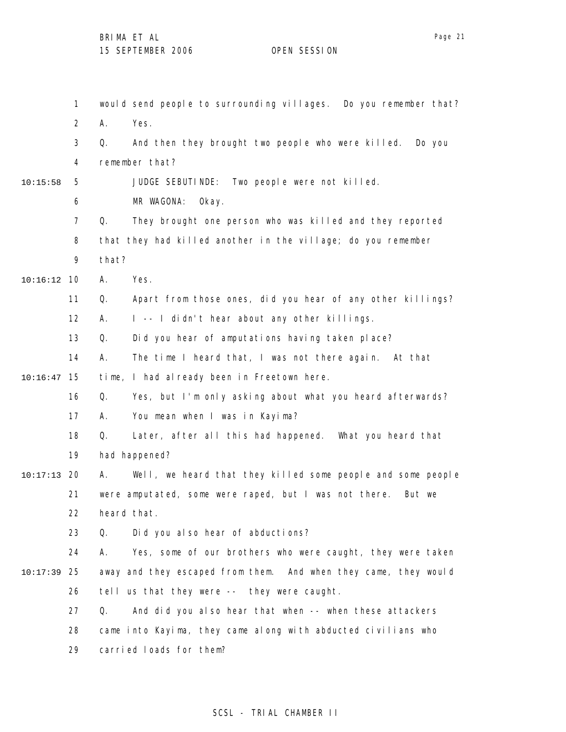would send people to surrounding villages. Do you remember that?

A. Yes.

Q. And then they brought two people who were killed. Do you remember that?

JUDGE SEBUTINDE: Two people were not killed.

MR WAGONA: Okay.

Q. They brought one person who was killed and they reported that they had killed another in the village; do you remember that?

A. Yes.

Q. Apart from those ones, did you hear of any other killings?

A. I -- I didn't hear about any other killings.

Q. Did you hear of amputations having taken place?

A. The time I heard that, I was not there again. At that time, I had already been in Freetown here.

Q. Yes, but I'm only asking about what you heard afterwards?

A. You mean when I was in Kayima?

Q. Later, after all this had happened. What you heard that had happened?

A. Well, we heard that they killed some people and some people were amputated, some were raped, but I was not there. But we heard that.

Q. Did you also hear of abductions?

A. Yes, some of our brothers who were caught, they were taken away and they escaped from them. And when they came, they would tell us that they were -- they were caught.

Q. And did you also hear that when -- when these attackers came into Kayima, they came along with abducted civilians who carried loads for them?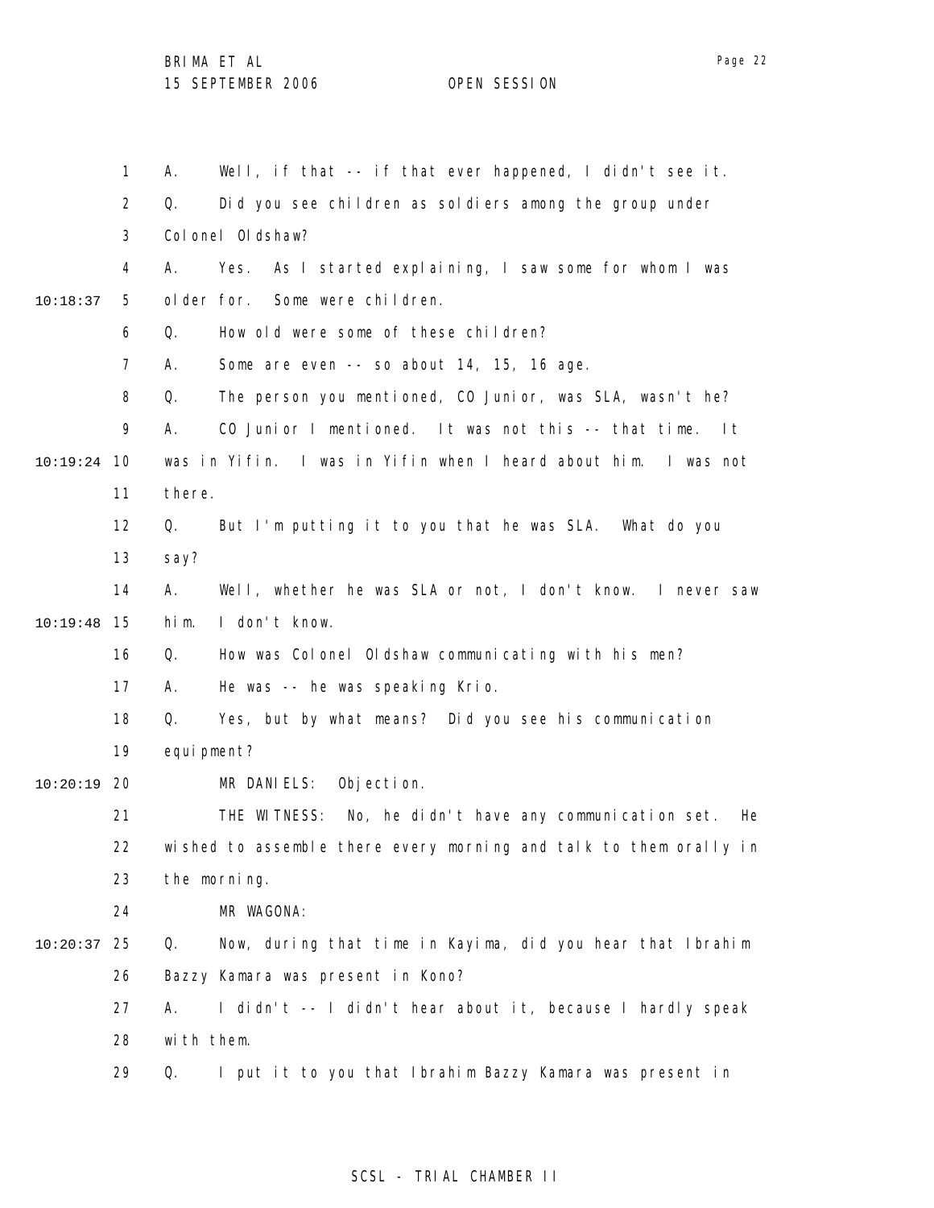A. Well, if that -- if that ever happened, I didn't see it.

Q. Did you see children as soldiers among the group under Colonel Oldshaw?

A. Yes. As I started explaining, I saw some for whom I was older for. Some were children.

Q. How old were some of these children?

A. Some are even -- so about 14, 15, 16 age.

Q. The person you mentioned, CO Junior, was SLA, wasn't he?

A. CO Junior I mentioned. It was not this -- that time. It was in Yifin. I was in Yifin when I heard about him. I was not there.

Q. But I'm putting it to you that he was SLA. What do you say?

A. Well, whether he was SLA or not, I don't know. I never saw him. I don't know.

Q. How was Colonel Oldshaw communicating with his men?

A. He was -- he was speaking Krio.

Q. Yes, but by what means? Did you see his communication equipment?

MR DANIELS: Objection.

THE WITNESS: No, he didn't have any communication set. He wished to assemble there every morning and talk to them orally in the morning.

MR WAGONA:

Q. Now, during that time in Kayima, did you hear that Ibrahim Bazzy Kamara was present in Kono?

A. I didn't -- I didn't hear about it, because I hardly speak with them.

Q. I put it to you that Ibrahim Bazzy Kamara was present in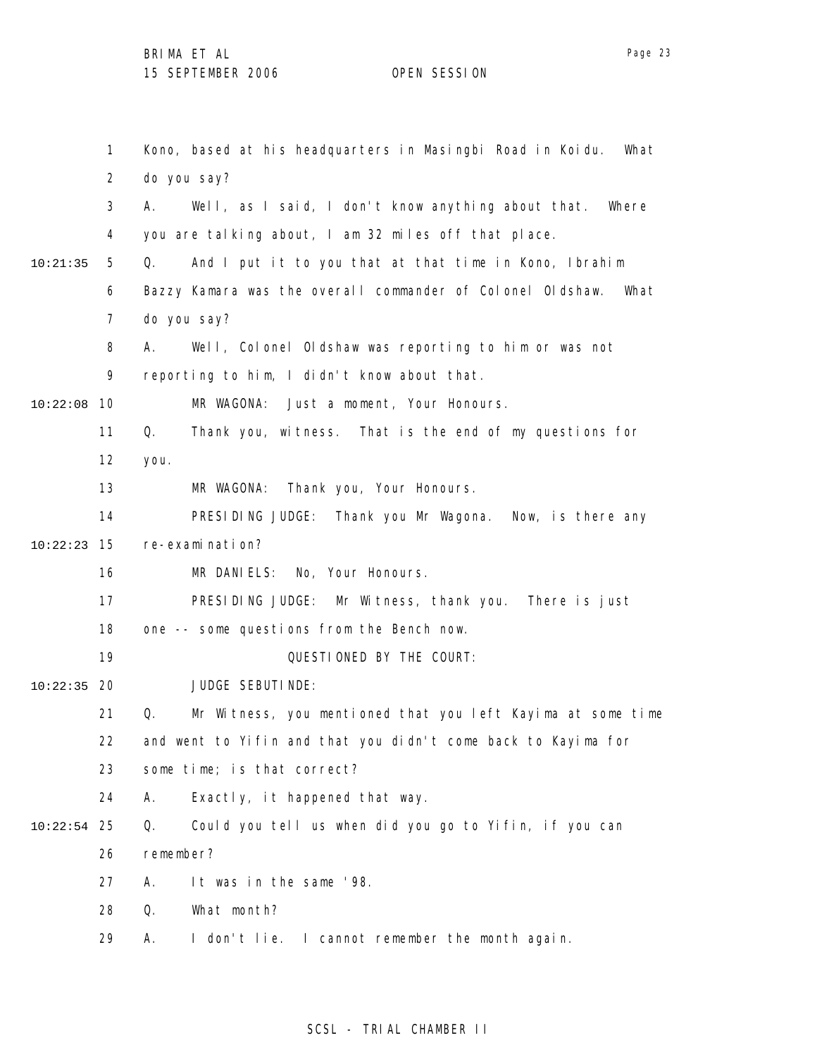Kono, based at his headquarters in Masingbi Road in Koidu. What do you say?

A. Well, as I said, I don't know anything about that. Where you are talking about, I am 32 miles off that place.

Q. And I put it to you that at that time in Kono, Ibrahim Bazzy Kamara was the overall commander of Colonel Oldshaw. What do you say?

A. Well, Colonel Oldshaw was reporting to him or was not reporting to him, I didn't know about that.

MR WAGONA: Just a moment, Your Honours.

Q. Thank you, witness. That is the end of my questions for you.

MR WAGONA: Thank you, Your Honours.

PRESIDING JUDGE: Thank you Mr Wagona. Now, is there any re-examination?

MR DANIELS: No, Your Honours.

PRESIDING JUDGE: Mr Witness, thank you. There is just one -- some questions from the Bench now.

QUESTIONED BY THE COURT:

JUDGE SEBUTINDE:

Q. Mr Witness, you mentioned that you left Kayima at some time and went to Yifin and that you didn't come back to Kayima for some time; is that correct?

A. Exactly, it happened that way.

Q. Could you tell us when did you go to Yifin, if you can remember?

A. It was in the same '98.

Q. What month?

A. I don't lie. I cannot remember the month again.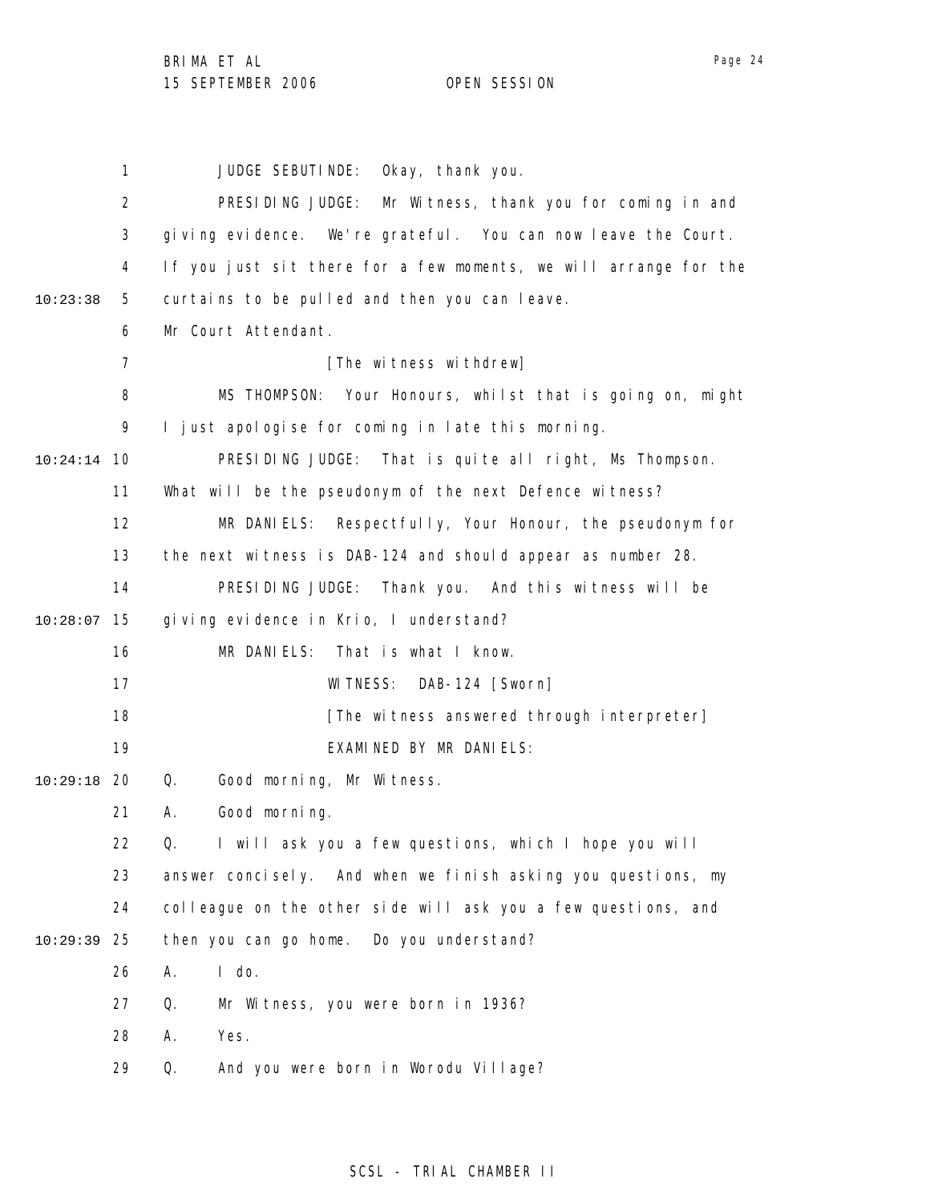JUDGE SEBUTINDE: Okay, thank you.

PRESIDING JUDGE: Mr Witness, thank you for coming in and giving evidence. We're grateful. You can now leave the Court. If you just sit there for a few moments, we will arrange for the curtains to be pulled and then you can leave.

Mr Court Attendant.

[The witness withdrew]

MS THOMPSON: Your Honours, whilst that is going on, might I just apologise for coming in late this morning.

PRESIDING JUDGE: That is quite all right, Ms Thompson. What will be the pseudonym of the next Defence witness?

MR DANIELS: Respectfully, Your Honour, the pseudonym for the next witness is DAB-124 and should appear as number 28.

PRESIDING JUDGE: Thank you. And this witness will be giving evidence in Krio, I understand?

MR DANIELS: That is what I know.

WITNESS: DAB-124 [Sworn]

[The witness answered through interpreter]

EXAMINED BY MR DANIELS:

Q. Good morning, Mr Witness.

A. Good morning.

Q. I will ask you a few questions, which I hope you will answer concisely. And when we finish asking you questions, my colleague on the other side will ask you a few questions, and then you can go home. Do you understand?

A. I do.

Q. Mr Witness, you were born in 1936?

A. Yes.

Q. And you were born in Worodu Village?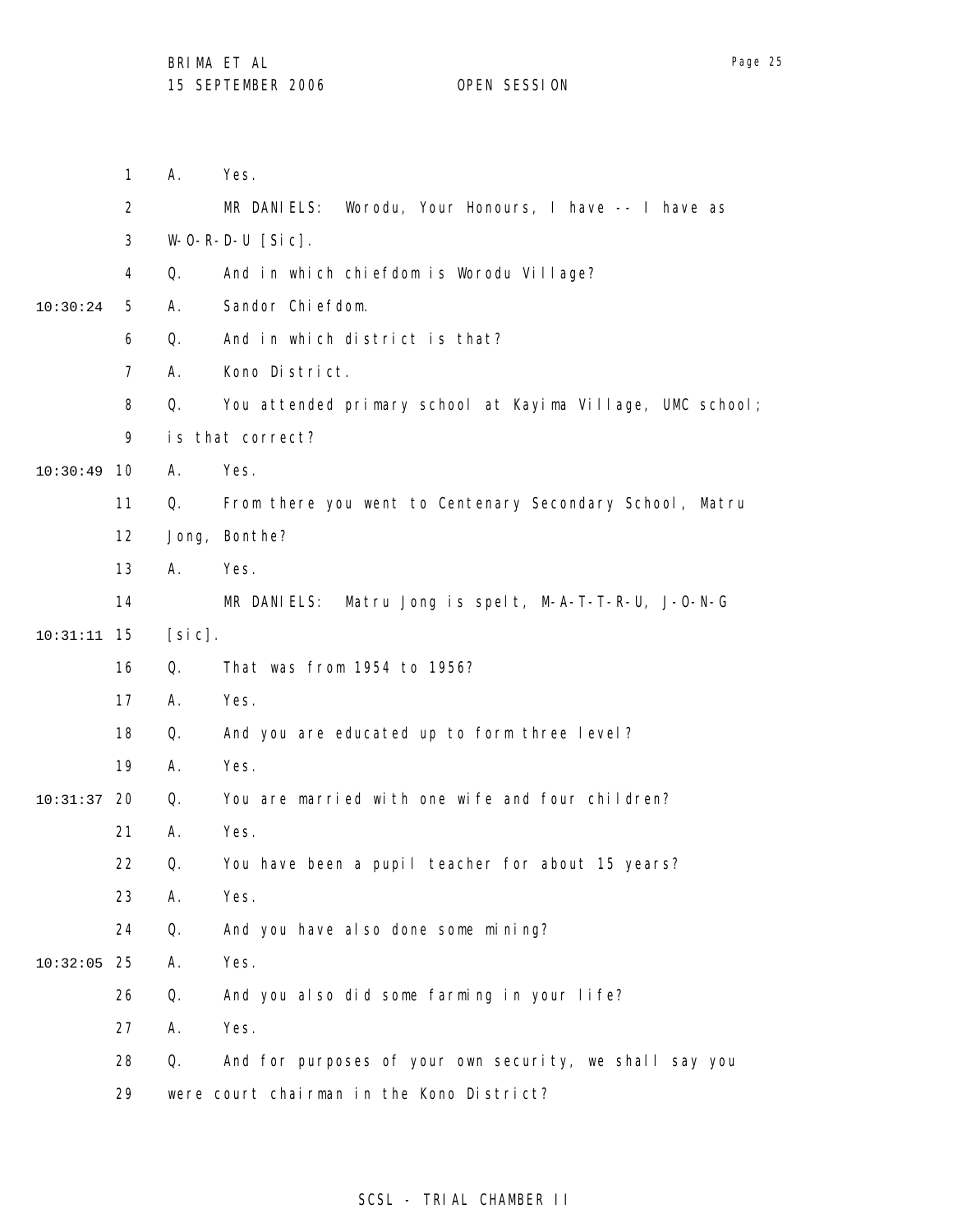A. Yes.

MR DANIELS: Worodu, Your Honours, I have -- I have as W-O-R-D-U [Sic].

Q. And in which chiefdom is Worodu Village?

A. Sandor Chiefdom.

Q. And in which district is that?

A. Kono District.

Q. You attended primary school at Kayima Village, UMC school; is that correct?

A. Yes.

Q. From there you went to Centenary Secondary School, Matru Jong, Bonthe?

A. Yes.

MR DANIELS: Matru Jong is spelt, M-A-T-T-R-U, J-O-N-G [sic].

Q. That was from 1954 to 1956?

A. Yes.

Q. And you are educated up to form three level?

A. Yes.

Q. You are married with one wife and four children?

A. Yes.

Q. You have been a pupil teacher for about 15 years?

A. Yes.

Q. And you have also done some mining?

A. Yes.

Q. And you also did some farming in your life?

A. Yes.

Q. And for purposes of your own security, we shall say you were court chairman in the Kono District?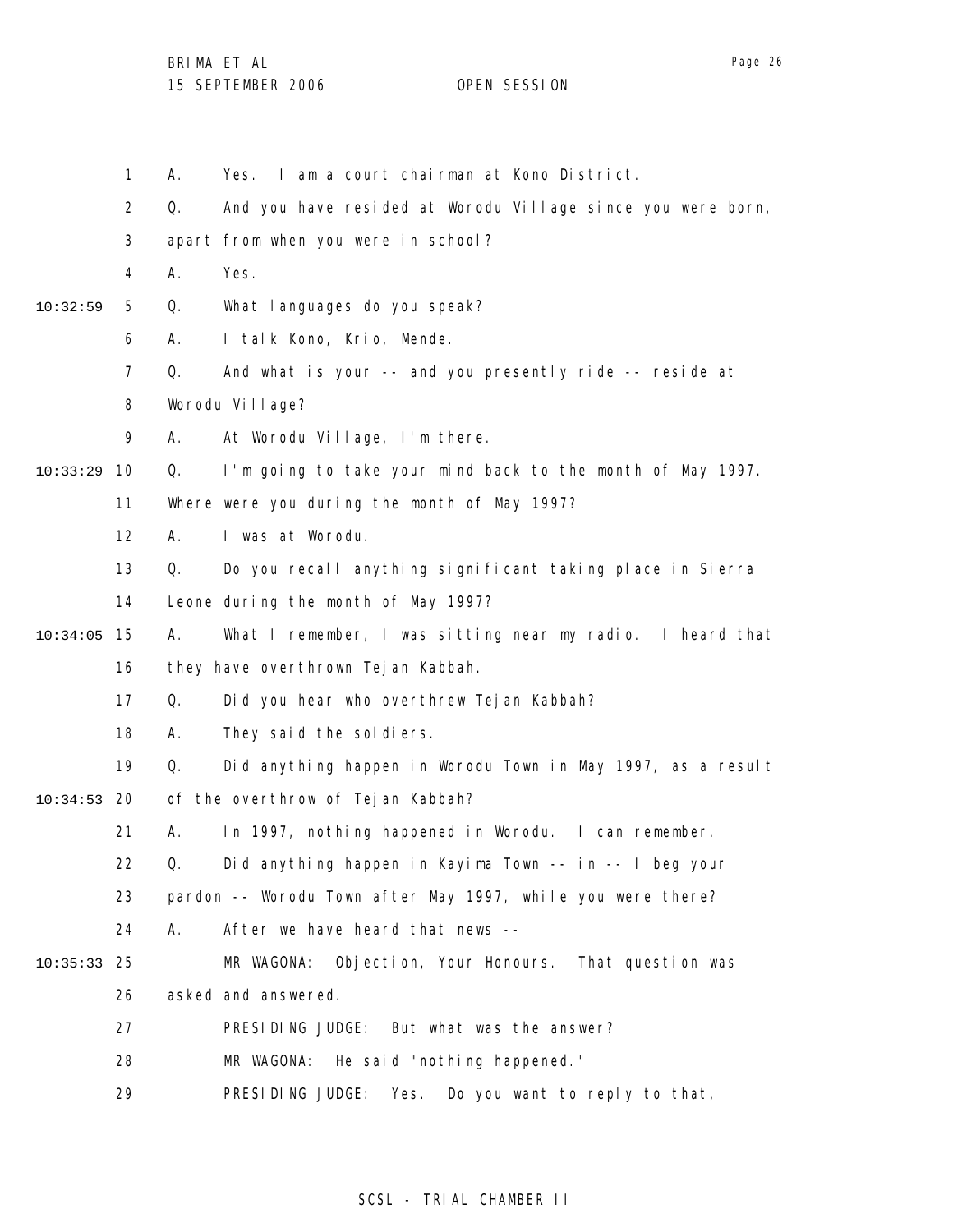1 A. Yes. I am a court chairman at Kono District.

2 Q. And you have resided at Worodu Village since you were born,

3 apart from when you were in school?

4 A. Yes.

10:32:59 5 Q. What languages do you speak?

6 A. I talk Kono, Krio, Mende.

7 Q. And what is your -- and you presently ride -- reside at

8 Worodu Village?

9 A. At Worodu Village, I'm there.

10:33:29 10 Q. I'm going to take your mind back to the month of May 1997.

11 Where were you during the month of May 1997?

12 A. I was at Worodu.

13 Q. Do you recall anything significant taking place in Sierra

14 Leone during the month of May 1997?

10:34:05 15 A. What I remember, I was sitting near my radio. I heard that

16 they have overthrown Tejan Kabbah.

17 Q. Did you hear who overthrew Tejan Kabbah?

18 A. They said the soldiers.

19 Q. Did anything happen in Worodu Town in May 1997, as a result

10:34:53 20 of the overthrow of Tejan Kabbah?

21 A. In 1997, nothing happened in Worodu. I can remember.

22 Q. Did anything happen in Kayima Town -- in -- I beg your

23 pardon -- Worodu Town after May 1997, while you were there?

24 A. After we have heard that news --

10:35:33 25 MR WAGONA: Objection, Your Honours. That question was

26 asked and answered.

27 PRESIDING JUDGE: But what was the answer?

28 MR WAGONA: He said "nothing happened."

29 PRESIDING JUDGE: Yes. Do you want to reply to that,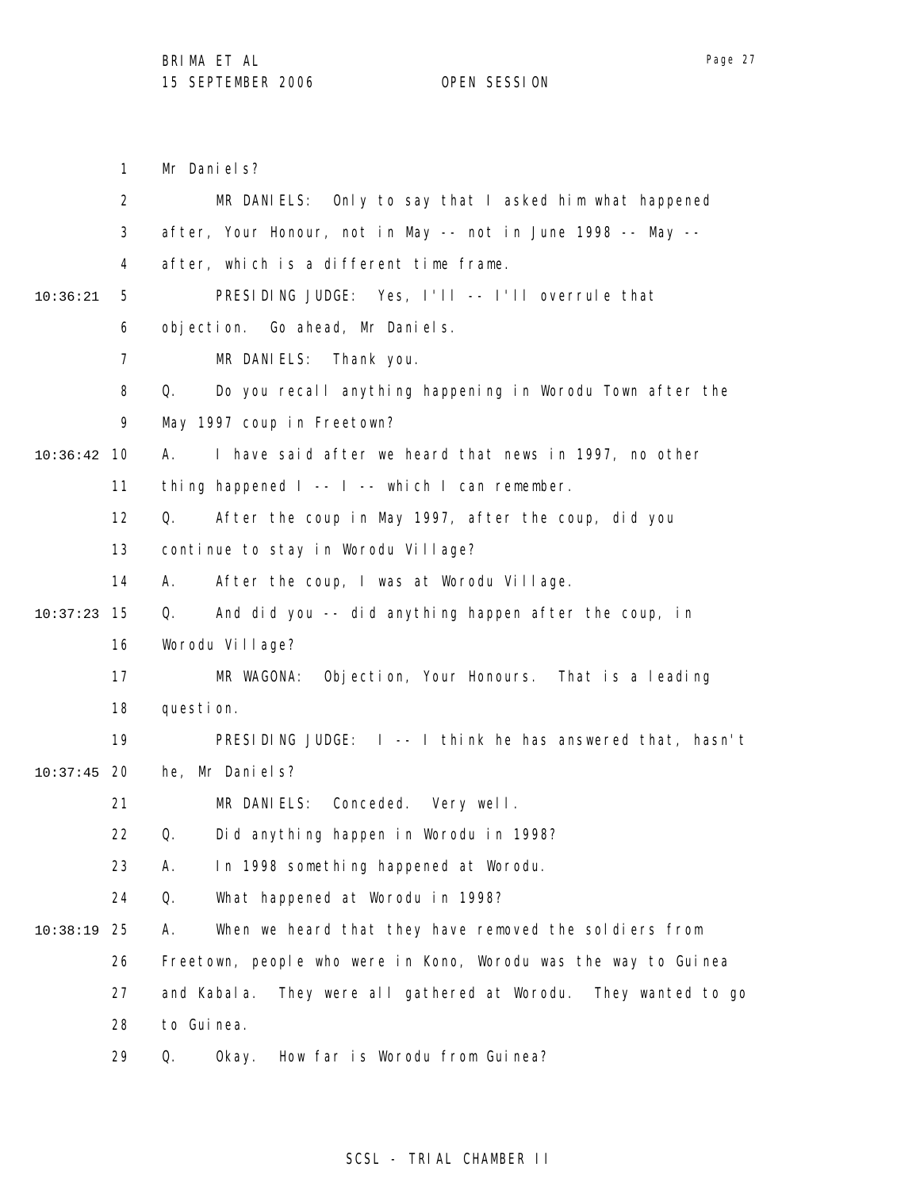Mr Daniels?

MR DANIELS: Only to say that I asked him what happened after, Your Honour, not in May -- not in June 1998 -- May -- after, which is a different time frame.

PRESIDING JUDGE: Yes, I'll -- I'll overrule that objection. Go ahead, Mr Daniels.

MR DANIELS: Thank you.

Q. Do you recall anything happening in Worodu Town after the May 1997 coup in Freetown?

A. I have said after we heard that news in 1997, no other thing happened I -- I -- which I can remember.

Q. After the coup in May 1997, after the coup, did you continue to stay in Worodu Village?

A. After the coup, I was at Worodu Village.

Q. And did you -- did anything happen after the coup, in Worodu Village?

MR WAGONA: Objection, Your Honours. That is a leading question.

PRESIDING JUDGE: I -- I think he has answered that, hasn't he, Mr Daniels?

MR DANIELS: Conceded. Very well.

Q. Did anything happen in Worodu in 1998?

A. In 1998 something happened at Worodu.

Q. What happened at Worodu in 1998?

A. When we heard that they have removed the soldiers from Freetown, people who were in Kono, Worodu was the way to Guinea and Kabala. They were all gathered at Worodu. They wanted to go to Guinea.

Q. Okay. How far is Worodu from Guinea?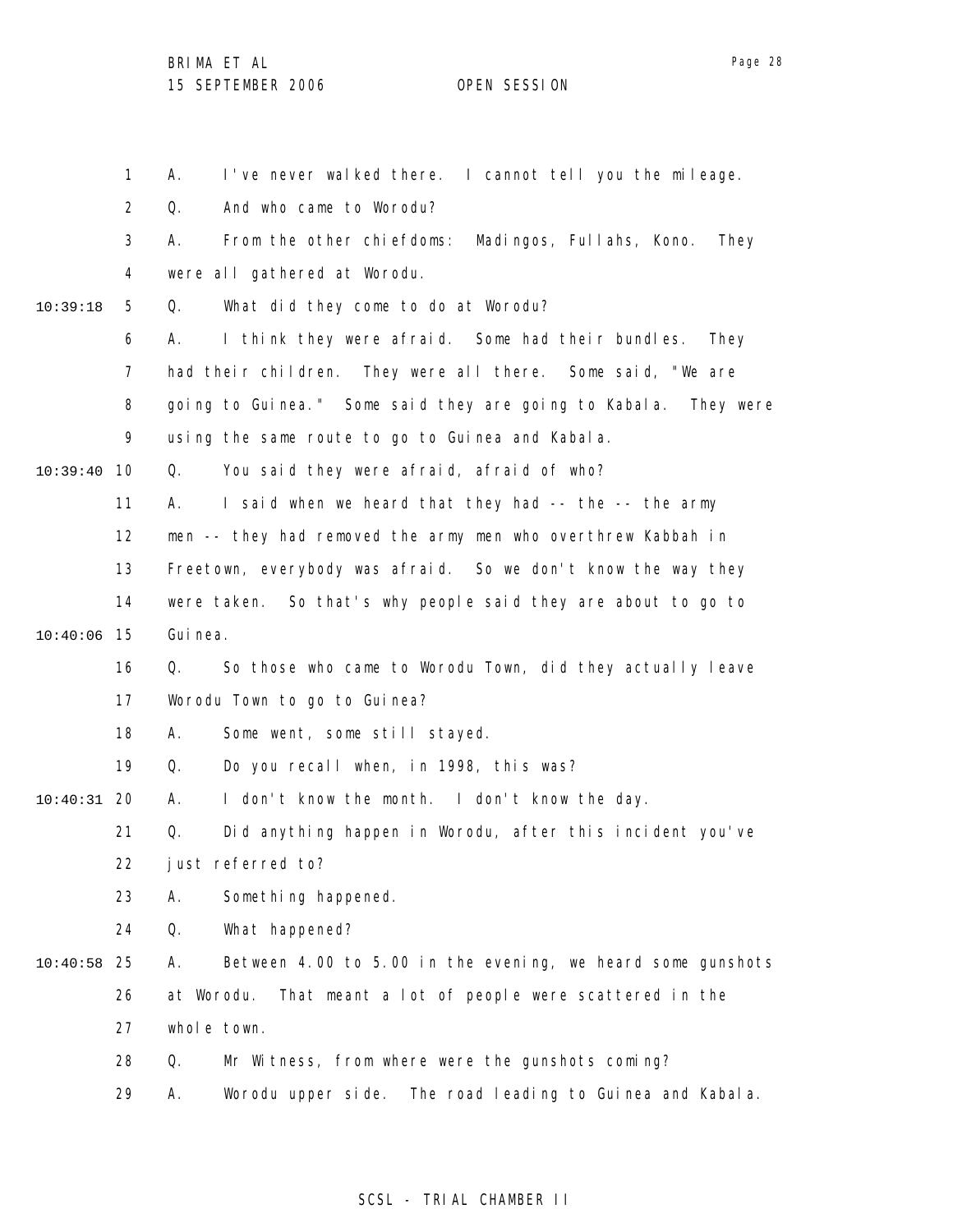1 A. I've never walked there. I cannot tell you the mileage.

2 Q. And who came to Worodu?

3 A. From the other chiefdoms: Madingos, Fullahs, Kono. They

4 were all gathered at Worodu.

10:39:18 5 Q. What did they come to do at Worodu?

6 A. I think they were afraid. Some had their bundles. They

7 had their children. They were all there. Some said, "We are

8 going to Guinea." Some said they are going to Kabala. They were

9 using the same route to go to Guinea and Kabala.

10:39:40 10 Q. You said they were afraid, afraid of who?

11 A. I said when we heard that they had -- the -- the army

12 men -- they had removed the army men who overthrew Kabbah in

13 Freetown, everybody was afraid. So we don't know the way they

14 were taken. So that's why people said they are about to go to

10:40:06 15 Guinea.

16 Q. So those who came to Worodu Town, did they actually leave

17 Worodu Town to go to Guinea?

18 A. Some went, some still stayed.

19 Q. Do you recall when, in 1998, this was?

10:40:31 20 A. I don't know the month. I don't know the day.

21 Q. Did anything happen in Worodu, after this incident you've

22 just referred to?

23 A. Something happened.

24 Q. What happened?

10:40:58 25 A. Between 4.00 to 5.00 in the evening, we heard some gunshots

26 at Worodu. That meant a lot of people were scattered in the

27 whole town.

28 Q. Mr Witness, from where were the gunshots coming?

29 A. Worodu upper side. The road leading to Guinea and Kabala.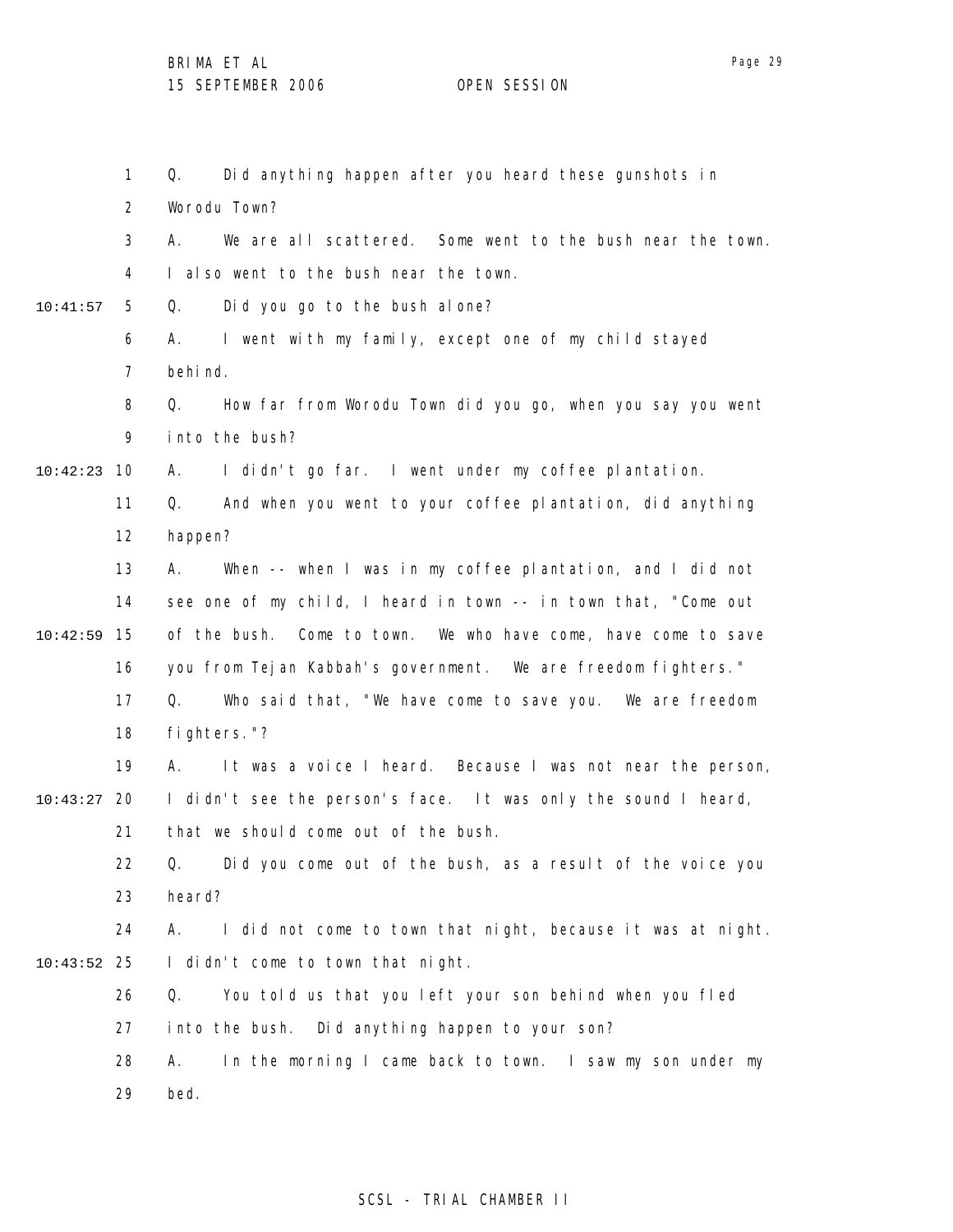Q. Did anything happen after you heard these gunshots in Worodu Town?

A. We are all scattered. Some went to the bush near the town. I also went to the bush near the town.

Q. Did you go to the bush alone?

A. I went with my family, except one of my child stayed behind.

Q. How far from Worodu Town did you go, when you say you went into the bush?

A. I didn't go far. I went under my coffee plantation.

Q. And when you went to your coffee plantation, did anything happen?

A. When -- when I was in my coffee plantation, and I did not see one of my child, I heard in town -- in town that, "Come out of the bush. Come to town. We who have come, have come to save you from Tejan Kabbah's government. We are freedom fighters."

Q. Who said that, "We have come to save you. We are freedom fighters."?

A. It was a voice I heard. Because I was not near the person, I didn't see the person's face. It was only the sound I heard, that we should come out of the bush.

Q. Did you come out of the bush, as a result of the voice you heard?

A. I did not come to town that night, because it was at night. I didn't come to town that night.

Q. You told us that you left your son behind when you fled into the bush. Did anything happen to your son?

A. In the morning I came back to town. I saw my son under my bed.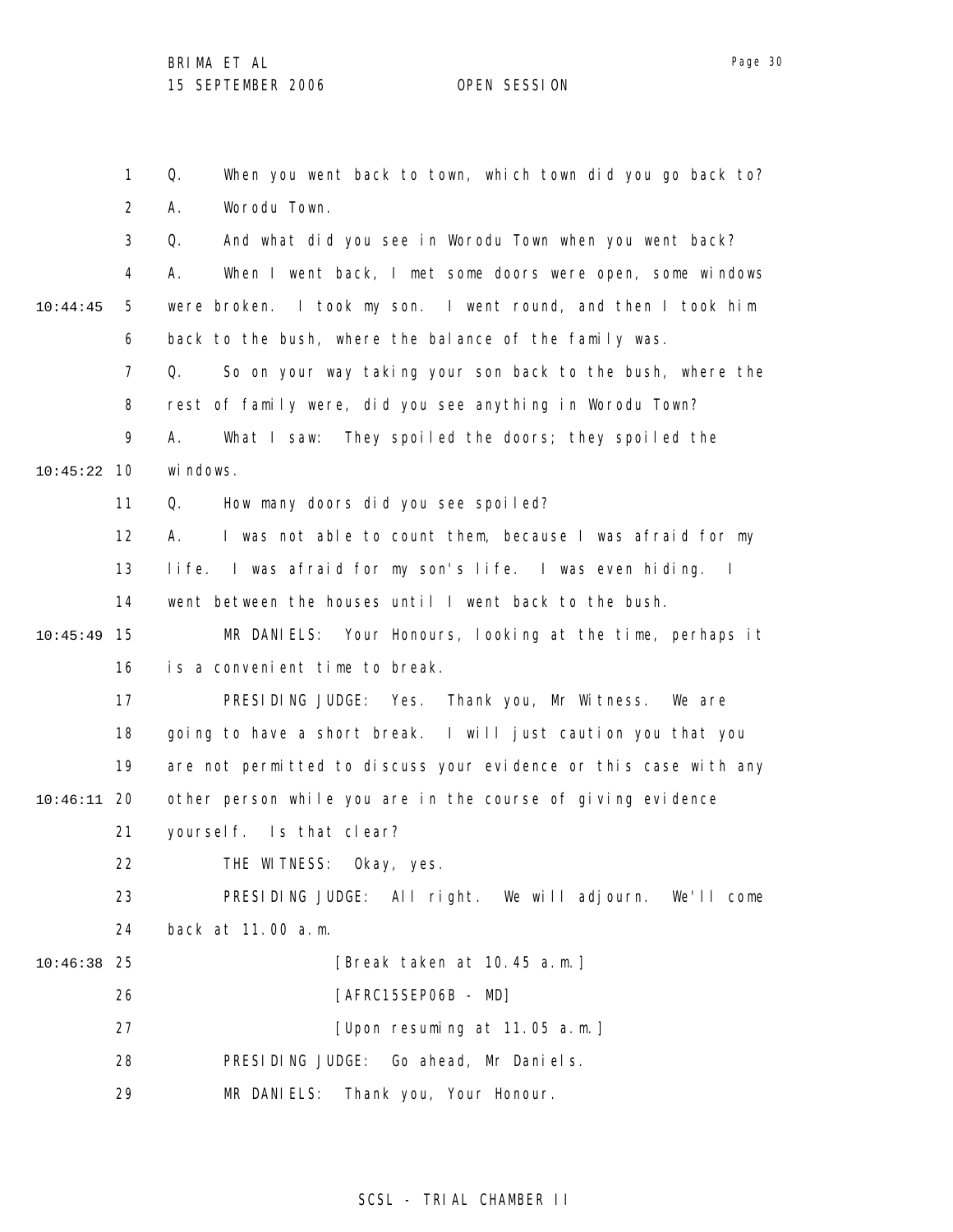Q. When you went back to town, which town did you go back to?

A. Worodu Town.

Q. And what did you see in Worodu Town when you went back?

A. When I went back, I met some doors were open, some windows were broken. I took my son. I went round, and then I took him back to the bush, where the balance of the family was.

Q. So on your way taking your son back to the bush, where the rest of family were, did you see anything in Worodu Town?

A. What I saw: They spoiled the doors; they spoiled the windows.

Q. How many doors did you see spoiled?

A. I was not able to count them, because I was afraid for my life. I was afraid for my son's life. I was even hiding. I went between the houses until I went back to the bush.

MR DANIELS: Your Honours, looking at the time, perhaps it is a convenient time to break.

PRESIDING JUDGE: Yes. Thank you, Mr Witness. We are going to have a short break. I will just caution you that you are not permitted to discuss your evidence or this case with any other person while you are in the course of giving evidence yourself. Is that clear?

THE WITNESS: Okay, yes.

PRESIDING JUDGE: All right. We will adjourn. We'll come back at 11.00 a.m.

[Break taken at 10.45 a.m.]

[AFRC15SEP06B - MD]

[Upon resuming at 11.05 a.m.]

PRESIDING JUDGE: Go ahead, Mr Daniels.

MR DANIELS: Thank you, Your Honour.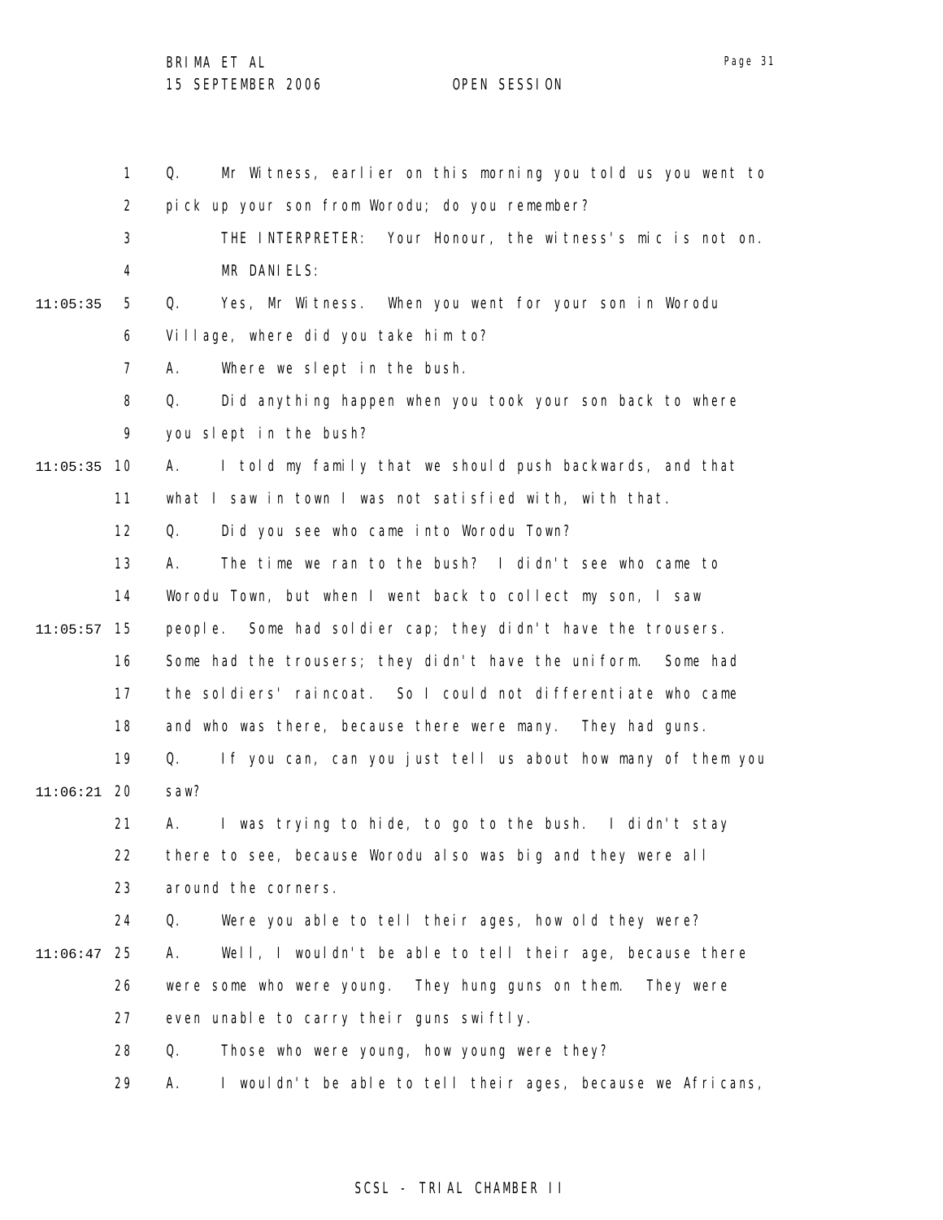Q. Mr Witness, earlier on this morning you told us you went to pick up your son from Worodu; do you remember?

THE INTERPRETER: Your Honour, the witness's mic is not on.

MR DANIELS:

Q. Yes, Mr Witness. When you went for your son in Worodu Village, where did you take him to?

A. Where we slept in the bush.

Q. Did anything happen when you took your son back to where you slept in the bush?

A. I told my family that we should push backwards, and that what I saw in town I was not satisfied with, with that.

Q. Did you see who came into Worodu Town?

A. The time we ran to the bush? I didn't see who came to Worodu Town, but when I went back to collect my son, I saw people. Some had soldier cap; they didn't have the trousers. Some had the trousers; they didn't have the uniform. Some had the soldiers' raincoat. So I could not differentiate who came and who was there, because there were many. They had guns.

Q. If you can, can you just tell us about how many of them you saw?

A. I was trying to hide, to go to the bush. I didn't stay there to see, because Worodu also was big and they were all around the corners.

Q. Were you able to tell their ages, how old they were?

A. Well, I wouldn't be able to tell their age, because there were some who were young. They hung guns on them. They were even unable to carry their guns swiftly.

Q. Those who were young, how young were they?

A. I wouldn't be able to tell their ages, because we Africans,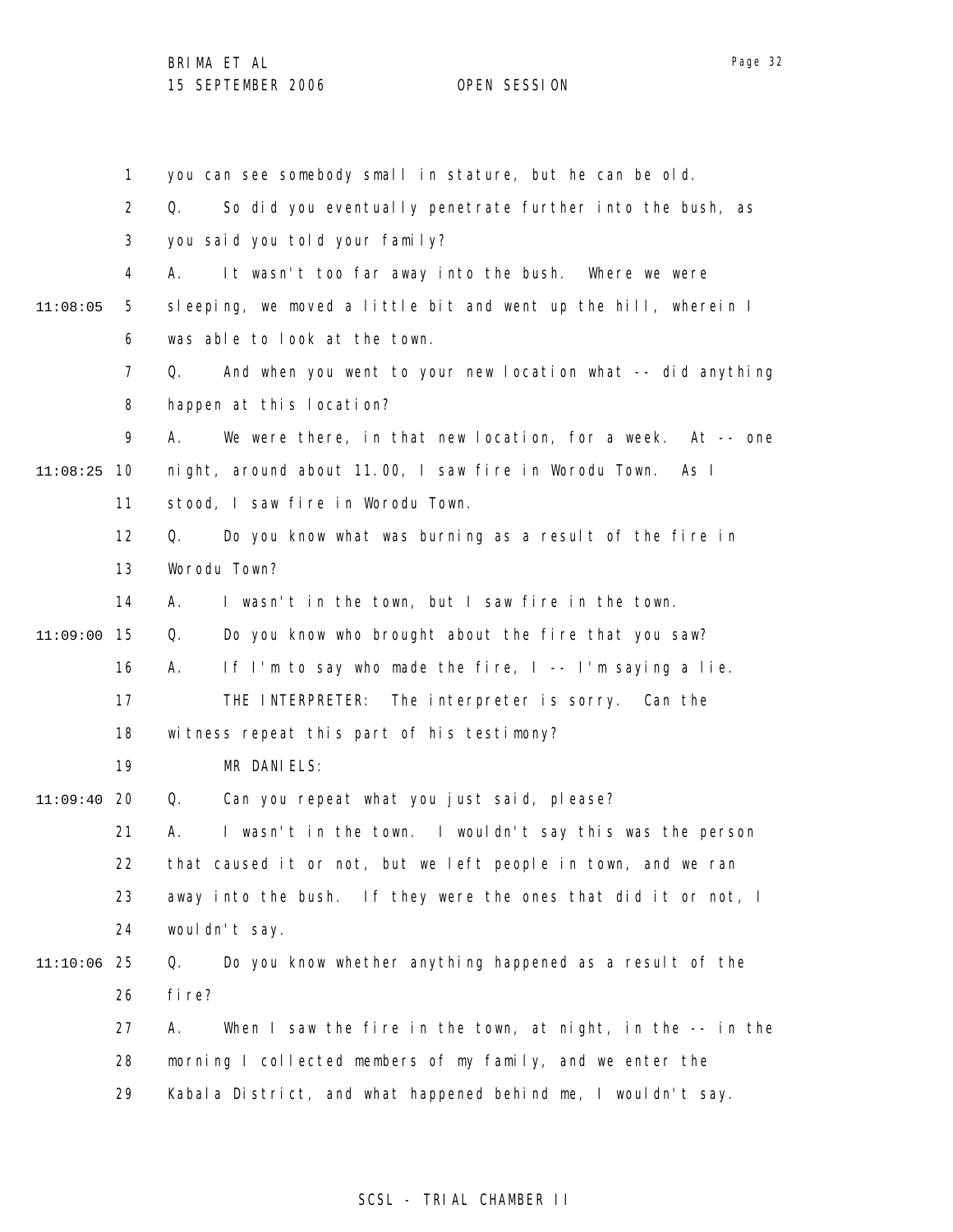you can see somebody small in stature, but he can be old.

Q. So did you eventually penetrate further into the bush, as you said you told your family?

A. It wasn't too far away into the bush. Where we were sleeping, we moved a little bit and went up the hill, wherein I was able to look at the town.

Q. And when you went to your new location what -- did anything happen at this location?

A. We were there, in that new location, for a week. At -- one night, around about 11.00, I saw fire in Worodu Town. As I stood, I saw fire in Worodu Town.

Q. Do you know what was burning as a result of the fire in Worodu Town?

A. I wasn't in the town, but I saw fire in the town.

Q. Do you know who brought about the fire that you saw?

A. If I'm to say who made the fire, I -- I'm saying a lie.

THE INTERPRETER: The interpreter is sorry. Can the witness repeat this part of his testimony?

MR DANIELS:

Q. Can you repeat what you just said, please?

A. I wasn't in the town. I wouldn't say this was the person that caused it or not, but we left people in town, and we ran away into the bush. If they were the ones that did it or not, I wouldn't say.

Q. Do you know whether anything happened as a result of the fire?

A. When I saw the fire in the town, at night, in the -- in the morning I collected members of my family, and we enter the Kabala District, and what happened behind me, I wouldn't say.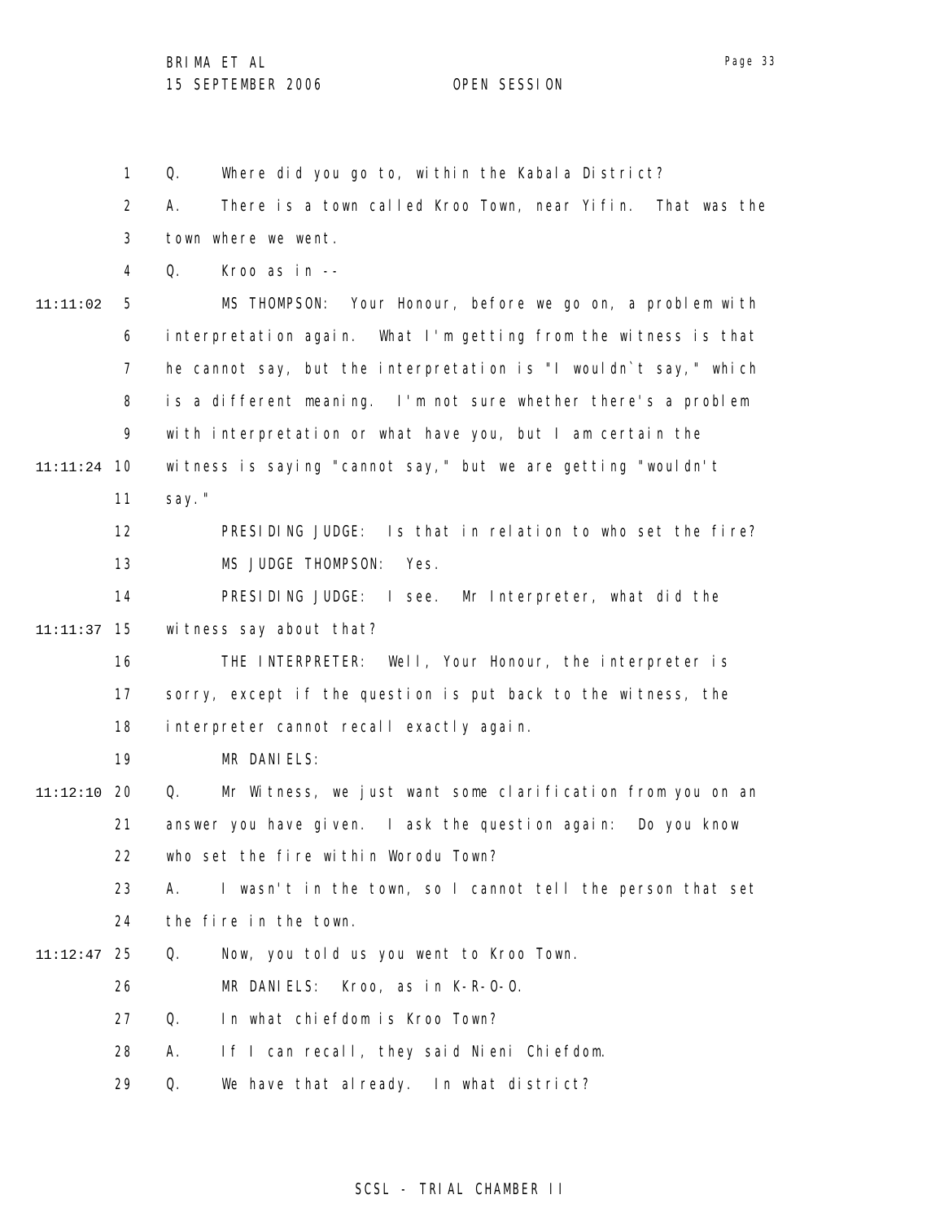Q. Where did you go to, within the Kabala District?

A. There is a town called Kroo Town, near Yifin. That was the town where we went.

Q. Kroo as in --

MS THOMPSON: Your Honour, before we go on, a problem with interpretation again. What I'm getting from the witness is that he cannot say, but the interpretation is "I wouldn`t say," which is a different meaning. I'm not sure whether there's a problem with interpretation or what have you, but I am certain the witness is saying "cannot say," but we are getting "wouldn't say."

PRESIDING JUDGE: Is that in relation to who set the fire?

MS JUDGE THOMPSON: Yes.

PRESIDING JUDGE: I see. Mr Interpreter, what did the witness say about that?

THE INTERPRETER: Well, Your Honour, the interpreter is sorry, except if the question is put back to the witness, the interpreter cannot recall exactly again.

MR DANIELS:

Q. Mr Witness, we just want some clarification from you on an answer you have given. I ask the question again: Do you know who set the fire within Worodu Town?

A. I wasn't in the town, so I cannot tell the person that set the fire in the town.

Q. Now, you told us you went to Kroo Town.

MR DANIELS: Kroo, as in K-R-O-O.

Q. In what chiefdom is Kroo Town?

A. If I can recall, they said Nieni Chiefdom.

Q. We have that already. In what district?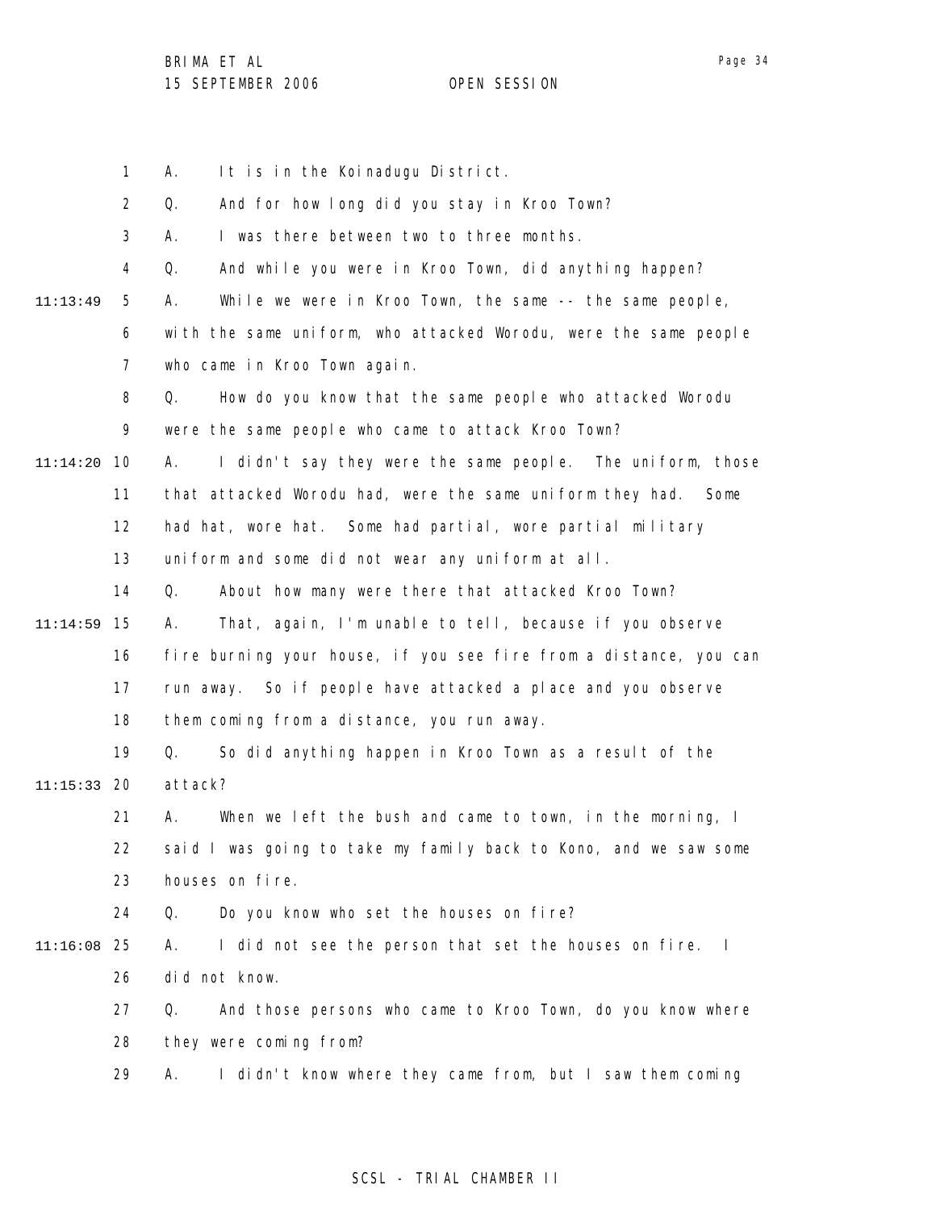A. It is in the Koinadugu District.

Q. And for how long did you stay in Kroo Town?

A. I was there between two to three months.

Q. And while you were in Kroo Town, did anything happen?

A. While we were in Kroo Town, the same -- the same people, with the same uniform, who attacked Worodu, were the same people who came in Kroo Town again.

Q. How do you know that the same people who attacked Worodu were the same people who came to attack Kroo Town?

A. I didn't say they were the same people. The uniform, those that attacked Worodu had, were the same uniform they had. Some had hat, wore hat. Some had partial, wore partial military uniform and some did not wear any uniform at all.

Q. About how many were there that attacked Kroo Town?

A. That, again, I'm unable to tell, because if you observe fire burning your house, if you see fire from a distance, you can run away. So if people have attacked a place and you observe them coming from a distance, you run away.

Q. So did anything happen in Kroo Town as a result of the attack?

A. When we left the bush and came to town, in the morning, I said I was going to take my family back to Kono, and we saw some houses on fire.

Q. Do you know who set the houses on fire?

A. I did not see the person that set the houses on fire. I did not know.

Q. And those persons who came to Kroo Town, do you know where they were coming from?

A. I didn't know where they came from, but I saw them coming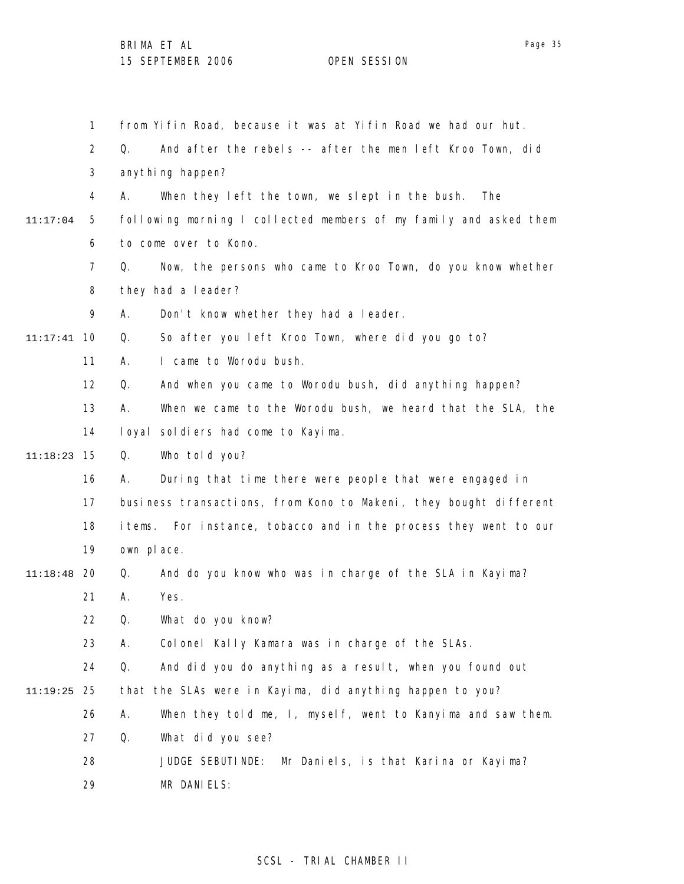1 from Yifin Road, because it was at Yifin Road we had our hut.

2 Q. And after the rebels -- after the men left Kroo Town, did

3 anything happen?

4 A. When they left the town, we slept in the bush. The

11:17:04 5 following morning I collected members of my family and asked them

6 to come over to Kono.

7 Q. Now, the persons who came to Kroo Town, do you know whether

8 they had a leader?

9 A. Don't know whether they had a leader.

11:17:41 10 Q. So after you left Kroo Town, where did you go to?

11 A. I came to Worodu bush.

12 Q. And when you came to Worodu bush, did anything happen?

13 A. When we came to the Worodu bush, we heard that the SLA, the

14 loyal soldiers had come to Kayima.

11:18:23 15 Q. Who told you?

16 A. During that time there were people that were engaged in

17 business transactions, from Kono to Makeni, they bought different

18 items. For instance, tobacco and in the process they went to our

19 own place.

11:18:48 20 Q. And do you know who was in charge of the SLA in Kayima?

21 A. Yes.

22 Q. What do you know?

23 A. Colonel Kally Kamara was in charge of the SLAs.

24 Q. And did you do anything as a result, when you found out

11:19:25 25 that the SLAs were in Kayima, did anything happen to you?

26 A. When they told me, I, myself, went to Kanyima and saw them.

27 Q. What did you see?

28 JUDGE SEBUTINDE: Mr Daniels, is that Karina or Kayima?

29 MR DANIELS: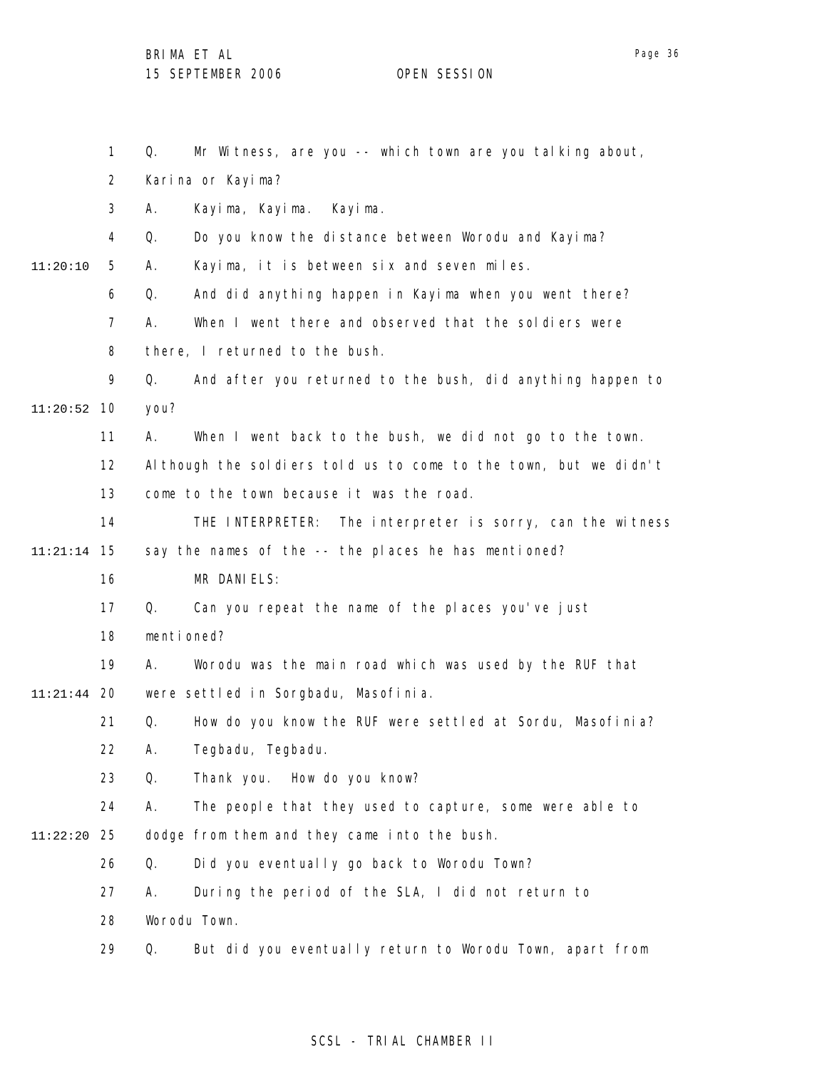Q. Mr Witness, are you -- which town are you talking about, Karina or Kayima?

A. Kayima, Kayima. Kayima.

Q. Do you know the distance between Worodu and Kayima?

A. Kayima, it is between six and seven miles.

Q. And did anything happen in Kayima when you went there?

A. When I went there and observed that the soldiers were there, I returned to the bush.

Q. And after you returned to the bush, did anything happen to you?

A. When I went back to the bush, we did not go to the town. Although the soldiers told us to come to the town, but we didn't come to the town because it was the road.

THE INTERPRETER: The interpreter is sorry, can the witness say the names of the -- the places he has mentioned?

MR DANIELS:

Q. Can you repeat the name of the places you've just mentioned?

A. Worodu was the main road which was used by the RUF that were settled in Sorgbadu, Masofinia.

Q. How do you know the RUF were settled at Sordu, Masofinia?

A. Tegbadu, Tegbadu.

Q. Thank you. How do you know?

A. The people that they used to capture, some were able to dodge from them and they came into the bush.

Q. Did you eventually go back to Worodu Town?

A. During the period of the SLA, I did not return to Worodu Town.

Q. But did you eventually return to Worodu Town, apart from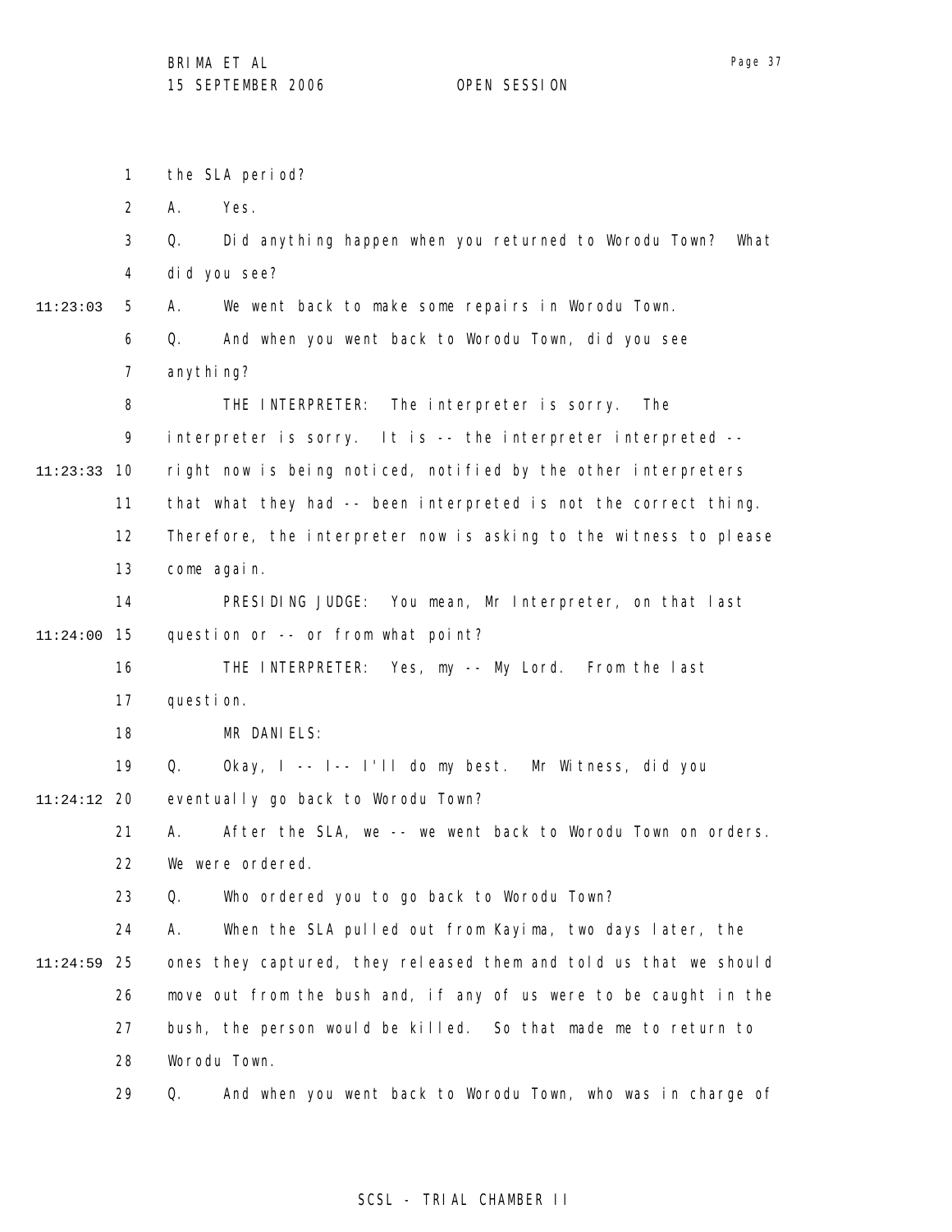the SLA period?

A. Yes.

Q. Did anything happen when you returned to Worodu Town? What did you see?

A. We went back to make some repairs in Worodu Town.

Q. And when you went back to Worodu Town, did you see anything?

THE INTERPRETER: The interpreter is sorry. The interpreter is sorry. It is -- the interpreter interpreted -- right now is being noticed, notified by the other interpreters that what they had -- been interpreted is not the correct thing. Therefore, the interpreter now is asking to the witness to please come again.

PRESIDING JUDGE: You mean, Mr Interpreter, on that last question or -- or from what point?

THE INTERPRETER: Yes, my -- My Lord. From the last question.

MR DANIELS:

Q. Okay, I -- I-- I'll do my best. Mr Witness, did you eventually go back to Worodu Town?

A. After the SLA, we -- we went back to Worodu Town on orders. We were ordered.

Q. Who ordered you to go back to Worodu Town?

A. When the SLA pulled out from Kayima, two days later, the ones they captured, they released them and told us that we should move out from the bush and, if any of us were to be caught in the bush, the person would be killed. So that made me to return to Worodu Town.

Q. And when you went back to Worodu Town, who was in charge of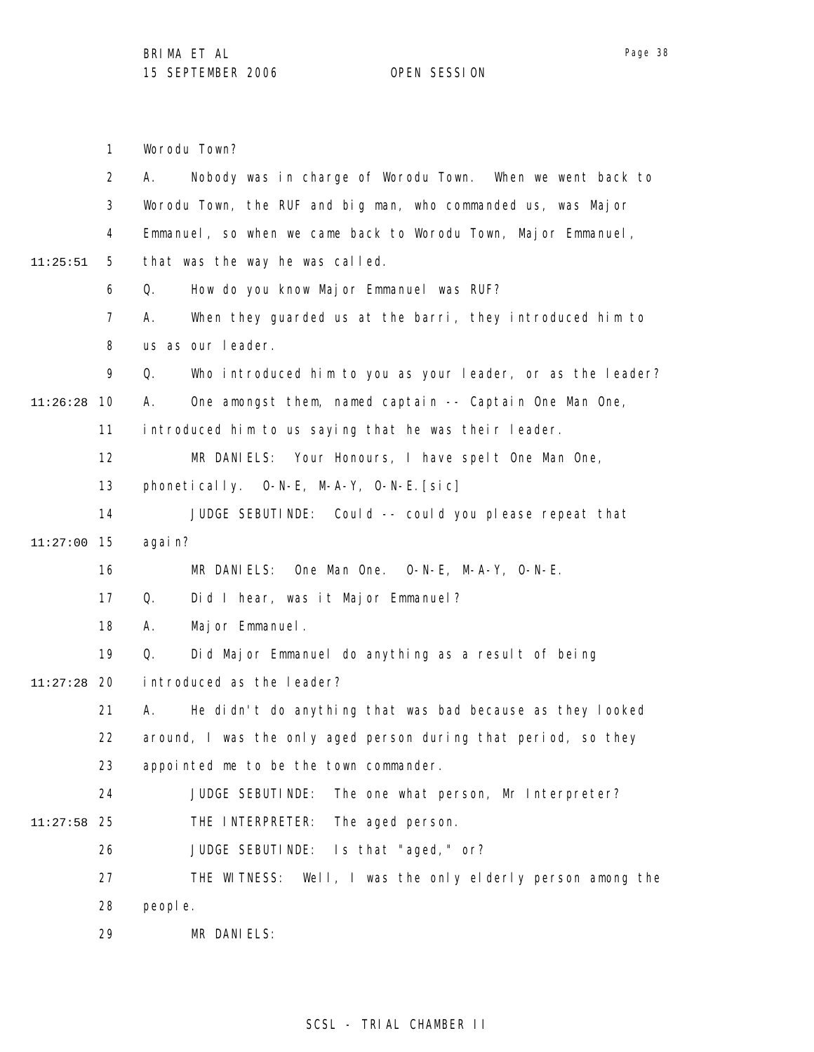1 Worodu Town?

2 A. Nobody was in charge of Worodu Town. When we went back to

3 Worodu Town, the RUF and big man, who commanded us, was Major

4 Emmanuel, so when we came back to Worodu Town, Major Emmanuel,

11:25:51 5 that was the way he was called.

6 Q. How do you know Major Emmanuel was RUF?

7 A. When they guarded us at the barri, they introduced him to

8 us as our leader.

9 Q. Who introduced him to you as your leader, or as the leader?

11:26:28 10 A. One amongst them, named captain -- Captain One Man One,

11 introduced him to us saying that he was their leader.

12 MR DANIELS: Your Honours, I have spelt One Man One,

13 phonetically. O-N-E, M-A-Y, O-N-E.[sic]

14 JUDGE SEBUTINDE: Could -- could you please repeat that

11:27:00 15 again?

16 MR DANIELS: One Man One. O-N-E, M-A-Y, O-N-E.

17 Q. Did I hear, was it Major Emmanuel?

18 A. Major Emmanuel.

19 Q. Did Major Emmanuel do anything as a result of being

11:27:28 20 introduced as the leader?

21 A. He didn't do anything that was bad because as they looked

22 around, I was the only aged person during that period, so they

23 appointed me to be the town commander.

24 JUDGE SEBUTINDE: The one what person, Mr Interpreter?

11:27:58 25 THE INTERPRETER: The aged person.

26 JUDGE SEBUTINDE: Is that "aged," or?

27 THE WITNESS: Well, I was the only elderly person among the

28 people.

29 MR DANIELS: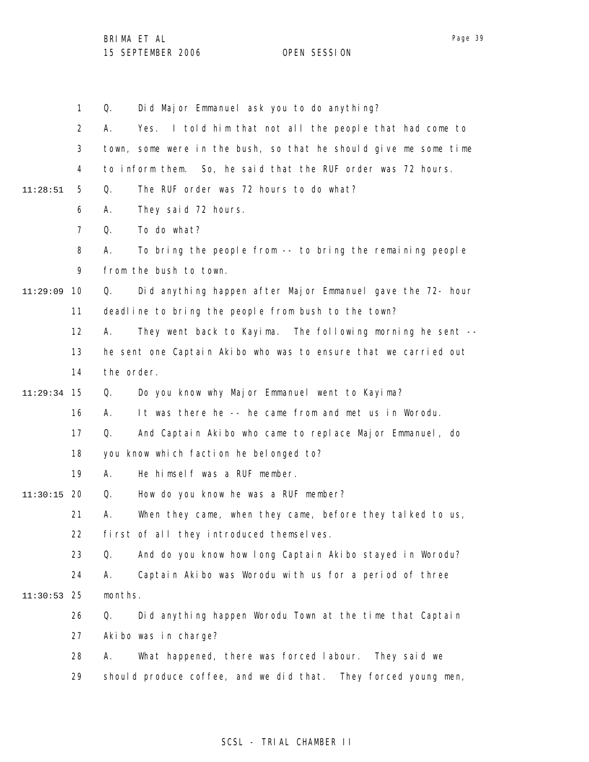Q. Did Major Emmanuel ask you to do anything?

A. Yes. I told him that not all the people that had come to town, some were in the bush, so that he should give me some time to inform them. So, he said that the RUF order was 72 hours.

Q. The RUF order was 72 hours to do what?

A. They said 72 hours.

Q. To do what?

A. To bring the people from -- to bring the remaining people from the bush to town.

Q. Did anything happen after Major Emmanuel gave the 72- hour deadline to bring the people from bush to the town?

A. They went back to Kayima. The following morning he sent -- he sent one Captain Akibo who was to ensure that we carried out the order.

Q. Do you know why Major Emmanuel went to Kayima?

A. It was there he -- he came from and met us in Worodu.

Q. And Captain Akibo who came to replace Major Emmanuel, do you know which faction he belonged to?

A. He himself was a RUF member.

Q. How do you know he was a RUF member?

A. When they came, when they came, before they talked to us, first of all they introduced themselves.

Q. And do you know how long Captain Akibo stayed in Worodu?

A. Captain Akibo was Worodu with us for a period of three months.

Q. Did anything happen Worodu Town at the time that Captain Akibo was in charge?

A. What happened, there was forced labour. They said we should produce coffee, and we did that. They forced young men,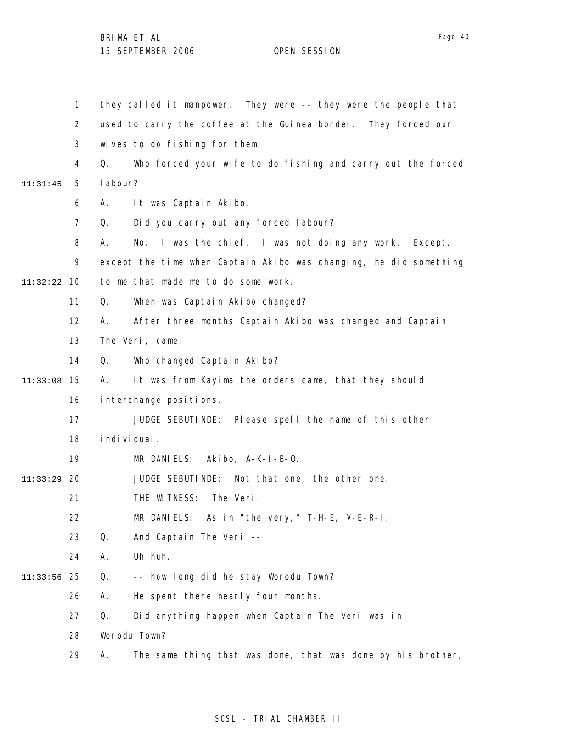they called it manpower. They were -- they were the people that used to carry the coffee at the Guinea border. They forced our wives to do fishing for them.

Q. Who forced your wife to do fishing and carry out the forced labour?

A. It was Captain Akibo.

Q. Did you carry out any forced labour?

A. No. I was the chief. I was not doing any work. Except, except the time when Captain Akibo was changing, he did something to me that made me to do some work.

Q. When was Captain Akibo changed?

A. After three months Captain Akibo was changed and Captain The Veri, came.

Q. Who changed Captain Akibo?

A. It was from Kayima the orders came, that they should interchange positions.

JUDGE SEBUTINDE: Please spell the name of this other individual.

MR DANIELS: Akibo, A-K-I-B-O.

JUDGE SEBUTINDE: Not that one, the other one.

THE WITNESS: The Veri.

MR DANIELS: As in "the very," T-H-E, V-E-R-I.

Q. And Captain The Veri --

A. Uh huh.

Q. -- how long did he stay Worodu Town?

A. He spent there nearly four months.

Q. Did anything happen when Captain The Veri was in Worodu Town?

A. The same thing that was done, that was done by his brother,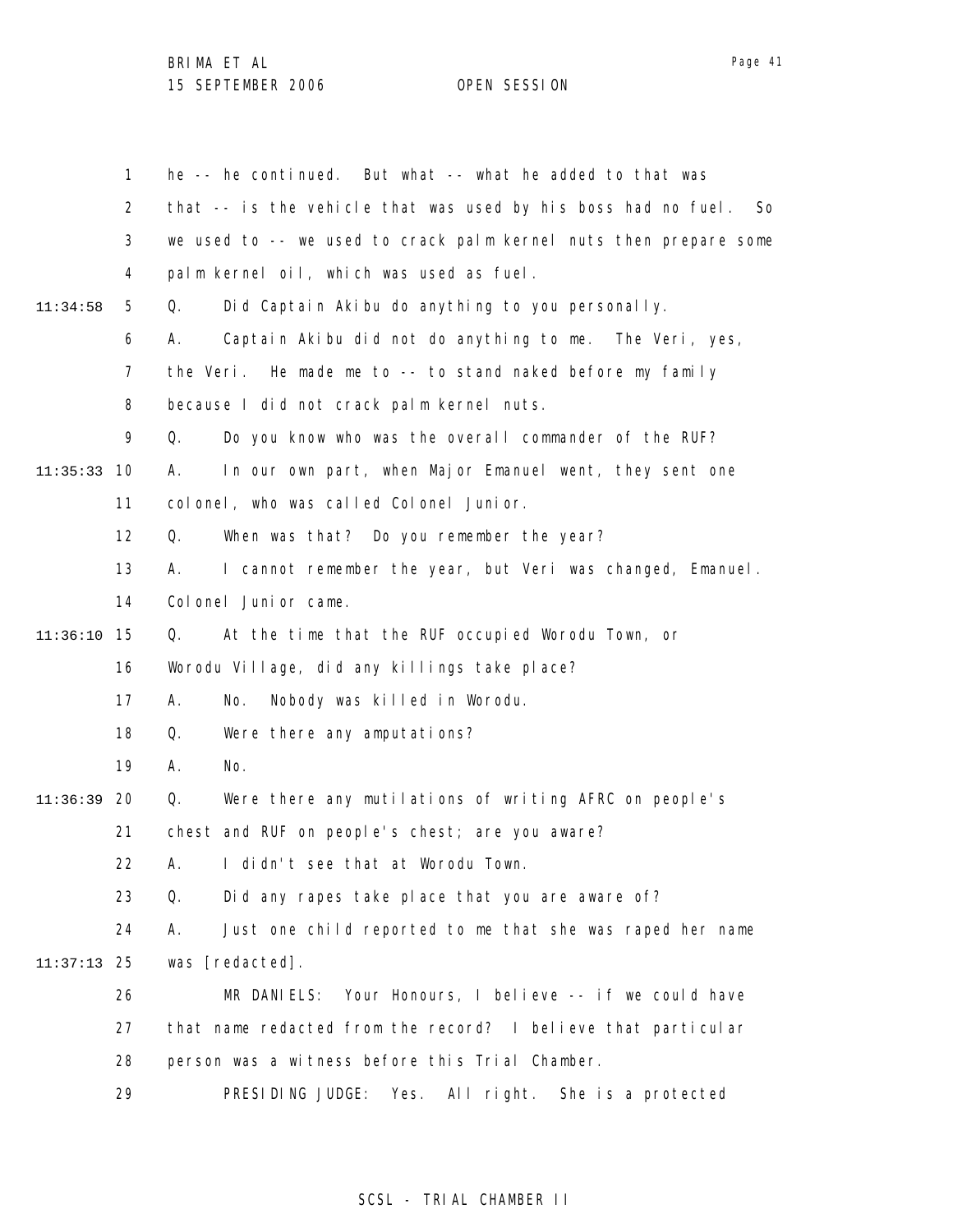he -- he continued. But what -- what he added to that was that -- is the vehicle that was used by his boss had no fuel. So we used to -- we used to crack palm kernel nuts then prepare some palm kernel oil, which was used as fuel.

Q. Did Captain Akibu do anything to you personally.

A. Captain Akibu did not do anything to me. The Veri, yes, the Veri. He made me to -- to stand naked before my family because I did not crack palm kernel nuts.

Q. Do you know who was the overall commander of the RUF?

A. In our own part, when Major Emanuel went, they sent one colonel, who was called Colonel Junior.

Q. When was that? Do you remember the year?

A. I cannot remember the year, but Veri was changed, Emanuel. Colonel Junior came.

Q. At the time that the RUF occupied Worodu Town, or Worodu Village, did any killings take place?

A. No. Nobody was killed in Worodu.

Q. Were there any amputations?

A. No.

Q. Were there any mutilations of writing AFRC on people's chest and RUF on people's chest; are you aware?

A. I didn't see that at Worodu Town.

Q. Did any rapes take place that you are aware of?

A. Just one child reported to me that she was raped her name was [redacted].

MR DANIELS: Your Honours, I believe -- if we could have that name redacted from the record? I believe that particular person was a witness before this Trial Chamber.

PRESIDING JUDGE: Yes. All right. She is a protected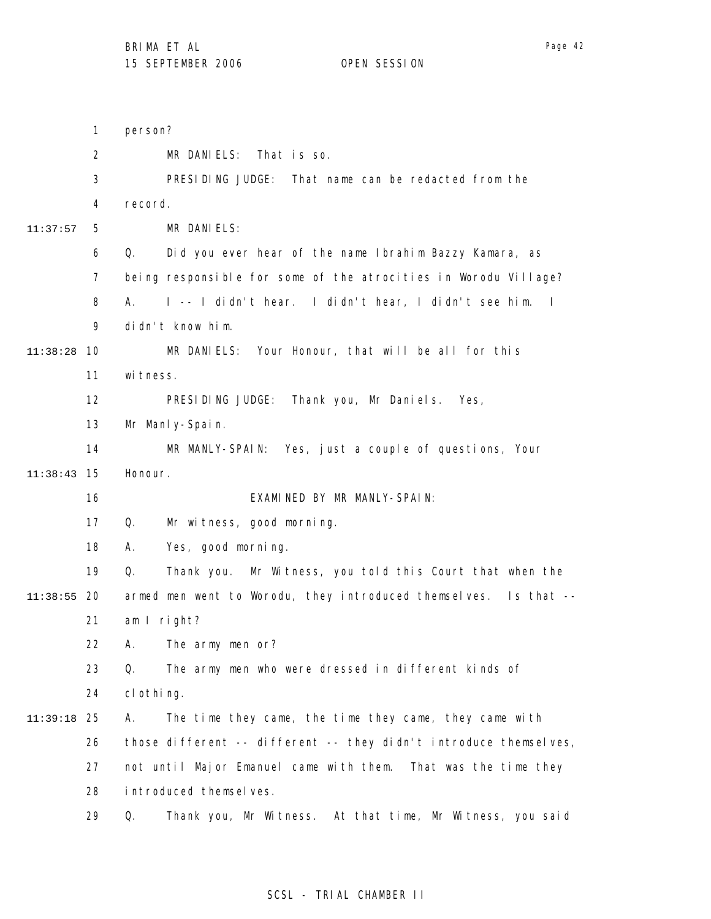person?

MR DANIELS: That is so.

PRESIDING JUDGE: That name can be redacted from the record.

MR DANIELS:

Q. Did you ever hear of the name Ibrahim Bazzy Kamara, as being responsible for some of the atrocities in Worodu Village?

A. I -- I didn't hear. I didn't hear, I didn't see him. I didn't know him.

MR DANIELS: Your Honour, that will be all for this witness.

PRESIDING JUDGE: Thank you, Mr Daniels. Yes, Mr Manly-Spain.

MR MANLY-SPAIN: Yes, just a couple of questions, Your Honour.

EXAMINED BY MR MANLY-SPAIN:

Q. Mr witness, good morning.

A. Yes, good morning.

Q. Thank you. Mr Witness, you told this Court that when the armed men went to Worodu, they introduced themselves. Is that -- am I right?

A. The army men or?

Q. The army men who were dressed in different kinds of clothing.

A. The time they came, the time they came, they came with those different -- different -- they didn't introduce themselves, not until Major Emanuel came with them. That was the time they introduced themselves.

Q. Thank you, Mr Witness. At that time, Mr Witness, you said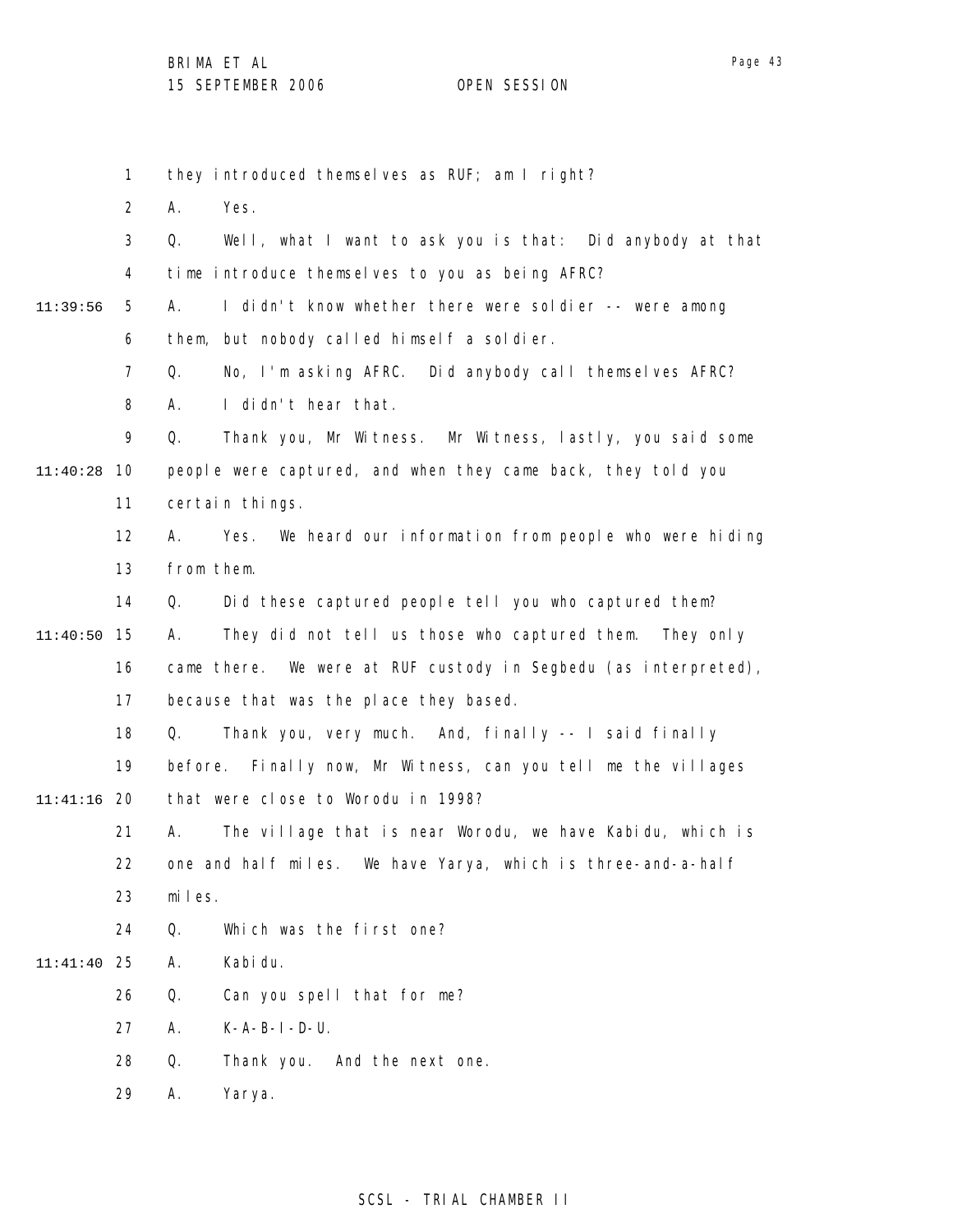they introduced themselves as RUF; am I right?

A. Yes.

Q. Well, what I want to ask you is that: Did anybody at that time introduce themselves to you as being AFRC?

A. I didn't know whether there were soldier -- were among them, but nobody called himself a soldier.

Q. No, I'm asking AFRC. Did anybody call themselves AFRC?

A. I didn't hear that.

Q. Thank you, Mr Witness. Mr Witness, lastly, you said some people were captured, and when they came back, they told you certain things.

A. Yes. We heard our information from people who were hiding from them.

Q. Did these captured people tell you who captured them?

A. They did not tell us those who captured them. They only came there. We were at RUF custody in Segbedu (as interpreted), because that was the place they based.

Q. Thank you, very much. And, finally -- I said finally before. Finally now, Mr Witness, can you tell me the villages that were close to Worodu in 1998?

A. The village that is near Worodu, we have Kabidu, which is one and half miles. We have Yarya, which is three-and-a-half miles.

Q. Which was the first one?

A. Kabidu.

Q. Can you spell that for me?

A. K-A-B-I-D-U.

Q. Thank you. And the next one.

A. Yarya.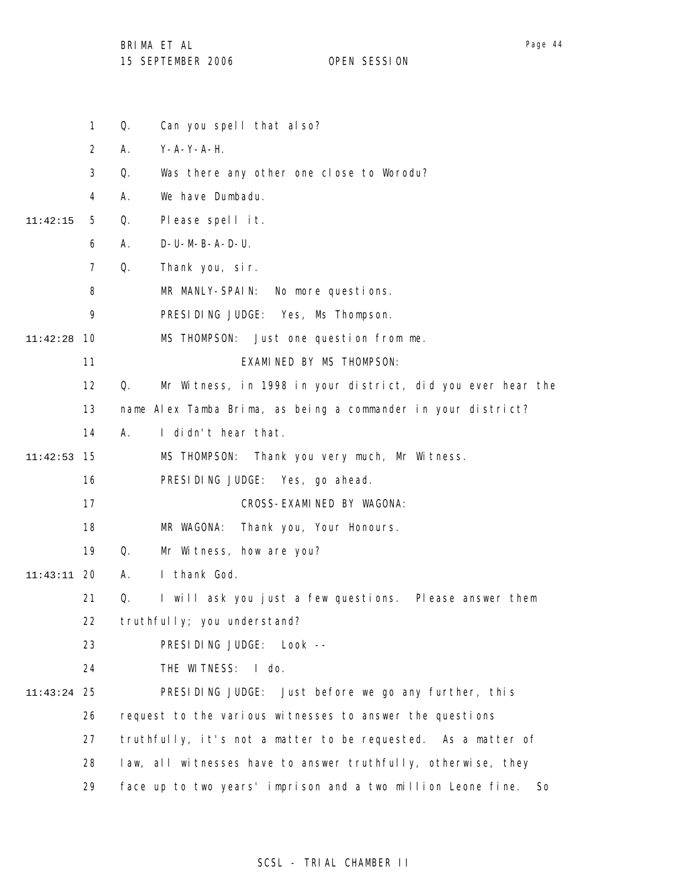Q. Can you spell that also?

A. Y-A-Y-A-H.

Q. Was there any other one close to Worodu?

A. We have Dumbadu.

Q. Please spell it.

A. D-U-M-B-A-D-U.

Q. Thank you, sir.

MR MANLY-SPAIN: No more questions.

PRESIDING JUDGE: Yes, Ms Thompson.

MS THOMPSON: Just one question from me.

EXAMINED BY MS THOMPSON:

Q. Mr Witness, in 1998 in your district, did you ever hear the name Alex Tamba Brima, as being a commander in your district?

A. I didn't hear that.

MS THOMPSON: Thank you very much, Mr Witness.

PRESIDING JUDGE: Yes, go ahead.

CROSS-EXAMINED BY WAGONA:

MR WAGONA: Thank you, Your Honours.

Q. Mr Witness, how are you?

A. I thank God.

Q. I will ask you just a few questions. Please answer them truthfully; you understand?

PRESIDING JUDGE: Look --

THE WITNESS: I do.

PRESIDING JUDGE: Just before we go any further, this request to the various witnesses to answer the questions truthfully, it's not a matter to be requested. As a matter of law, all witnesses have to answer truthfully, otherwise, they face up to two years' imprison and a two million Leone fine. So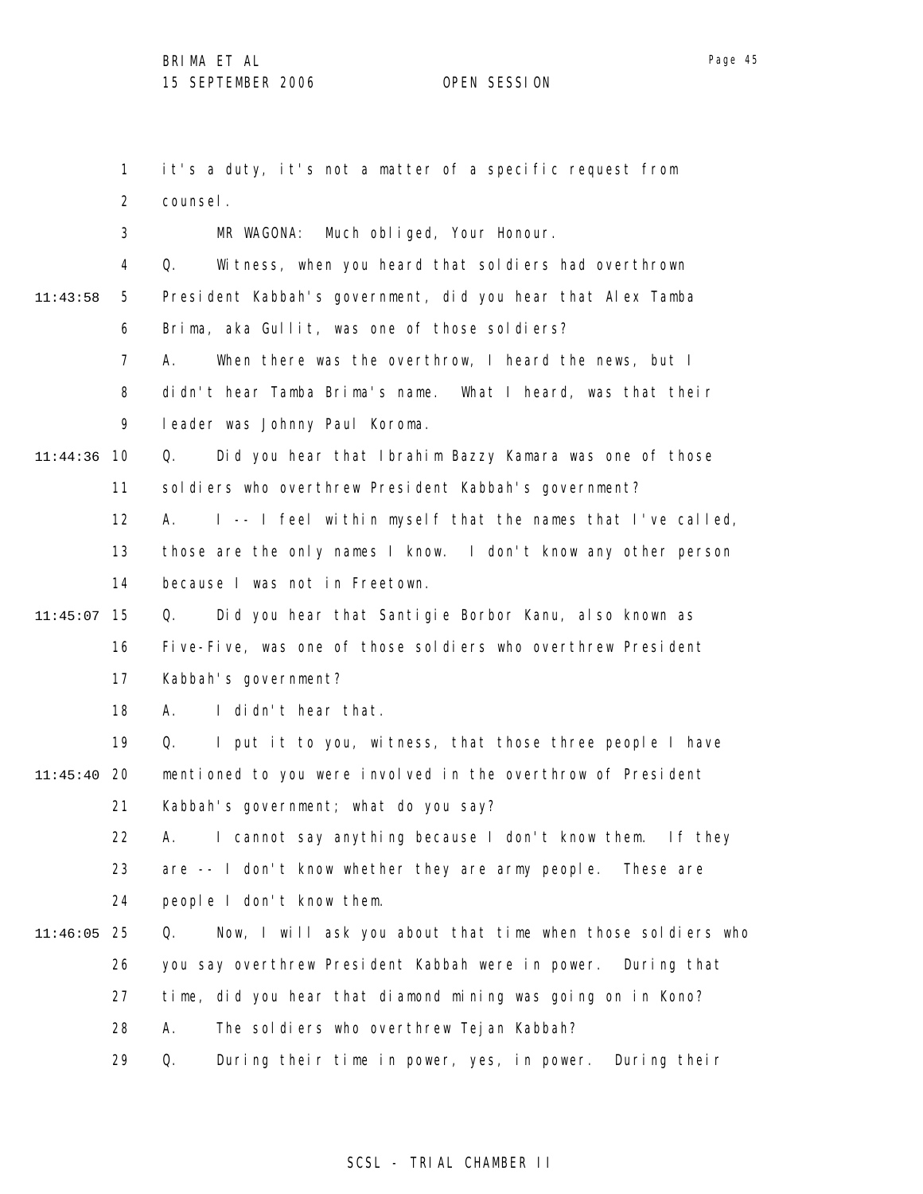it's a duty, it's not a matter of a specific request from counsel.

MR WAGONA: Much obliged, Your Honour.

Q. Witness, when you heard that soldiers had overthrown President Kabbah's government, did you hear that Alex Tamba Brima, aka Gullit, was one of those soldiers?

A. When there was the overthrow, I heard the news, but I didn't hear Tamba Brima's name. What I heard, was that their leader was Johnny Paul Koroma.

Q. Did you hear that Ibrahim Bazzy Kamara was one of those soldiers who overthrew President Kabbah's government?

A. I -- I feel within myself that the names that I've called, those are the only names I know. I don't know any other person because I was not in Freetown.

Q. Did you hear that Santigie Borbor Kanu, also known as Five-Five, was one of those soldiers who overthrew President Kabbah's government?

A. I didn't hear that.

Q. I put it to you, witness, that those three people I have mentioned to you were involved in the overthrow of President Kabbah's government; what do you say?

A. I cannot say anything because I don't know them. If they are -- I don't know whether they are army people. These are people I don't know them.

Q. Now, I will ask you about that time when those soldiers who you say overthrew President Kabbah were in power. During that time, did you hear that diamond mining was going on in Kono?

A. The soldiers who overthrew Tejan Kabbah?

Q. During their time in power, yes, in power. During their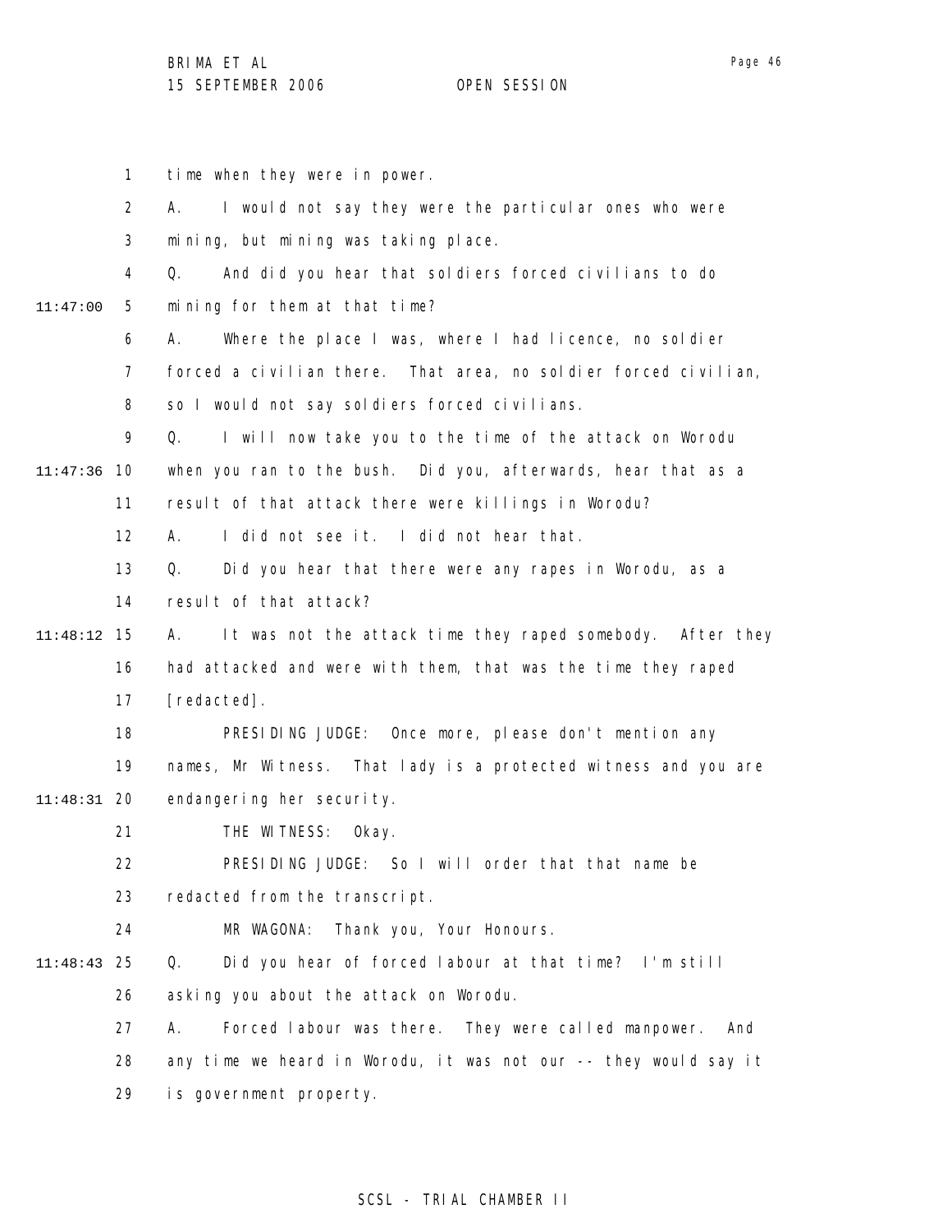time when they were in power.

A. I would not say they were the particular ones who were mining, but mining was taking place.

Q. And did you hear that soldiers forced civilians to do mining for them at that time?

A. Where the place I was, where I had licence, no soldier forced a civilian there. That area, no soldier forced civilian, so I would not say soldiers forced civilians.

Q. I will now take you to the time of the attack on Worodu when you ran to the bush. Did you, afterwards, hear that as a result of that attack there were killings in Worodu?

A. I did not see it. I did not hear that.

Q. Did you hear that there were any rapes in Worodu, as a result of that attack?

A. It was not the attack time they raped somebody. After they had attacked and were with them, that was the time they raped [redacted].

PRESIDING JUDGE: Once more, please don't mention any names, Mr Witness. That lady is a protected witness and you are endangering her security.

THE WITNESS: Okay.

PRESIDING JUDGE: So I will order that that name be redacted from the transcript.

MR WAGONA: Thank you, Your Honours.

Q. Did you hear of forced labour at that time? I'm still asking you about the attack on Worodu.

A. Forced labour was there. They were called manpower. And any time we heard in Worodu, it was not our -- they would say it is government property.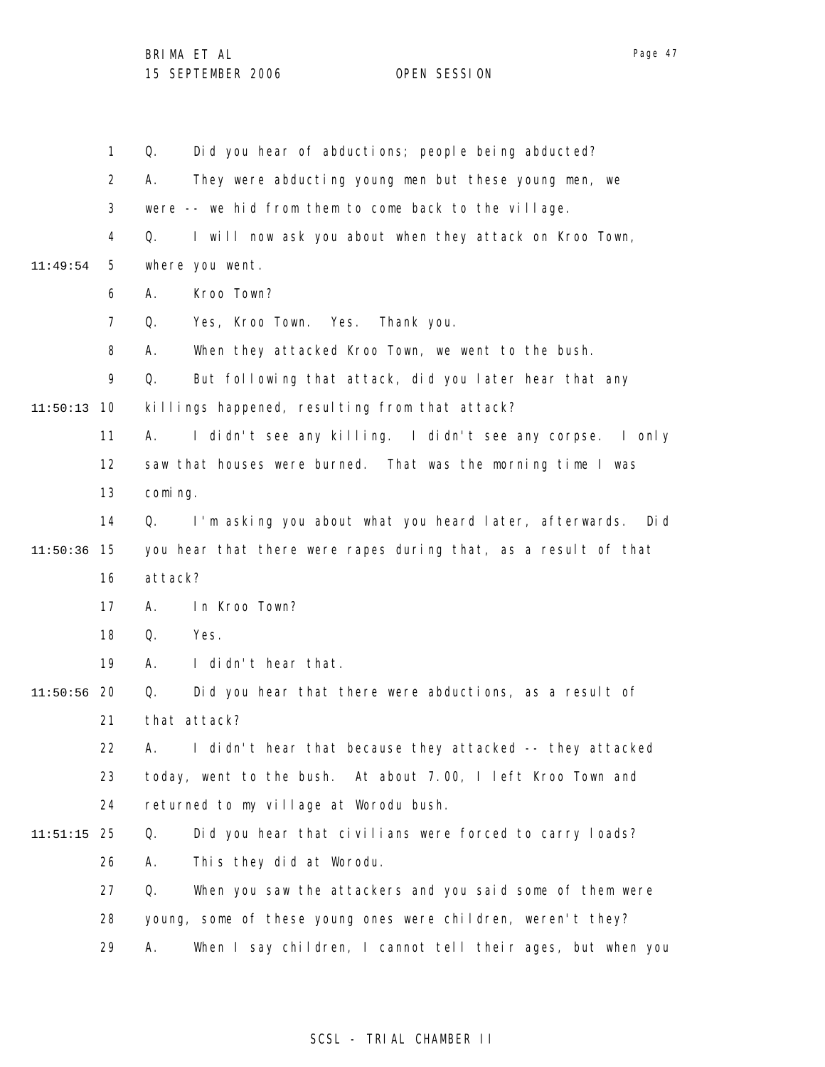Q. Did you hear of abductions; people being abducted?

A. They were abducting young men but these young men, we were -- we hid from them to come back to the village.

Q. I will now ask you about when they attack on Kroo Town, where you went.

A. Kroo Town?

Q. Yes, Kroo Town. Yes. Thank you.

A. When they attacked Kroo Town, we went to the bush.

Q. But following that attack, did you later hear that any killings happened, resulting from that attack?

A. I didn't see any killing. I didn't see any corpse. I only saw that houses were burned. That was the morning time I was coming.

Q. I'm asking you about what you heard later, afterwards. Did you hear that there were rapes during that, as a result of that attack?

A. In Kroo Town?

Q. Yes.

A. I didn't hear that.

Q. Did you hear that there were abductions, as a result of that attack?

A. I didn't hear that because they attacked -- they attacked today, went to the bush. At about 7.00, I left Kroo Town and returned to my village at Worodu bush.

Q. Did you hear that civilians were forced to carry loads?

A. This they did at Worodu.

Q. When you saw the attackers and you said some of them were young, some of these young ones were children, weren't they?

A. When I say children, I cannot tell their ages, but when you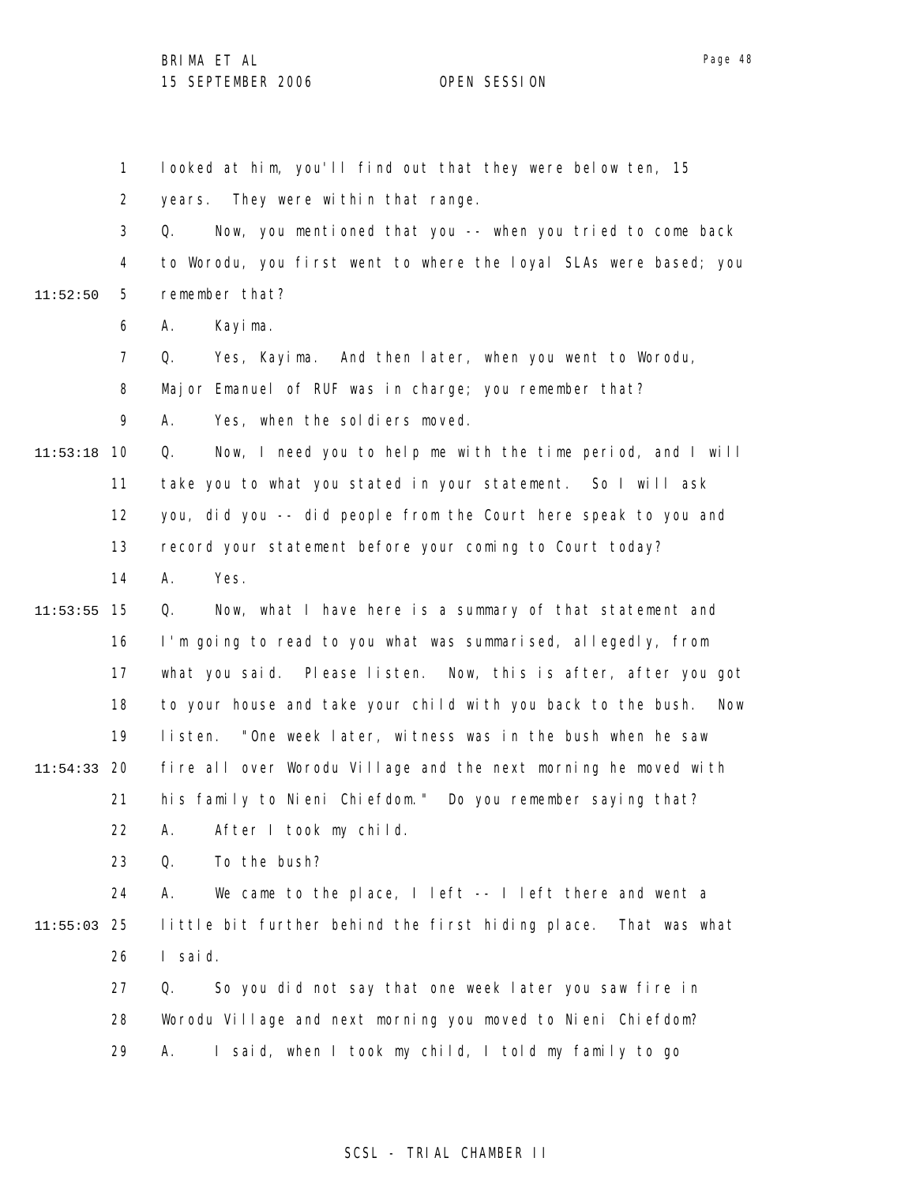1 looked at him, you'll find out that they were below ten, 15

2 years. They were within that range.

3 Q. Now, you mentioned that you -- when you tried to come back

4 to Worodu, you first went to where the loyal SLAs were based; you

11:52:50 5 remember that?

6 A. Kayima.

7 Q. Yes, Kayima. And then later, when you went to Worodu,

8 Major Emanuel of RUF was in charge; you remember that?

9 A. Yes, when the soldiers moved.

11:53:18 10 Q. Now, I need you to help me with the time period, and I will

11 take you to what you stated in your statement. So I will ask

12 you, did you -- did people from the Court here speak to you and

13 record your statement before your coming to Court today?

14 A. Yes.

11:53:55 15 Q. Now, what I have here is a summary of that statement and

16 I'm going to read to you what was summarised, allegedly, from

17 what you said. Please listen. Now, this is after, after you got

18 to your house and take your child with you back to the bush. Now

19 listen. "One week later, witness was in the bush when he saw

11:54:33 20 fire all over Worodu Village and the next morning he moved with

21 his family to Nieni Chiefdom." Do you remember saying that?

22 A. After I took my child.

23 Q. To the bush?

24 A. We came to the place, I left -- I left there and went a

11:55:03 25 little bit further behind the first hiding place. That was what

26 I said.

27 Q. So you did not say that one week later you saw fire in

28 Worodu Village and next morning you moved to Nieni Chiefdom?

29 A. I said, when I took my child, I told my family to go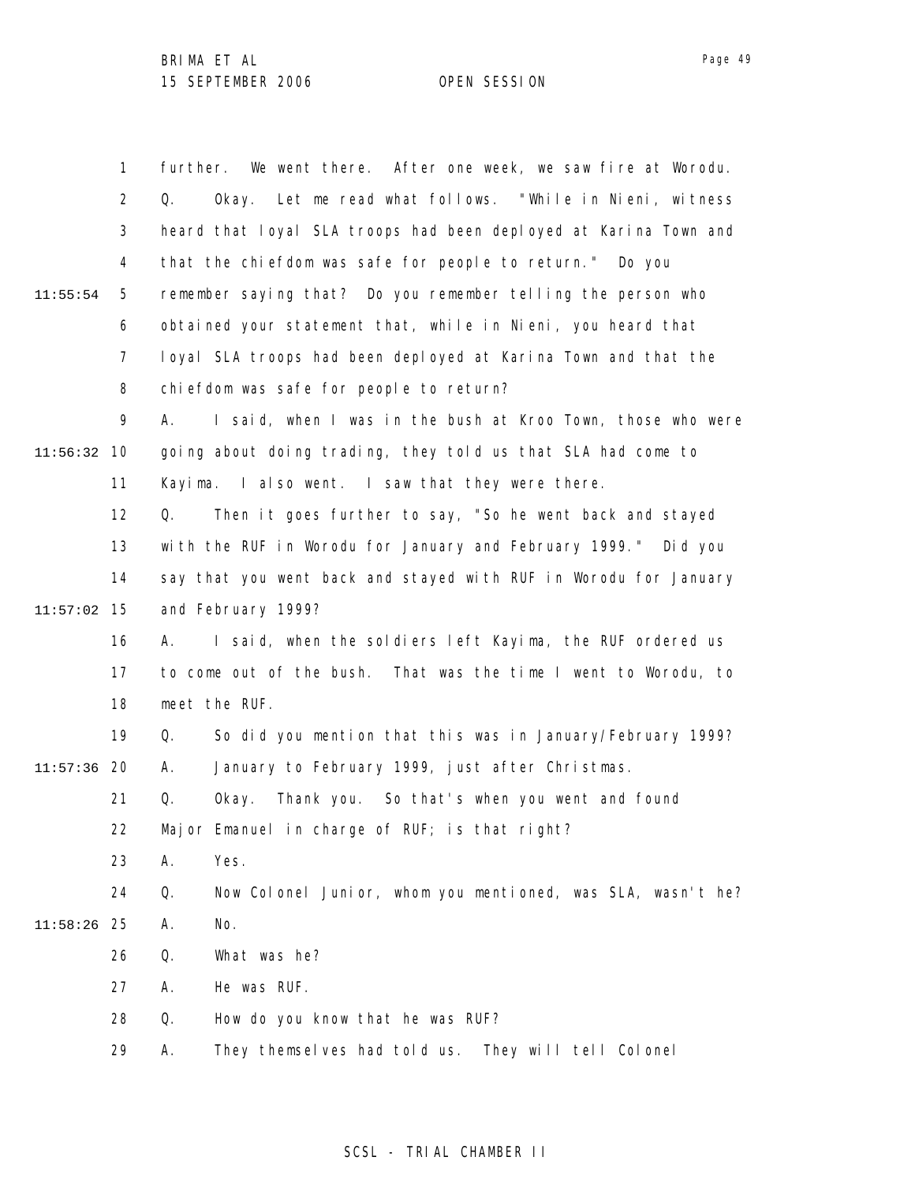further. We went there. After one week, we saw fire at Worodu.

Q. Okay. Let me read what follows. "While in Nieni, witness heard that loyal SLA troops had been deployed at Karina Town and that the chiefdom was safe for people to return." Do you remember saying that? Do you remember telling the person who obtained your statement that, while in Nieni, you heard that loyal SLA troops had been deployed at Karina Town and that the chiefdom was safe for people to return?

A. I said, when I was in the bush at Kroo Town, those who were going about doing trading, they told us that SLA had come to Kayima. I also went. I saw that they were there.

Q. Then it goes further to say, "So he went back and stayed with the RUF in Worodu for January and February 1999." Did you say that you went back and stayed with RUF in Worodu for January and February 1999?

A. I said, when the soldiers left Kayima, the RUF ordered us to come out of the bush. That was the time I went to Worodu, to meet the RUF.

Q. So did you mention that this was in January/February 1999?

A. January to February 1999, just after Christmas.

Q. Okay. Thank you. So that's when you went and found Major Emanuel in charge of RUF; is that right?

A. Yes.

Q. Now Colonel Junior, whom you mentioned, was SLA, wasn't he?

A. No.

Q. What was he?

A. He was RUF.

Q. How do you know that he was RUF?

A. They themselves had told us. They will tell Colonel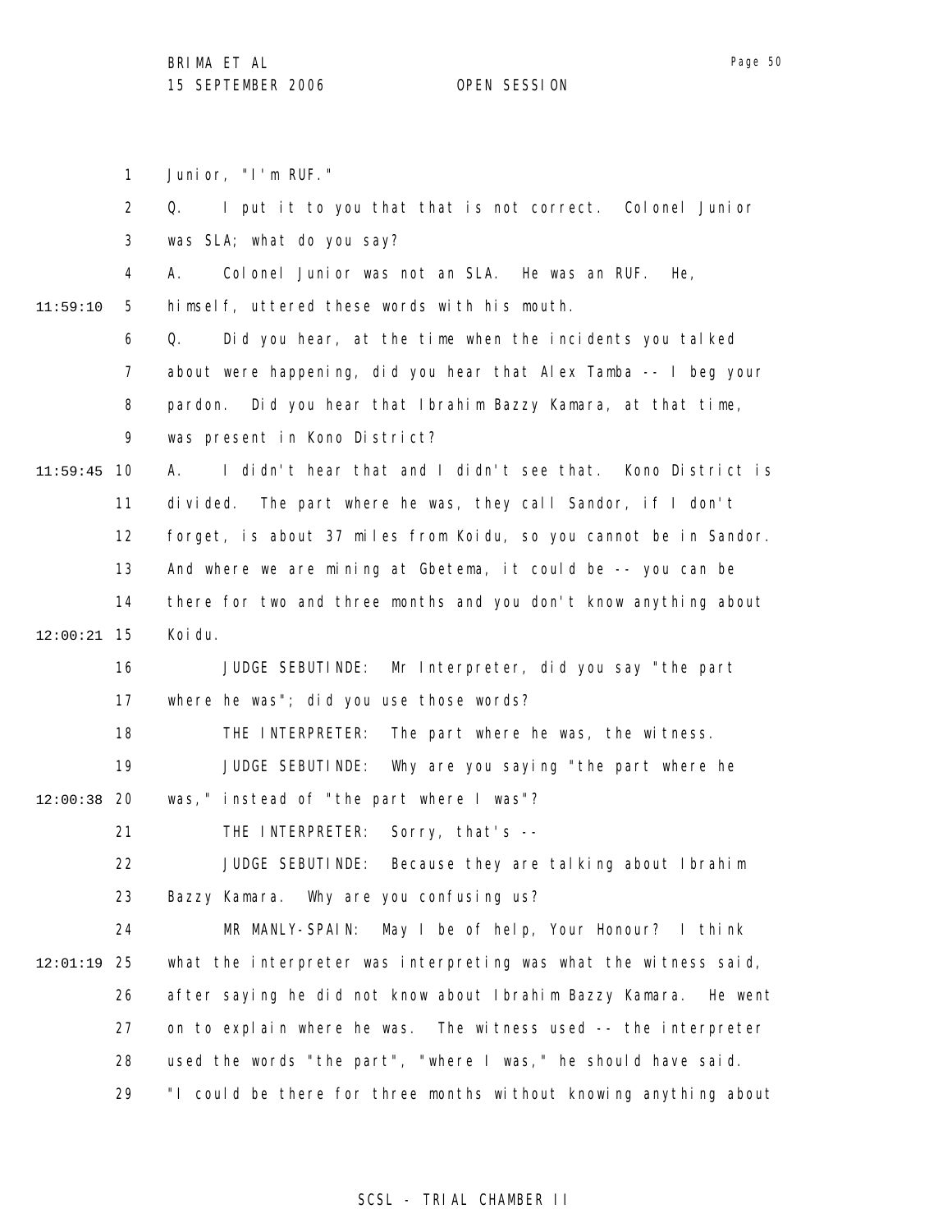Junior, "I'm RUF."

Q. I put it to you that that is not correct. Colonel Junior was SLA; what do you say?

A. Colonel Junior was not an SLA. He was an RUF. He, himself, uttered these words with his mouth.

Q. Did you hear, at the time when the incidents you talked about were happening, did you hear that Alex Tamba -- I beg your pardon. Did you hear that Ibrahim Bazzy Kamara, at that time, was present in Kono District?

A. I didn't hear that and I didn't see that. Kono District is divided. The part where he was, they call Sandor, if I don't forget, is about 37 miles from Koidu, so you cannot be in Sandor. And where we are mining at Gbetema, it could be -- you can be there for two and three months and you don't know anything about Koidu.

JUDGE SEBUTINDE: Mr Interpreter, did you say "the part where he was"; did you use those words?

THE INTERPRETER: The part where he was, the witness.

JUDGE SEBUTINDE: Why are you saying "the part where he was," instead of "the part where I was"?

THE INTERPRETER: Sorry, that's --

JUDGE SEBUTINDE: Because they are talking about Ibrahim Bazzy Kamara. Why are you confusing us?

MR MANLY-SPAIN: May I be of help, Your Honour? I think what the interpreter was interpreting was what the witness said, after saying he did not know about Ibrahim Bazzy Kamara. He went on to explain where he was. The witness used -- the interpreter used the words "the part", "where I was," he should have said. "I could be there for three months without knowing anything about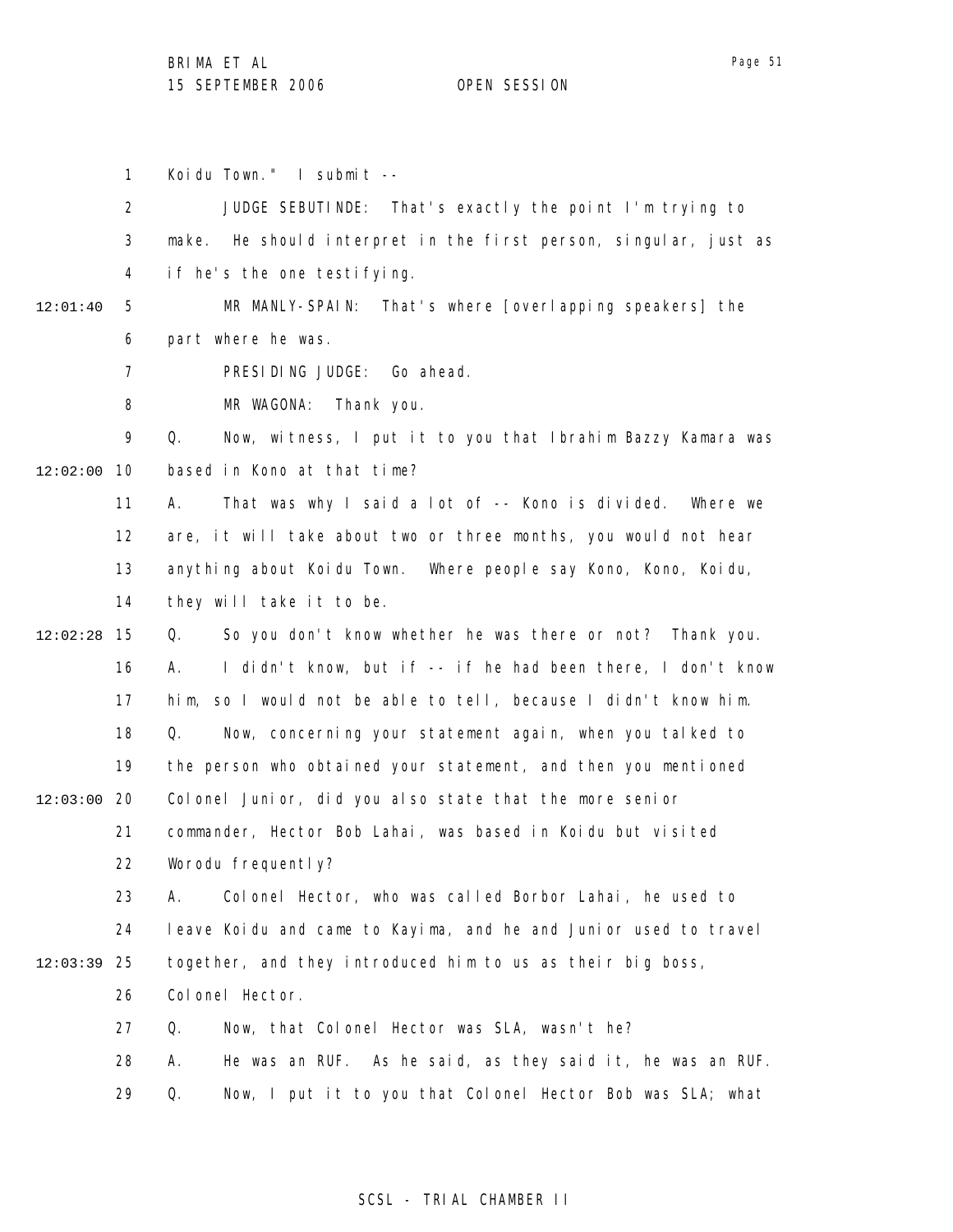1 Koidu Town." I submit --

2 JUDGE SEBUTINDE: That's exactly the point I'm trying to

3 make. He should interpret in the first person, singular, just as

4 if he's the one testifying.

12:01:40 5 MR MANLY-SPAIN: That's where [overlapping speakers] the

6 part where he was.

7 PRESIDING JUDGE: Go ahead.

8 MR WAGONA: Thank you.

9 Q. Now, witness, I put it to you that Ibrahim Bazzy Kamara was

12:02:00 10 based in Kono at that time?

11 A. That was why I said a lot of -- Kono is divided. Where we

12 are, it will take about two or three months, you would not hear

13 anything about Koidu Town. Where people say Kono, Kono, Koidu,

14 they will take it to be.

12:02:28 15 Q. So you don't know whether he was there or not? Thank you.

16 A. I didn't know, but if -- if he had been there, I don't know

17 him, so I would not be able to tell, because I didn't know him.

18 Q. Now, concerning your statement again, when you talked to

19 the person who obtained your statement, and then you mentioned

12:03:00 20 Colonel Junior, did you also state that the more senior

21 commander, Hector Bob Lahai, was based in Koidu but visited

22 Worodu frequently?

23 A. Colonel Hector, who was called Borbor Lahai, he used to

24 leave Koidu and came to Kayima, and he and Junior used to travel

12:03:39 25 together, and they introduced him to us as their big boss,

26 Colonel Hector.

27 Q. Now, that Colonel Hector was SLA, wasn't he?

28 A. He was an RUF. As he said, as they said it, he was an RUF.

29 Q. Now, I put it to you that Colonel Hector Bob was SLA; what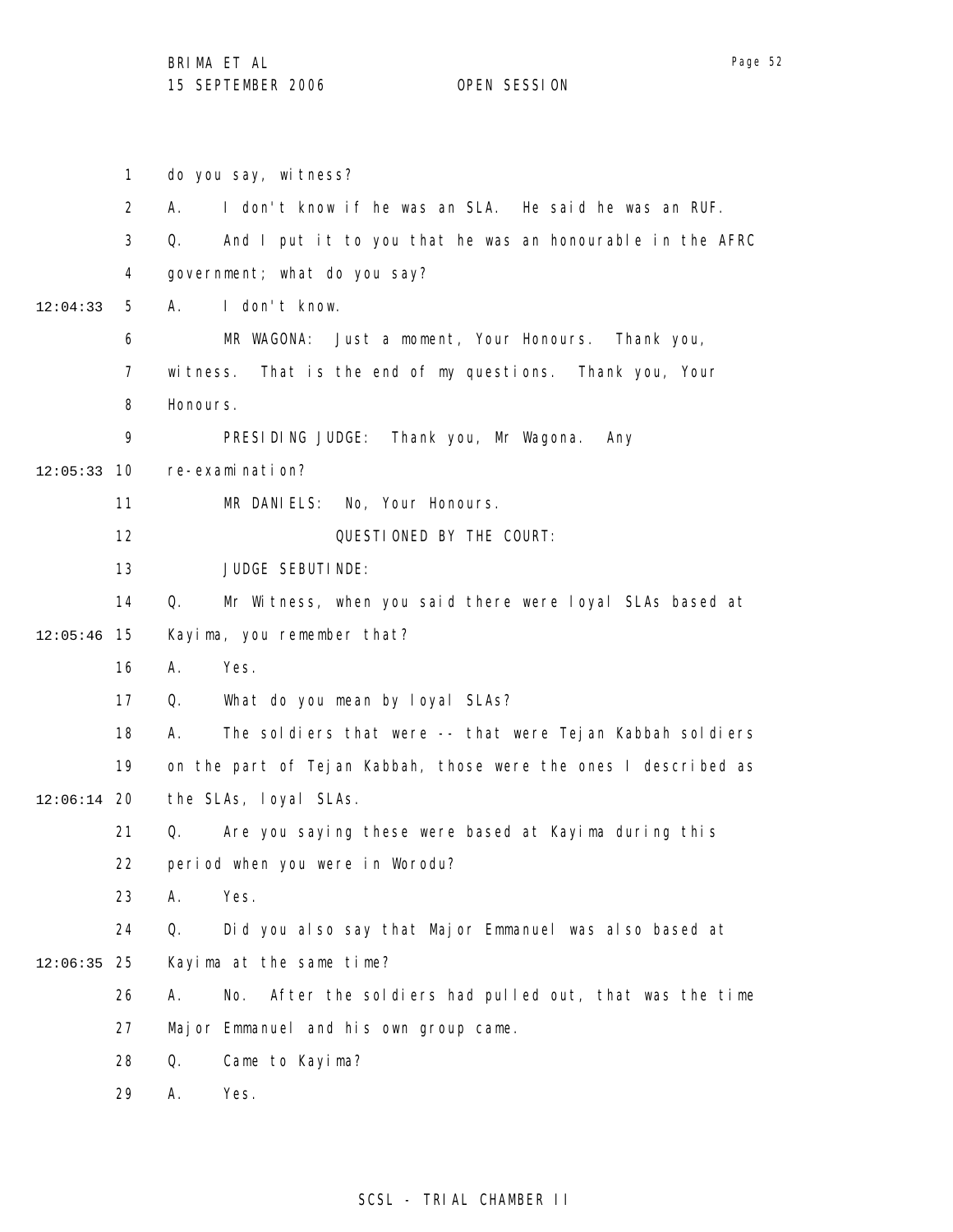1 do you say, witness?

2 A. I don't know if he was an SLA. He said he was an RUF.

3 Q. And I put it to you that he was an honourable in the AFRC

4 government; what do you say?

12:04:33 5 A. I don't know.

6 MR WAGONA: Just a moment, Your Honours. Thank you,

7 witness. That is the end of my questions. Thank you, Your

8 Honours.

9 PRESIDING JUDGE: Thank you, Mr Wagona. Any

12:05:33 10 re-examination?

11 MR DANIELS: No, Your Honours.

12 QUESTIONED BY THE COURT:

13 JUDGE SEBUTINDE:

14 Q. Mr Witness, when you said there were loyal SLAs based at

12:05:46 15 Kayima, you remember that?

16 A. Yes.

17 Q. What do you mean by loyal SLAs?

18 A. The soldiers that were -- that were Tejan Kabbah soldiers

19 on the part of Tejan Kabbah, those were the ones I described as

12:06:14 20 the SLAs, loyal SLAs.

21 Q. Are you saying these were based at Kayima during this

22 period when you were in Worodu?

23 A. Yes.

24 Q. Did you also say that Major Emmanuel was also based at

12:06:35 25 Kayima at the same time?

26 A. No. After the soldiers had pulled out, that was the time

27 Major Emmanuel and his own group came.

28 Q. Came to Kayima?

29 A. Yes.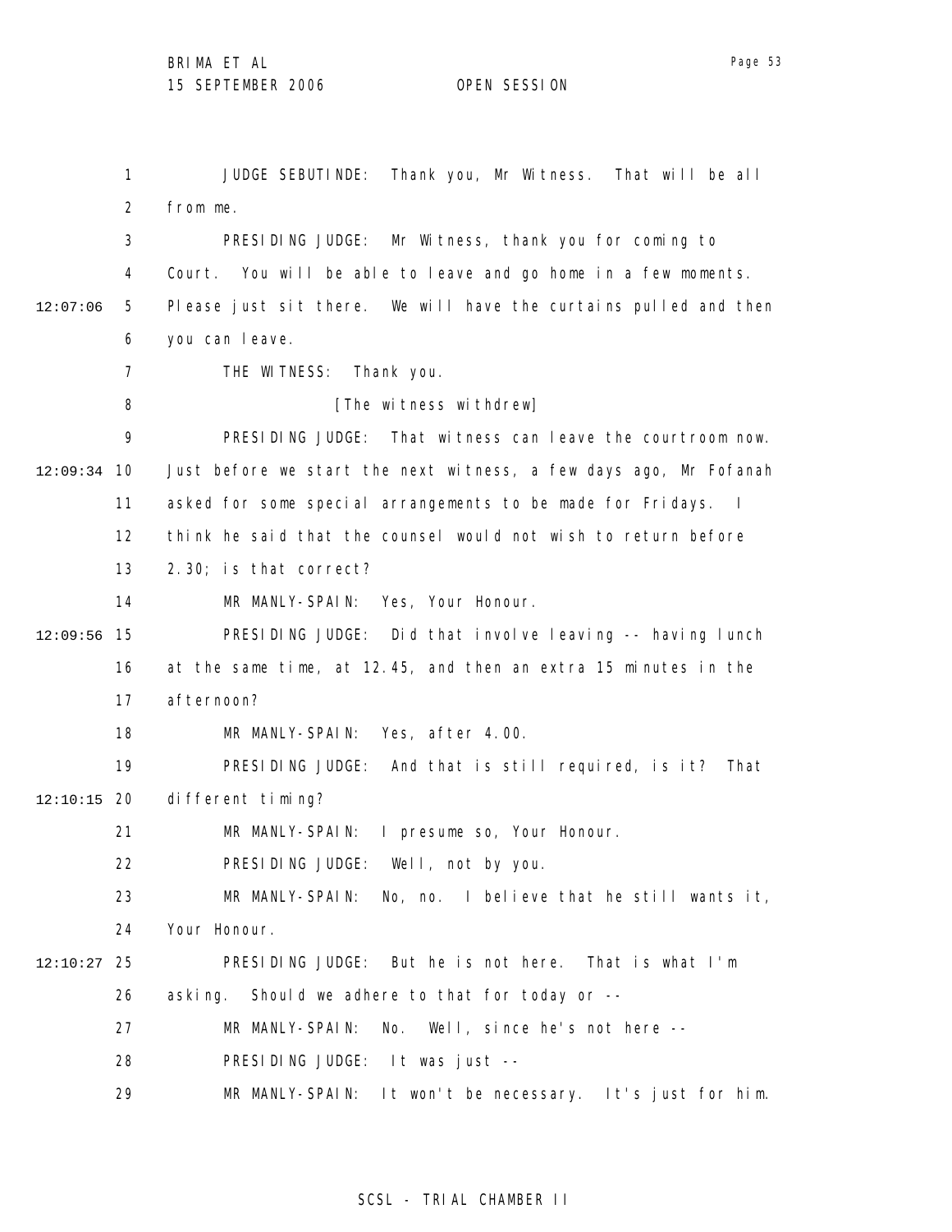JUDGE SEBUTINDE: Thank you, Mr Witness. That will be all from me.

PRESIDING JUDGE: Mr Witness, thank you for coming to Court. You will be able to leave and go home in a few moments. Please just sit there. We will have the curtains pulled and then you can leave.

THE WITNESS: Thank you.

[The witness withdrew]

PRESIDING JUDGE: That witness can leave the courtroom now. Just before we start the next witness, a few days ago, Mr Fofanah asked for some special arrangements to be made for Fridays. I think he said that the counsel would not wish to return before 2.30; is that correct?

MR MANLY-SPAIN: Yes, Your Honour.

PRESIDING JUDGE: Did that involve leaving -- having lunch at the same time, at 12.45, and then an extra 15 minutes in the afternoon?

MR MANLY-SPAIN: Yes, after 4.00.

PRESIDING JUDGE: And that is still required, is it? That different timing?

MR MANLY-SPAIN: I presume so, Your Honour.

PRESIDING JUDGE: Well, not by you.

MR MANLY-SPAIN: No, no. I believe that he still wants it, Your Honour.

PRESIDING JUDGE: But he is not here. That is what I'm asking. Should we adhere to that for today or --

MR MANLY-SPAIN: No. Well, since he's not here --

PRESIDING JUDGE: It was just --

MR MANLY-SPAIN: It won't be necessary. It's just for him.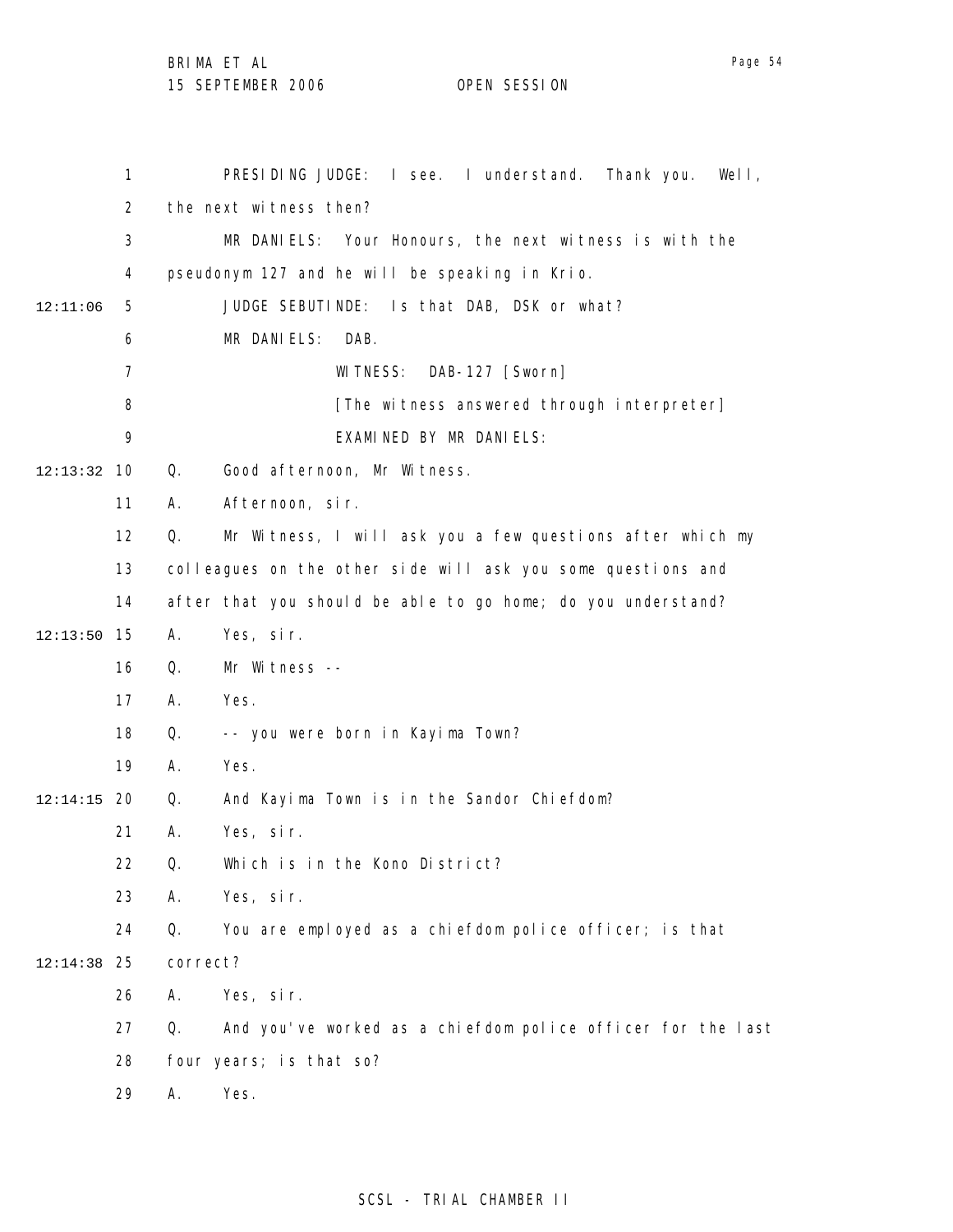PRESIDING JUDGE: I see. I understand. Thank you. Well, the next witness then?

MR DANIELS: Your Honours, the next witness is with the pseudonym 127 and he will be speaking in Krio.

JUDGE SEBUTINDE: Is that DAB, DSK or what?

MR DANIELS: DAB.

WITNESS: DAB-127 [Sworn]

[The witness answered through interpreter]

EXAMINED BY MR DANIELS:

Q. Good afternoon, Mr Witness.

A. Afternoon, sir.

Q. Mr Witness, I will ask you a few questions after which my colleagues on the other side will ask you some questions and after that you should be able to go home; do you understand?

A. Yes, sir.

Q. Mr Witness --

A. Yes.

Q. -- you were born in Kayima Town?

A. Yes.

Q. And Kayima Town is in the Sandor Chiefdom?

A. Yes, sir.

Q. Which is in the Kono District?

A. Yes, sir.

Q. You are employed as a chiefdom police officer; is that correct?

A. Yes, sir.

Q. And you've worked as a chiefdom police officer for the last four years; is that so?

A. Yes.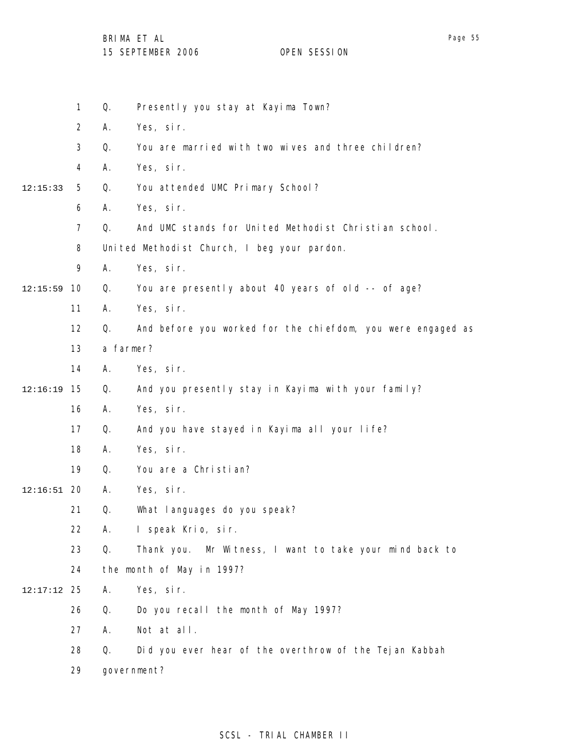1 Q. Presently you stay at Kayima Town?

2 A. Yes, sir.

3 Q. You are married with two wives and three children?

4 A. Yes, sir.

12:15:33 5 Q. You attended UMC Primary School?

6 A. Yes, sir.

7 Q. And UMC stands for United Methodist Christian school.

8 United Methodist Church, I beg your pardon.

9 A. Yes, sir.

12:15:59 10 Q. You are presently about 40 years of old -- of age?

11 A. Yes, sir.

12 Q. And before you worked for the chiefdom, you were engaged as

13 a farmer?

14 A. Yes, sir.

12:16:19 15 Q. And you presently stay in Kayima with your family?

16 A. Yes, sir.

17 Q. And you have stayed in Kayima all your life?

18 A. Yes, sir.

19 Q. You are a Christian?

12:16:51 20 A. Yes, sir.

21 Q. What languages do you speak?

22 A. I speak Krio, sir.

23 Q. Thank you. Mr Witness, I want to take your mind back to

24 the month of May in 1997?

12:17:12 25 A. Yes, sir.

26 Q. Do you recall the month of May 1997?

27 A. Not at all.

28 Q. Did you ever hear of the overthrow of the Tejan Kabbah

29 government?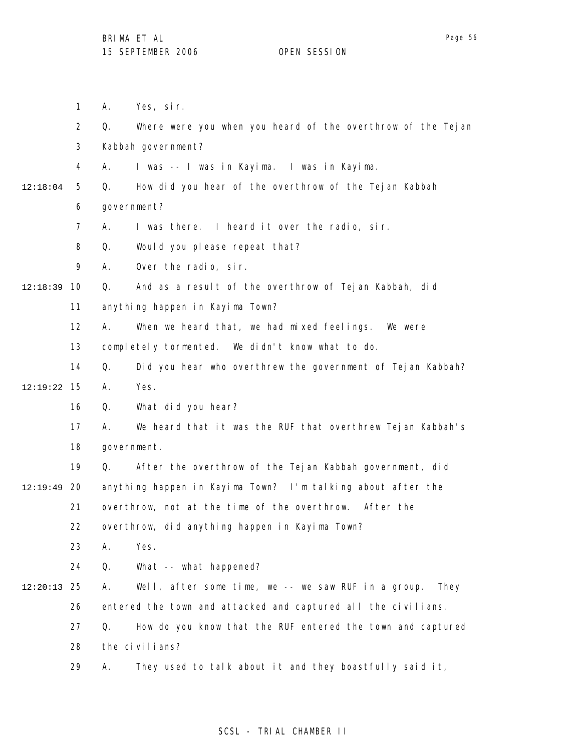A. Yes, sir.

Q. Where were you when you heard of the overthrow of the Tejan Kabbah government?

A. I was -- I was in Kayima. I was in Kayima.

Q. How did you hear of the overthrow of the Tejan Kabbah government?

A. I was there. I heard it over the radio, sir.

Q. Would you please repeat that?

A. Over the radio, sir.

Q. And as a result of the overthrow of Tejan Kabbah, did anything happen in Kayima Town?

A. When we heard that, we had mixed feelings. We were completely tormented. We didn't know what to do.

Q. Did you hear who overthrew the government of Tejan Kabbah?

A. Yes.

Q. What did you hear?

A. We heard that it was the RUF that overthrew Tejan Kabbah's government.

Q. After the overthrow of the Tejan Kabbah government, did anything happen in Kayima Town? I'm talking about after the overthrow, not at the time of the overthrow. After the overthrow, did anything happen in Kayima Town?

A. Yes.

Q. What -- what happened?

A. Well, after some time, we -- we saw RUF in a group. They entered the town and attacked and captured all the civilians.

Q. How do you know that the RUF entered the town and captured the civilians?

A. They used to talk about it and they boastfully said it,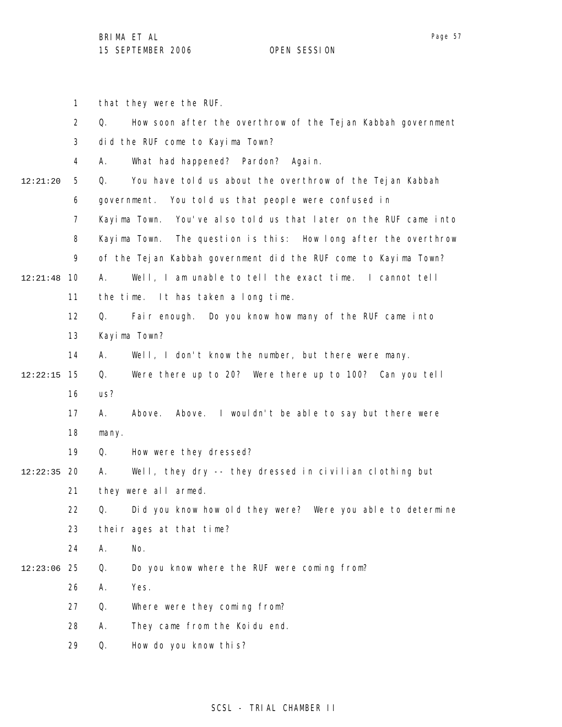that they were the RUF.

Q. How soon after the overthrow of the Tejan Kabbah government did the RUF come to Kayima Town?

A. What had happened? Pardon? Again.

Q. You have told us about the overthrow of the Tejan Kabbah government. You told us that people were confused in Kayima Town. You've also told us that later on the RUF came into Kayima Town. The question is this: How long after the overthrow of the Tejan Kabbah government did the RUF come to Kayima Town?

A. Well, I am unable to tell the exact time. I cannot tell the time. It has taken a long time.

Q. Fair enough. Do you know how many of the RUF came into Kayima Town?

A. Well, I don't know the number, but there were many.

Q. Were there up to 20? Were there up to 100? Can you tell us?

A. Above. Above. I wouldn't be able to say but there were many.

Q. How were they dressed?

A. Well, they dry -- they dressed in civilian clothing but they were all armed.

Q. Did you know how old they were? Were you able to determine their ages at that time?

A. No.

Q. Do you know where the RUF were coming from?

A. Yes.

Q. Where were they coming from?

A. They came from the Koidu end.

Q. How do you know this?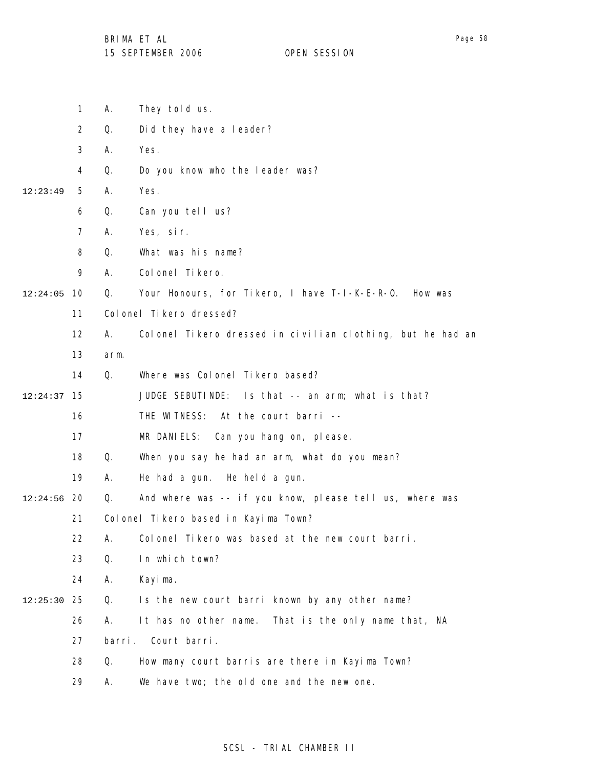1 A. They told us.

2 Q. Did they have a leader?

3 A. Yes.

4 Q. Do you know who the leader was?

12:23:49 5 A. Yes.

6 Q. Can you tell us?

7 A. Yes, sir.

8 Q. What was his name?

9 A. Colonel Tikero.

12:24:05 10 Q. Your Honours, for Tikero, I have T-I-K-E-R-O. How was

11 Colonel Tikero dressed?

12 A. Colonel Tikero dressed in civilian clothing, but he had an

13 arm.

14 Q. Where was Colonel Tikero based?

12:24:37 15 JUDGE SEBUTINDE: Is that -- an arm; what is that?

16 THE WITNESS: At the court barri --

17 MR DANIELS: Can you hang on, please.

18 Q. When you say he had an arm, what do you mean?

19 A. He had a gun. He held a gun.

12:24:56 20 Q. And where was -- if you know, please tell us, where was

21 Colonel Tikero based in Kayima Town?

22 A. Colonel Tikero was based at the new court barri.

23 Q. In which town?

24 A. Kayima.

12:25:30 25 Q. Is the new court barri known by any other name?

26 A. It has no other name. That is the only name that, NA

27 barri. Court barri.

28 Q. How many court barris are there in Kayima Town?

29 A. We have two; the old one and the new one.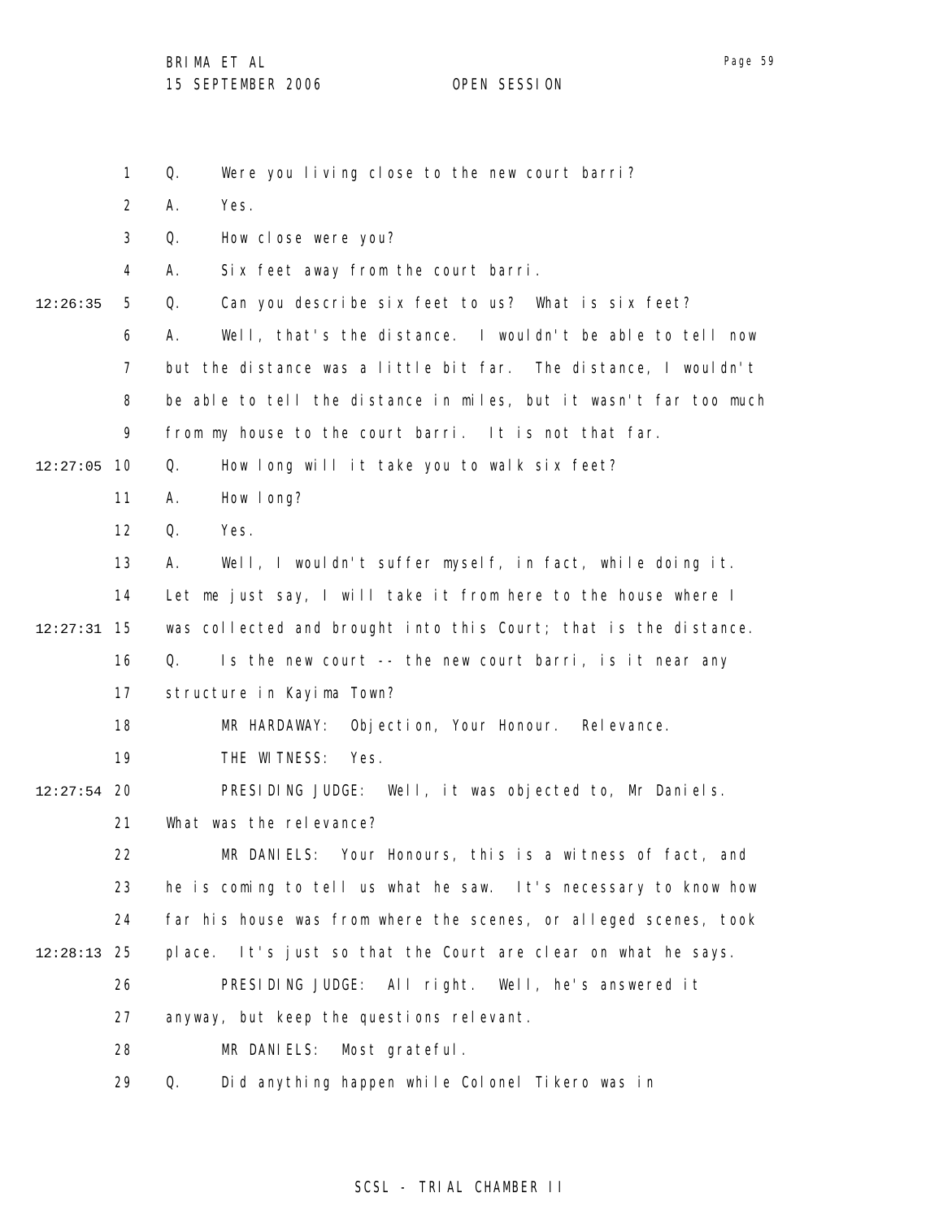Q. Were you living close to the new court barri?

A. Yes.

Q. How close were you?

A. Six feet away from the court barri.

12:26:35 Q. Can you describe six feet to us? What is six feet?

A. Well, that's the distance. I wouldn't be able to tell now but the distance was a little bit far. The distance, I wouldn't be able to tell the distance in miles, but it wasn't far too much from my house to the court barri. It is not that far.

12:27:05 Q. How long will it take you to walk six feet?

A. How long?

Q. Yes.

A. Well, I wouldn't suffer myself, in fact, while doing it. Let me just say, I will take it from here to the house where I

12:27:31 was collected and brought into this Court; that is the distance.

Q. Is the new court -- the new court barri, is it near any structure in Kayima Town?

MR HARDAWAY: Objection, Your Honour. Relevance.

THE WITNESS: Yes.

12:27:54 PRESIDING JUDGE: Well, it was objected to, Mr Daniels. What was the relevance?

MR DANIELS: Your Honours, this is a witness of fact, and he is coming to tell us what he saw. It's necessary to know how far his house was from where the scenes, or alleged scenes, took

12:28:13 place. It's just so that the Court are clear on what he says.

PRESIDING JUDGE: All right. Well, he's answered it anyway, but keep the questions relevant.

MR DANIELS: Most grateful.

Q. Did anything happen while Colonel Tikero was in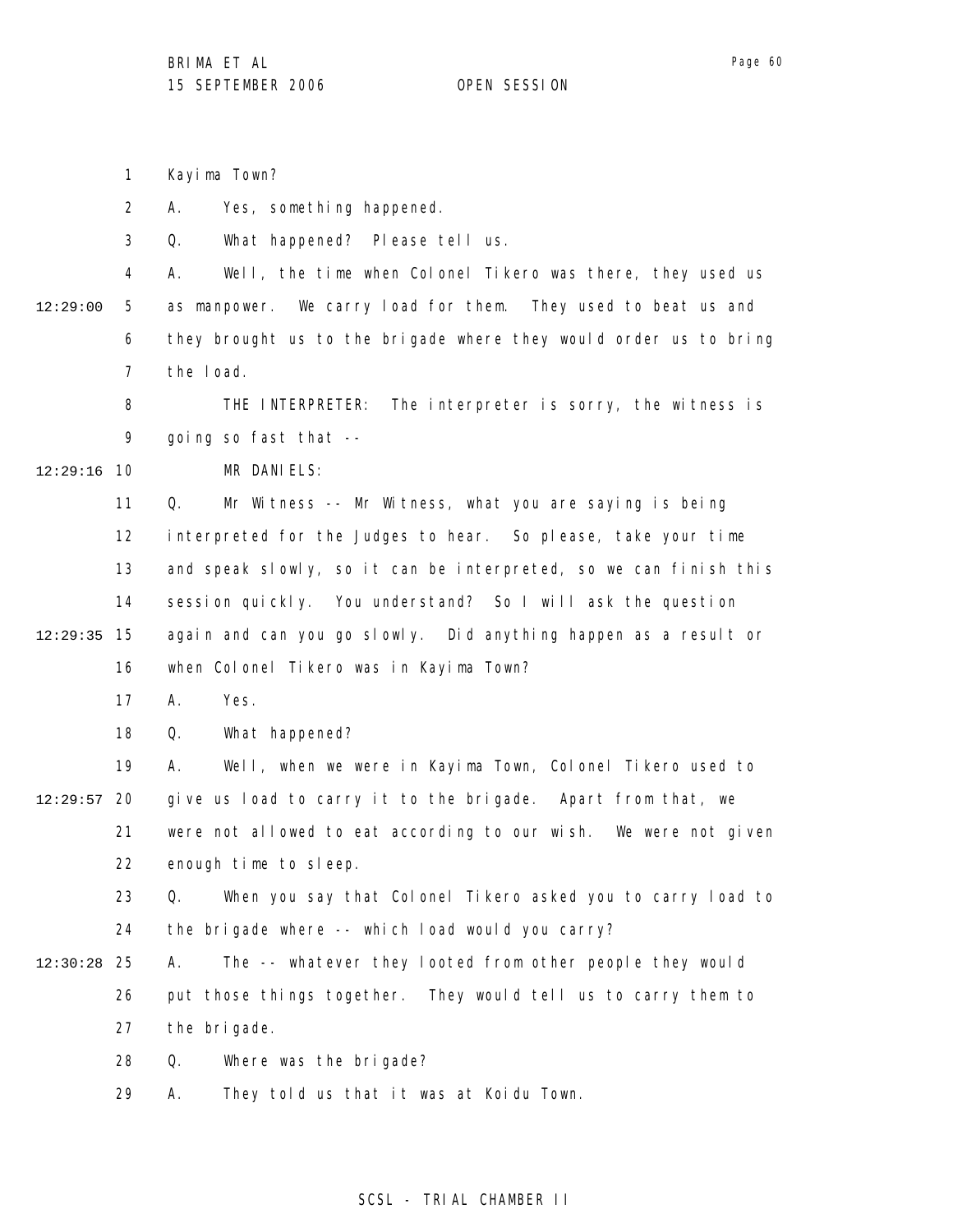Kayima Town?

A. Yes, something happened.

Q. What happened? Please tell us.

A. Well, the time when Colonel Tikero was there, they used us as manpower. We carry load for them. They used to beat us and they brought us to the brigade where they would order us to bring the load.

THE INTERPRETER: The interpreter is sorry, the witness is going so fast that --

MR DANIELS:

Q. Mr Witness -- Mr Witness, what you are saying is being interpreted for the Judges to hear. So please, take your time and speak slowly, so it can be interpreted, so we can finish this session quickly. You understand? So I will ask the question again and can you go slowly. Did anything happen as a result or when Colonel Tikero was in Kayima Town?

A. Yes.

Q. What happened?

A. Well, when we were in Kayima Town, Colonel Tikero used to give us load to carry it to the brigade. Apart from that, we were not allowed to eat according to our wish. We were not given enough time to sleep.

Q. When you say that Colonel Tikero asked you to carry load to the brigade where -- which load would you carry?

A. The -- whatever they looted from other people they would put those things together. They would tell us to carry them to the brigade.

Q. Where was the brigade?

A. They told us that it was at Koidu Town.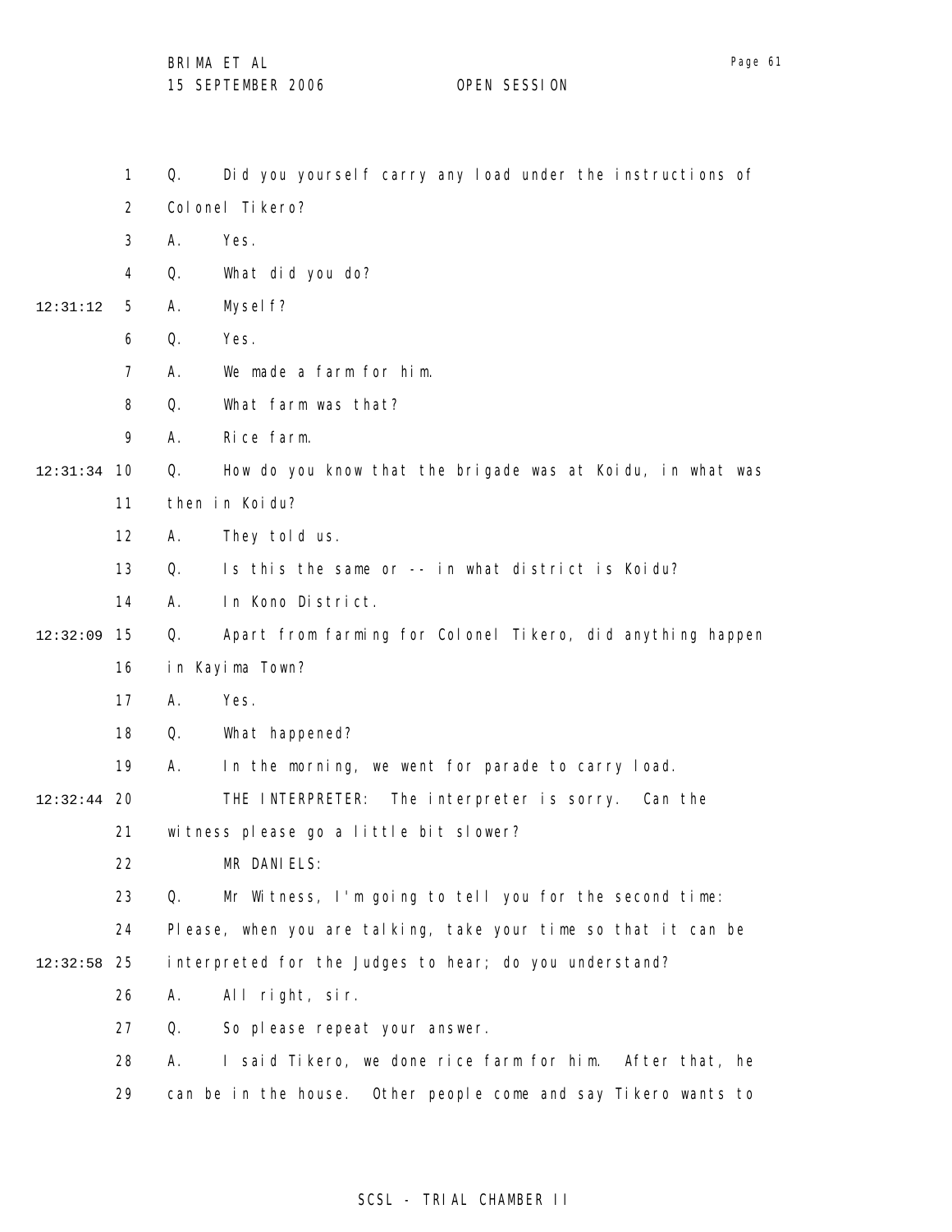Q. Did you yourself carry any load under the instructions of Colonel Tikero?

A. Yes.

Q. What did you do?

A. Myself?

Q. Yes.

A. We made a farm for him.

Q. What farm was that?

A. Rice farm.

Q. How do you know that the brigade was at Koidu, in what was then in Koidu?

A. They told us.

Q. Is this the same or -- in what district is Koidu?

A. In Kono District.

Q. Apart from farming for Colonel Tikero, did anything happen in Kayima Town?

A. Yes.

Q. What happened?

A. In the morning, we went for parade to carry load.

THE INTERPRETER: The interpreter is sorry. Can the witness please go a little bit slower?

MR DANIELS:

Q. Mr Witness, I'm going to tell you for the second time: Please, when you are talking, take your time so that it can be interpreted for the Judges to hear; do you understand?

A. All right, sir.

Q. So please repeat your answer.

A. I said Tikero, we done rice farm for him. After that, he can be in the house. Other people come and say Tikero wants to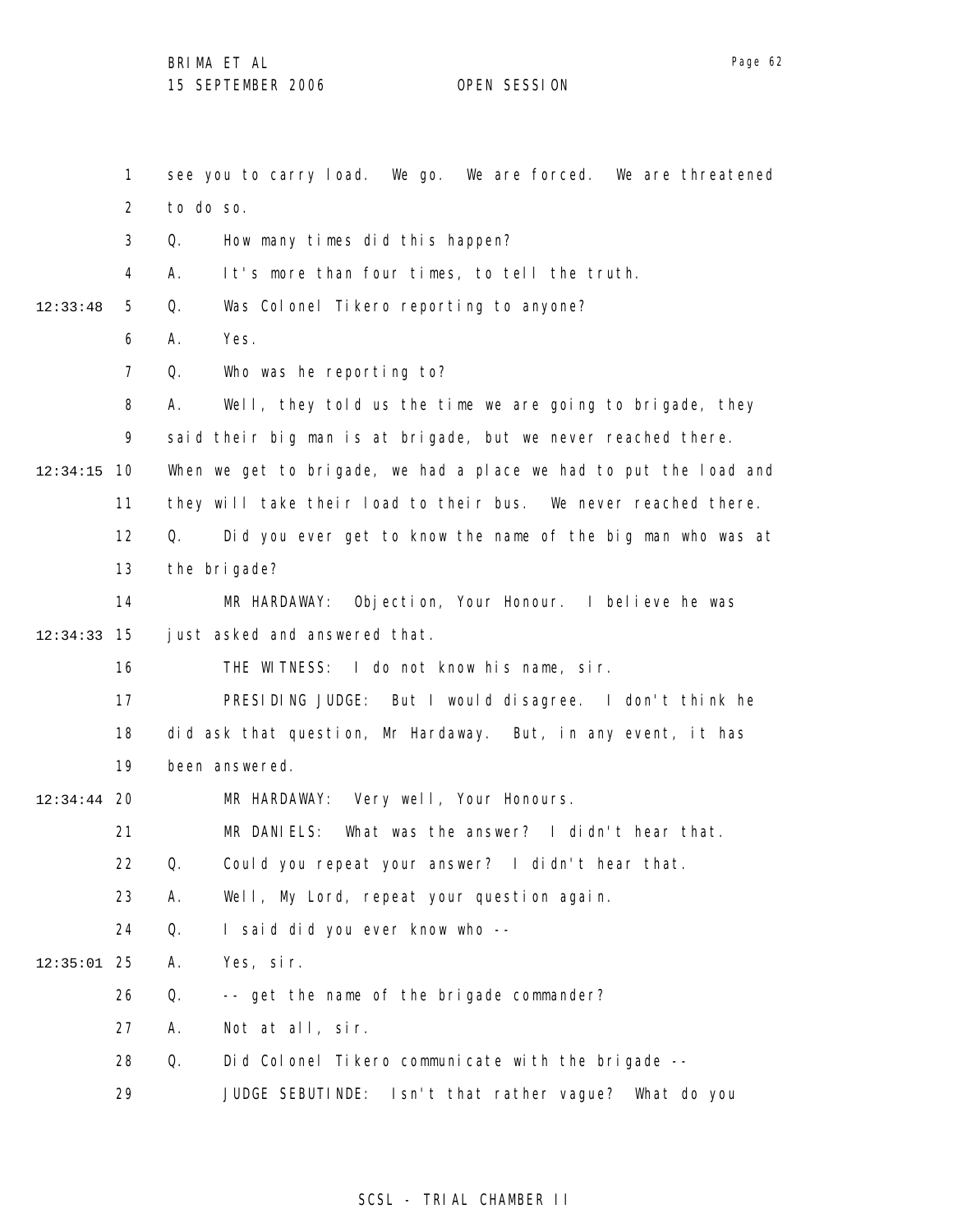1 see you to carry load. We go. We are forced. We are threatened
2 to do so.
3 Q. How many times did this happen?
4 A. It's more than four times, to tell the truth.
12:33:48 5 Q. Was Colonel Tikero reporting to anyone?
6 A. Yes.
7 Q. Who was he reporting to?
8 A. Well, they told us the time we are going to brigade, they
9 said their big man is at brigade, but we never reached there.
12:34:15 10 When we get to brigade, we had a place we had to put the load and
11 they will take their load to their bus. We never reached there.
12 Q. Did you ever get to know the name of the big man who was at
13 the brigade?
14 MR HARDAWAY: Objection, Your Honour. I believe he was
12:34:33 15 just asked and answered that.
16 THE WITNESS: I do not know his name, sir.
17 PRESIDING JUDGE: But I would disagree. I don't think he
18 did ask that question, Mr Hardaway. But, in any event, it has
19 been answered.
12:34:44 20 MR HARDAWAY: Very well, Your Honours.
21 MR DANIELS: What was the answer? I didn't hear that.
22 Q. Could you repeat your answer? I didn't hear that.
23 A. Well, My Lord, repeat your question again.
24 Q. I said did you ever know who --
12:35:01 25 A. Yes, sir.
26 Q. -- get the name of the brigade commander?
27 A. Not at all, sir.
28 Q. Did Colonel Tikero communicate with the brigade --
29 JUDGE SEBUTINDE: Isn't that rather vague? What do you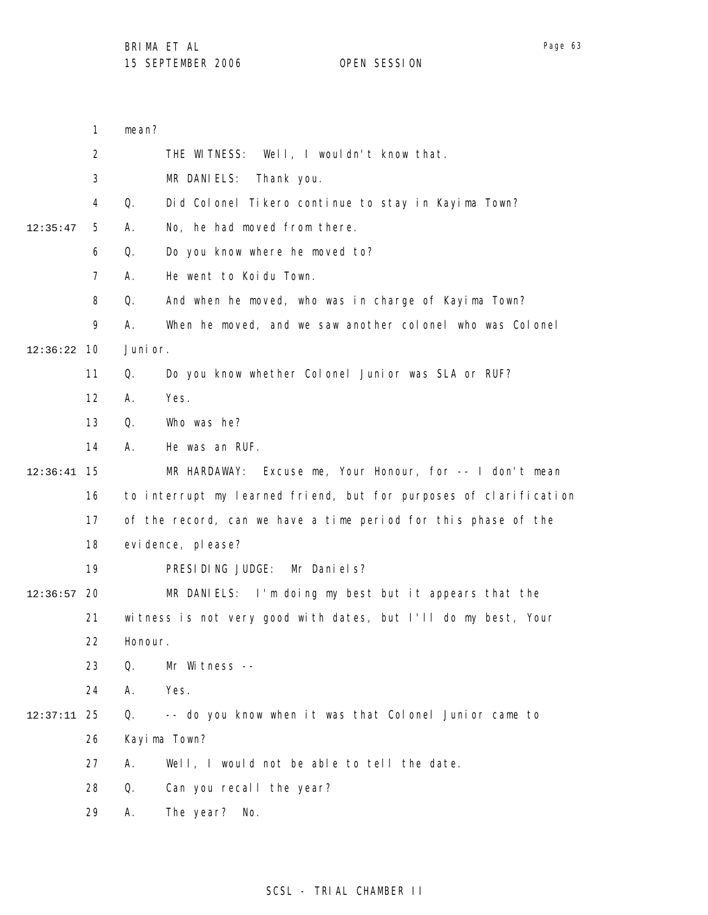mean?

THE WITNESS: Well, I wouldn't know that.

MR DANIELS: Thank you.

Q. Did Colonel Tikero continue to stay in Kayima Town?

A. No, he had moved from there.

Q. Do you know where he moved to?

A. He went to Koidu Town.

Q. And when he moved, who was in charge of Kayima Town?

A. When he moved, and we saw another colonel who was Colonel Junior.

Q. Do you know whether Colonel Junior was SLA or RUF?

A. Yes.

Q. Who was he?

A. He was an RUF.

MR HARDAWAY: Excuse me, Your Honour, for -- I don't mean to interrupt my learned friend, but for purposes of clarification of the record, can we have a time period for this phase of the evidence, please?

PRESIDING JUDGE: Mr Daniels?

MR DANIELS: I'm doing my best but it appears that the witness is not very good with dates, but I'll do my best, Your Honour.

Q. Mr Witness --

A. Yes.

Q. -- do you know when it was that Colonel Junior came to Kayima Town?

A. Well, I would not be able to tell the date.

Q. Can you recall the year?

A. The year? No.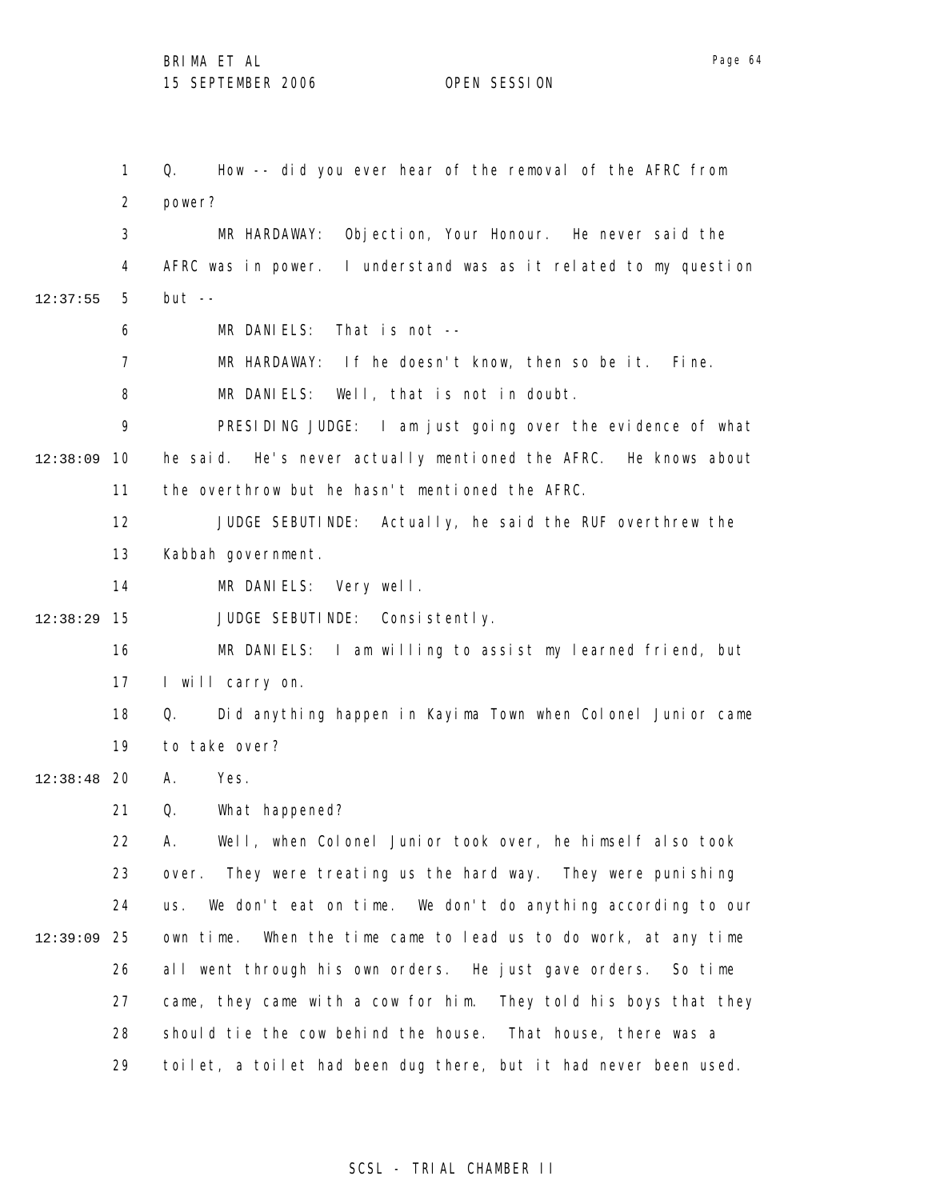Q. How -- did you ever hear of the removal of the AFRC from power?

MR HARDAWAY: Objection, Your Honour. He never said the AFRC was in power. I understand was as it related to my question but --

MR DANIELS: That is not --

MR HARDAWAY: If he doesn't know, then so be it. Fine.

MR DANIELS: Well, that is not in doubt.

PRESIDING JUDGE: I am just going over the evidence of what he said. He's never actually mentioned the AFRC. He knows about the overthrow but he hasn't mentioned the AFRC.

JUDGE SEBUTINDE: Actually, he said the RUF overthrew the Kabbah government.

MR DANIELS: Very well.

JUDGE SEBUTINDE: Consistently.

MR DANIELS: I am willing to assist my learned friend, but I will carry on.

Q. Did anything happen in Kayima Town when Colonel Junior came to take over?

A. Yes.

Q. What happened?

A. Well, when Colonel Junior took over, he himself also took over. They were treating us the hard way. They were punishing us. We don't eat on time. We don't do anything according to our own time. When the time came to lead us to do work, at any time all went through his own orders. He just gave orders. So time came, they came with a cow for him. They told his boys that they should tie the cow behind the house. That house, there was a toilet, a toilet had been dug there, but it had never been used.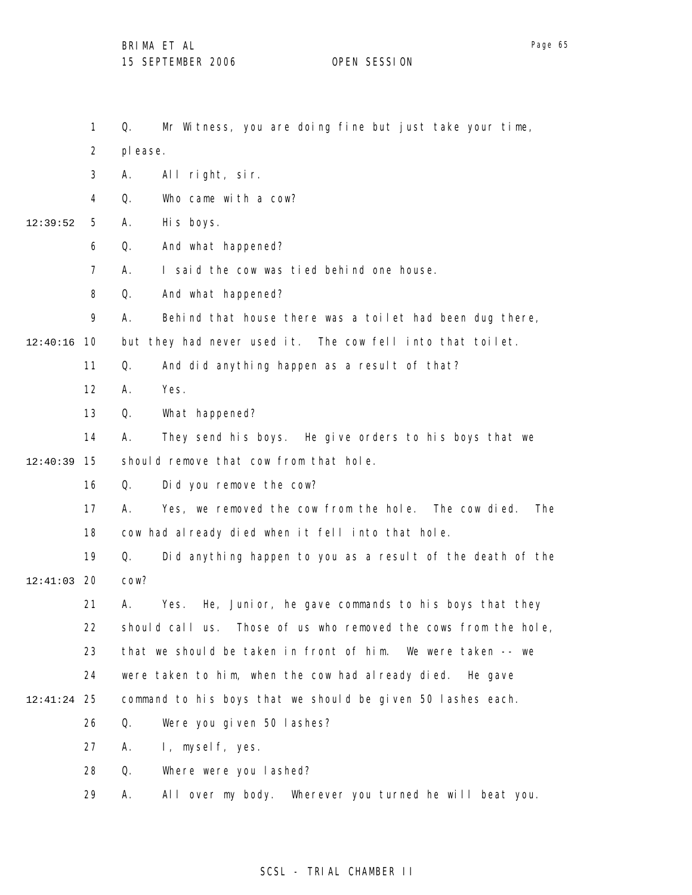Q. Mr Witness, you are doing fine but just take your time, please.

A. All right, sir.

Q. Who came with a cow?

A. His boys.

Q. And what happened?

A. I said the cow was tied behind one house.

Q. And what happened?

A. Behind that house there was a toilet had been dug there, but they had never used it. The cow fell into that toilet.

Q. And did anything happen as a result of that?

A. Yes.

Q. What happened?

A. They send his boys. He give orders to his boys that we should remove that cow from that hole.

Q. Did you remove the cow?

A. Yes, we removed the cow from the hole. The cow died. The cow had already died when it fell into that hole.

Q. Did anything happen to you as a result of the death of the cow?

A. Yes. He, Junior, he gave commands to his boys that they should call us. Those of us who removed the cows from the hole, that we should be taken in front of him. We were taken -- we were taken to him, when the cow had already died. He gave command to his boys that we should be given 50 lashes each.

Q. Were you given 50 lashes?

A. I, myself, yes.

Q. Where were you lashed?

A. All over my body. Wherever you turned he will beat you.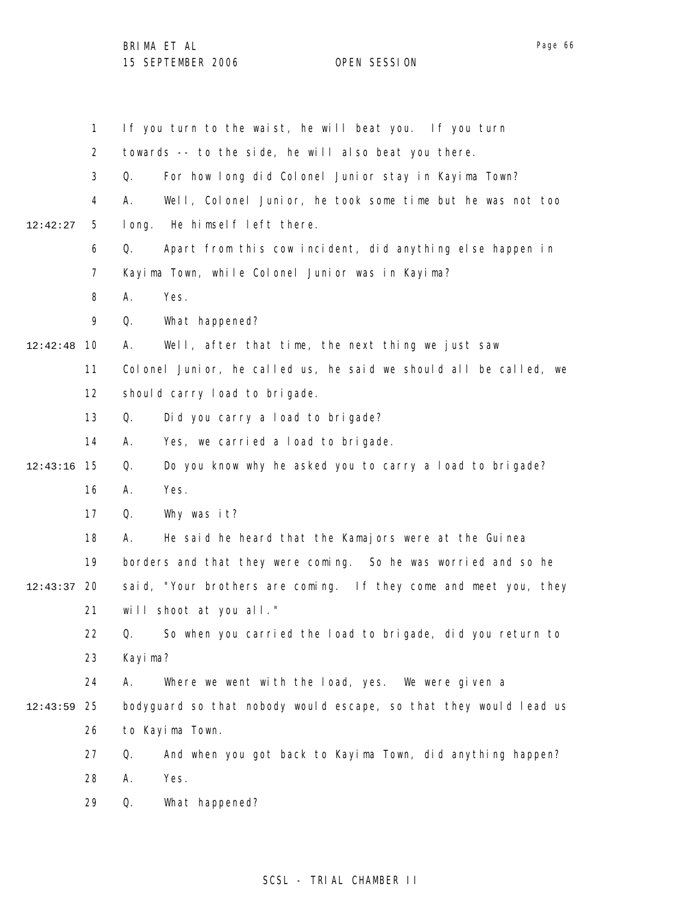1 If you turn to the waist, he will beat you. If you turn
2 towards -- to the side, he will also beat you there.
3 Q. For how long did Colonel Junior stay in Kayima Town?
4 A. Well, Colonel Junior, he took some time but he was not too
12:42:27 5 long. He himself left there.
6 Q. Apart from this cow incident, did anything else happen in
7 Kayima Town, while Colonel Junior was in Kayima?
8 A. Yes.
9 Q. What happened?
12:42:48 10 A. Well, after that time, the next thing we just saw
11 Colonel Junior, he called us, he said we should all be called, we
12 should carry load to brigade.
13 Q. Did you carry a load to brigade?
14 A. Yes, we carried a load to brigade.
12:43:16 15 Q. Do you know why he asked you to carry a load to brigade?
16 A. Yes.
17 Q. Why was it?
18 A. He said he heard that the Kamajors were at the Guinea
19 borders and that they were coming. So he was worried and so he
12:43:37 20 said, "Your brothers are coming. If they come and meet you, they
21 will shoot at you all."
22 Q. So when you carried the load to brigade, did you return to
23 Kayima?
24 A. Where we went with the load, yes. We were given a
12:43:59 25 bodyguard so that nobody would escape, so that they would lead us
26 to Kayima Town.
27 Q. And when you got back to Kayima Town, did anything happen?
28 A. Yes.
29 Q. What happened?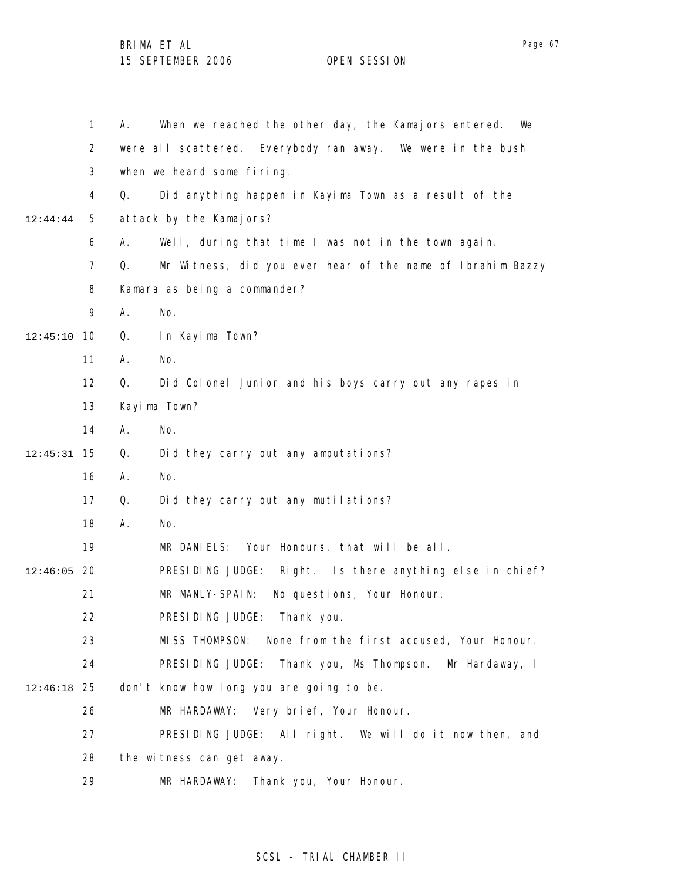A. When we reached the other day, the Kamajors entered. We were all scattered. Everybody ran away. We were in the bush when we heard some firing.

Q. Did anything happen in Kayima Town as a result of the attack by the Kamajors?

A. Well, during that time I was not in the town again.

Q. Mr Witness, did you ever hear of the name of Ibrahim Bazzy Kamara as being a commander?

A. No.

Q. In Kayima Town?

A. No.

Q. Did Colonel Junior and his boys carry out any rapes in Kayima Town?

A. No.

Q. Did they carry out any amputations?

A. No.

Q. Did they carry out any mutilations?

A. No.

MR DANIELS: Your Honours, that will be all.

PRESIDING JUDGE: Right. Is there anything else in chief?

MR MANLY-SPAIN: No questions, Your Honour.

PRESIDING JUDGE: Thank you.

MISS THOMPSON: None from the first accused, Your Honour.

PRESIDING JUDGE: Thank you, Ms Thompson. Mr Hardaway, I don't know how long you are going to be.

MR HARDAWAY: Very brief, Your Honour.

PRESIDING JUDGE: All right. We will do it now then, and the witness can get away.

MR HARDAWAY: Thank you, Your Honour.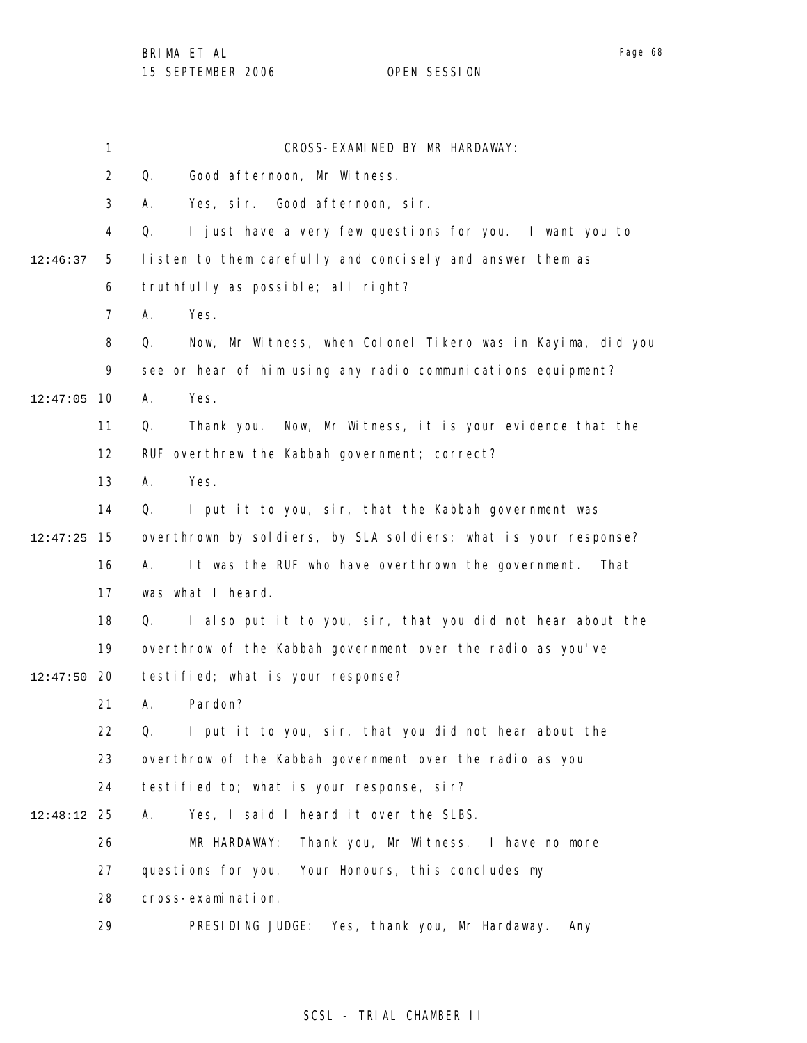CROSS-EXAMINED BY MR HARDAWAY:

Q. Good afternoon, Mr Witness.

A. Yes, sir. Good afternoon, sir.

Q. I just have a very few questions for you. I want you to listen to them carefully and concisely and answer them as truthfully as possible; all right?

A. Yes.

Q. Now, Mr Witness, when Colonel Tikero was in Kayima, did you see or hear of him using any radio communications equipment?

A. Yes.

Q. Thank you. Now, Mr Witness, it is your evidence that the RUF overthrew the Kabbah government; correct?

A. Yes.

Q. I put it to you, sir, that the Kabbah government was overthrown by soldiers, by SLA soldiers; what is your response?

A. It was the RUF who have overthrown the government. That was what I heard.

Q. I also put it to you, sir, that you did not hear about the overthrow of the Kabbah government over the radio as you've testified; what is your response?

A. Pardon?

Q. I put it to you, sir, that you did not hear about the overthrow of the Kabbah government over the radio as you testified to; what is your response, sir?

A. Yes, I said I heard it over the SLBS.

MR HARDAWAY: Thank you, Mr Witness. I have no more questions for you. Your Honours, this concludes my cross-examination.

PRESIDING JUDGE: Yes, thank you, Mr Hardaway. Any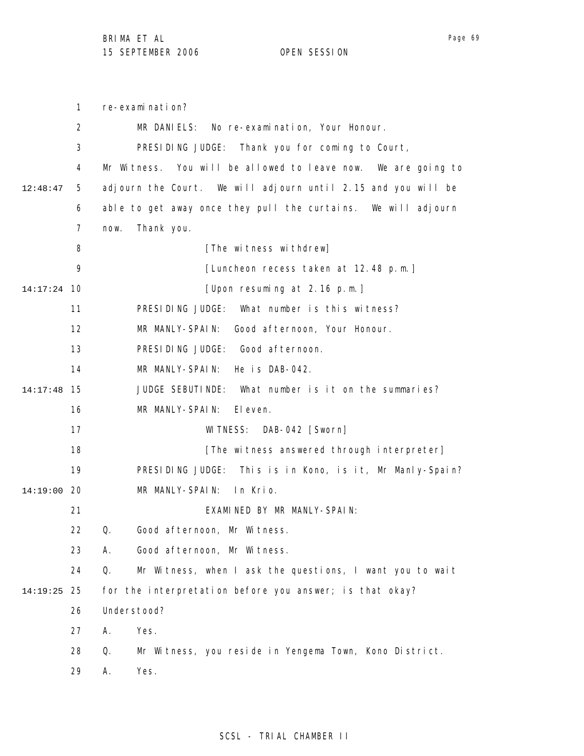re-examination?

MR DANIELS: No re-examination, Your Honour.

PRESIDING JUDGE: Thank you for coming to Court, Mr Witness. You will be allowed to leave now. We are going to adjourn the Court. We will adjourn until 2.15 and you will be able to get away once they pull the curtains. We will adjourn now. Thank you.

[The witness withdrew]

[Luncheon recess taken at 12.48 p.m.]

[Upon resuming at 2.16 p.m.]

PRESIDING JUDGE: What number is this witness?

MR MANLY-SPAIN: Good afternoon, Your Honour.

PRESIDING JUDGE: Good afternoon.

MR MANLY-SPAIN: He is DAB-042.

JUDGE SEBUTINDE: What number is it on the summaries?

MR MANLY-SPAIN: Eleven.

WITNESS: DAB-042 [Sworn]

[The witness answered through interpreter]

PRESIDING JUDGE: This is in Kono, is it, Mr Manly-Spain?

MR MANLY-SPAIN: In Krio.

EXAMINED BY MR MANLY-SPAIN:

Q. Good afternoon, Mr Witness.

A. Good afternoon, Mr Witness.

Q. Mr Witness, when I ask the questions, I want you to wait for the interpretation before you answer; is that okay? Understood?

A. Yes.

Q. Mr Witness, you reside in Yengema Town, Kono District.

A. Yes.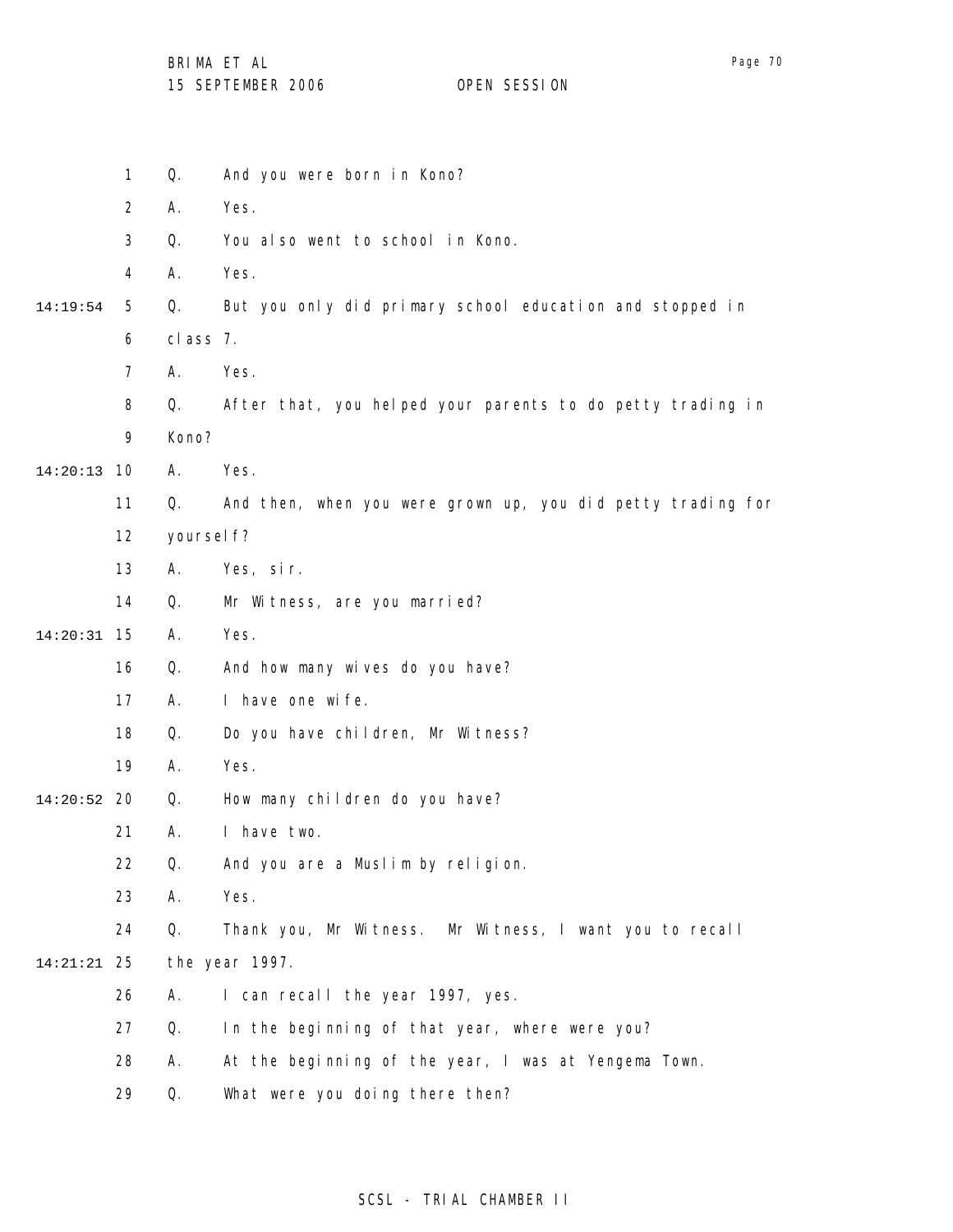Q. And you were born in Kono?

A. Yes.

Q. You also went to school in Kono.

A. Yes.

Q. But you only did primary school education and stopped in class 7.

A. Yes.

Q. After that, you helped your parents to do petty trading in Kono?

A. Yes.

Q. And then, when you were grown up, you did petty trading for yourself?

A. Yes, sir.

Q. Mr Witness, are you married?

A. Yes.

Q. And how many wives do you have?

A. I have one wife.

Q. Do you have children, Mr Witness?

A. Yes.

Q. How many children do you have?

A. I have two.

Q. And you are a Muslim by religion.

A. Yes.

Q. Thank you, Mr Witness. Mr Witness, I want you to recall the year 1997.

A. I can recall the year 1997, yes.

Q. In the beginning of that year, where were you?

A. At the beginning of the year, I was at Yengema Town.

Q. What were you doing there then?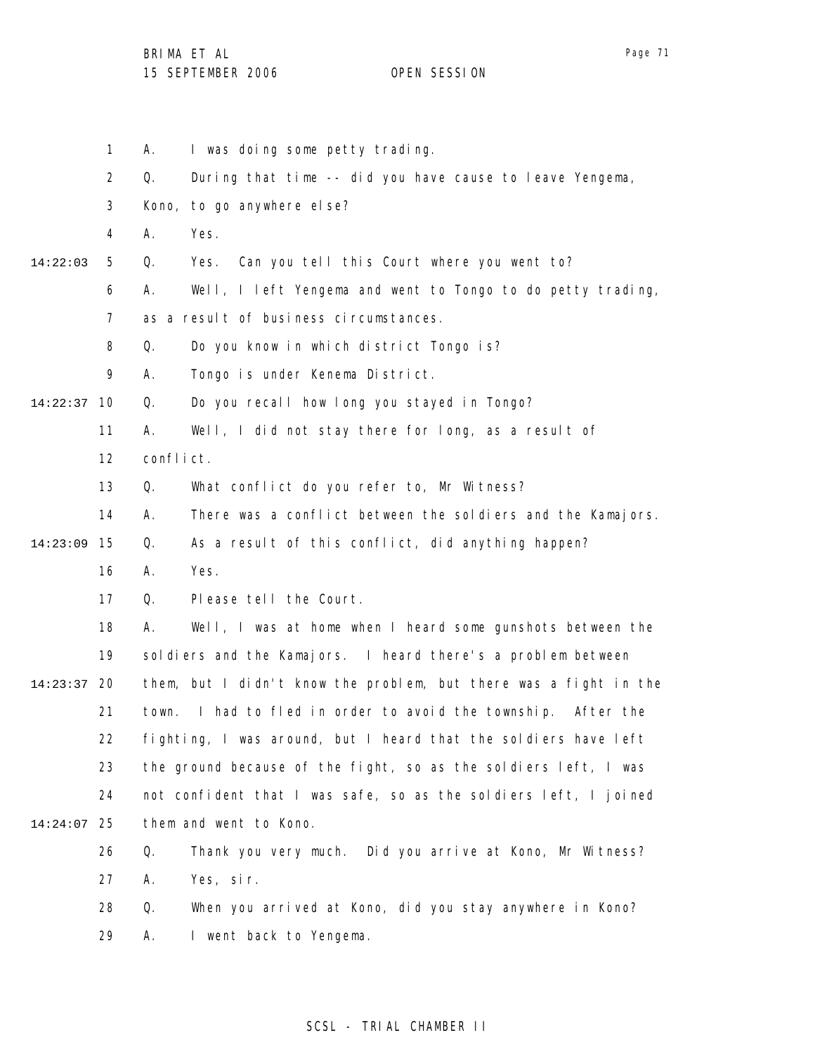A. I was doing some petty trading.

Q. During that time -- did you have cause to leave Yengema, Kono, to go anywhere else?

A. Yes.

Q. Yes. Can you tell this Court where you went to?

A. Well, I left Yengema and went to Tongo to do petty trading, as a result of business circumstances.

Q. Do you know in which district Tongo is?

A. Tongo is under Kenema District.

Q. Do you recall how long you stayed in Tongo?

A. Well, I did not stay there for long, as a result of conflict.

Q. What conflict do you refer to, Mr Witness?

A. There was a conflict between the soldiers and the Kamajors.

Q. As a result of this conflict, did anything happen?

A. Yes.

Q. Please tell the Court.

A. Well, I was at home when I heard some gunshots between the soldiers and the Kamajors. I heard there's a problem between them, but I didn't know the problem, but there was a fight in the town. I had to fled in order to avoid the township. After the fighting, I was around, but I heard that the soldiers have left the ground because of the fight, so as the soldiers left, I was not confident that I was safe, so as the soldiers left, I joined them and went to Kono.

Q. Thank you very much. Did you arrive at Kono, Mr Witness?

A. Yes, sir.

Q. When you arrived at Kono, did you stay anywhere in Kono?

A. I went back to Yengema.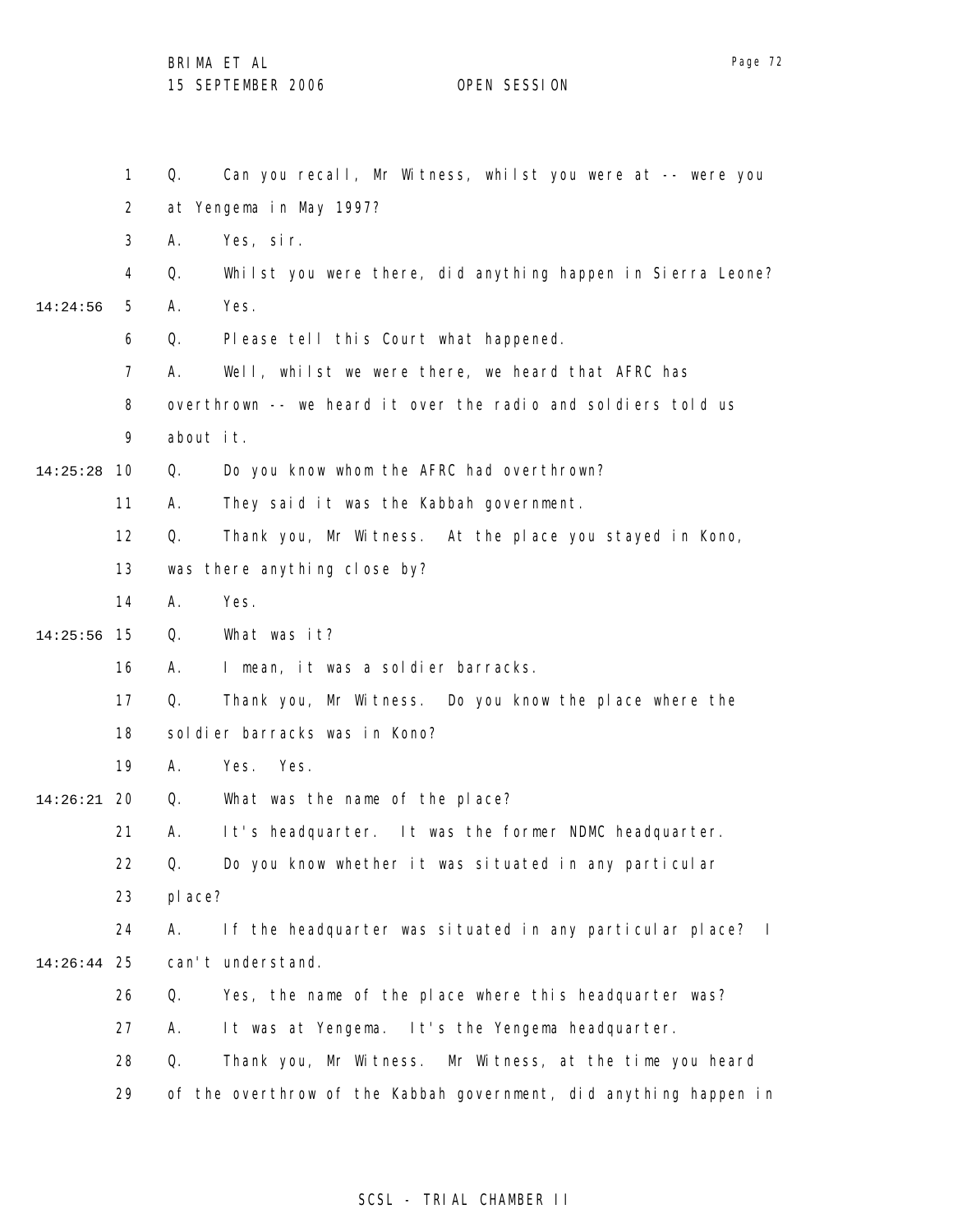Q. Can you recall, Mr Witness, whilst you were at -- were you at Yengema in May 1997?

A. Yes, sir.

Q. Whilst you were there, did anything happen in Sierra Leone?

A. Yes.

Q. Please tell this Court what happened.

A. Well, whilst we were there, we heard that AFRC has overthrown -- we heard it over the radio and soldiers told us about it.

Q. Do you know whom the AFRC had overthrown?

A. They said it was the Kabbah government.

Q. Thank you, Mr Witness. At the place you stayed in Kono, was there anything close by?

A. Yes.

Q. What was it?

A. I mean, it was a soldier barracks.

Q. Thank you, Mr Witness. Do you know the place where the soldier barracks was in Kono?

A. Yes. Yes.

Q. What was the name of the place?

A. It's headquarter. It was the former NDMC headquarter.

Q. Do you know whether it was situated in any particular place?

A. If the headquarter was situated in any particular place? I can't understand.

Q. Yes, the name of the place where this headquarter was?

A. It was at Yengema. It's the Yengema headquarter.

Q. Thank you, Mr Witness. Mr Witness, at the time you heard of the overthrow of the Kabbah government, did anything happen in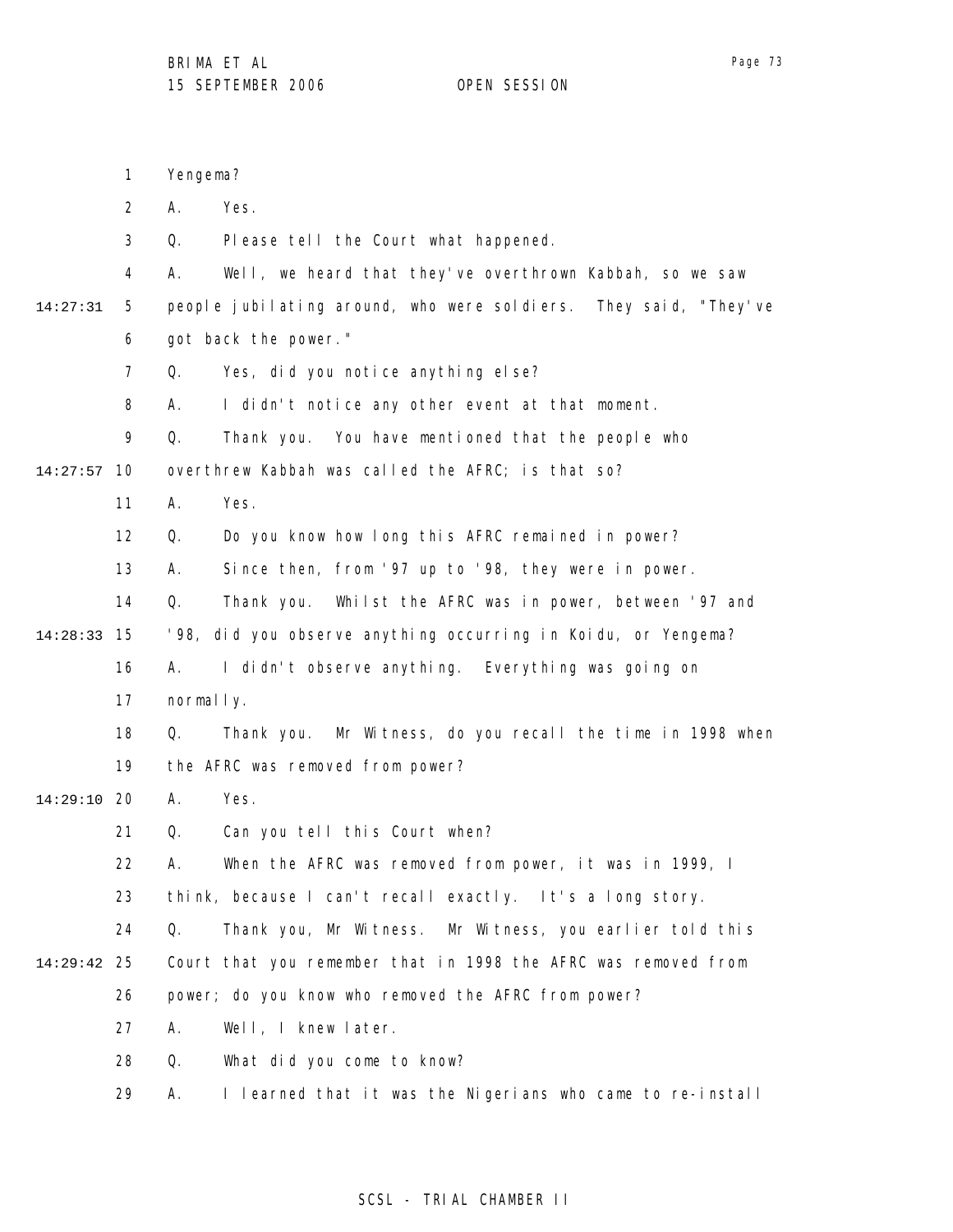Yengema?

A. Yes.

Q. Please tell the Court what happened.

A. Well, we heard that they've overthrown Kabbah, so we saw people jubilating around, who were soldiers. They said, "They've got back the power."

Q. Yes, did you notice anything else?

A. I didn't notice any other event at that moment.

Q. Thank you. You have mentioned that the people who overthrew Kabbah was called the AFRC; is that so?

A. Yes.

Q. Do you know how long this AFRC remained in power?

A. Since then, from '97 up to '98, they were in power.

Q. Thank you. Whilst the AFRC was in power, between '97 and '98, did you observe anything occurring in Koidu, or Yengema?

A. I didn't observe anything. Everything was going on normally.

Q. Thank you. Mr Witness, do you recall the time in 1998 when the AFRC was removed from power?

A. Yes.

Q. Can you tell this Court when?

A. When the AFRC was removed from power, it was in 1999, I think, because I can't recall exactly. It's a long story.

Q. Thank you, Mr Witness. Mr Witness, you earlier told this Court that you remember that in 1998 the AFRC was removed from power; do you know who removed the AFRC from power?

A. Well, I knew later.

Q. What did you come to know?

A. I learned that it was the Nigerians who came to re-install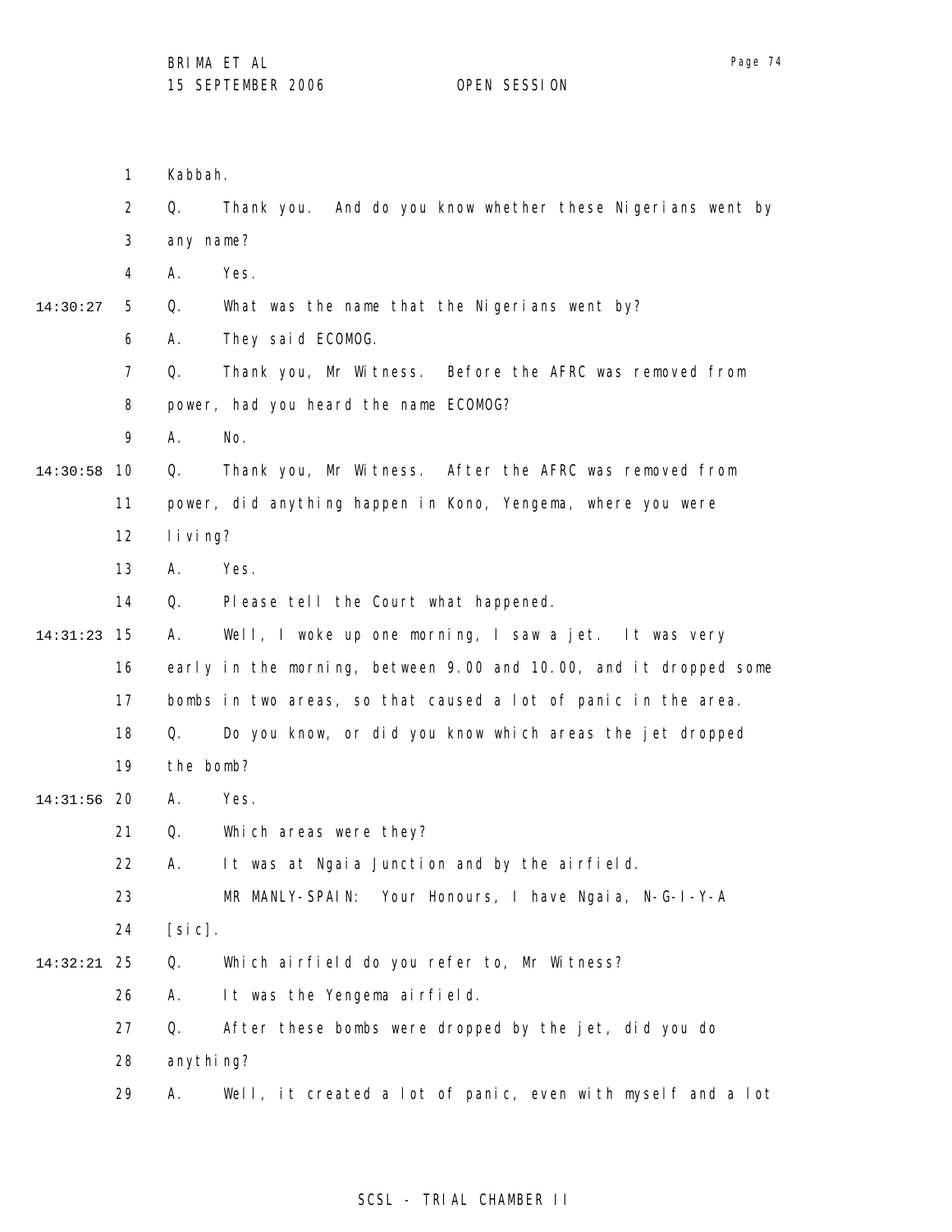Kabbah.

Q. Thank you. And do you know whether these Nigerians went by any name?

A. Yes.

Q. What was the name that the Nigerians went by?

A. They said ECOMOG.

Q. Thank you, Mr Witness. Before the AFRC was removed from power, had you heard the name ECOMOG?

A. No.

Q. Thank you, Mr Witness. After the AFRC was removed from power, did anything happen in Kono, Yengema, where you were living?

A. Yes.

Q. Please tell the Court what happened.

A. Well, I woke up one morning, I saw a jet. It was very early in the morning, between 9.00 and 10.00, and it dropped some bombs in two areas, so that caused a lot of panic in the area.

Q. Do you know, or did you know which areas the jet dropped the bomb?

A. Yes.

Q. Which areas were they?

A. It was at Ngaia Junction and by the airfield.

MR MANLY-SPAIN: Your Honours, I have Ngaia, N-G-I-Y-A [sic].

Q. Which airfield do you refer to, Mr Witness?

A. It was the Yengema airfield.

Q. After these bombs were dropped by the jet, did you do anything?

A. Well, it created a lot of panic, even with myself and a lot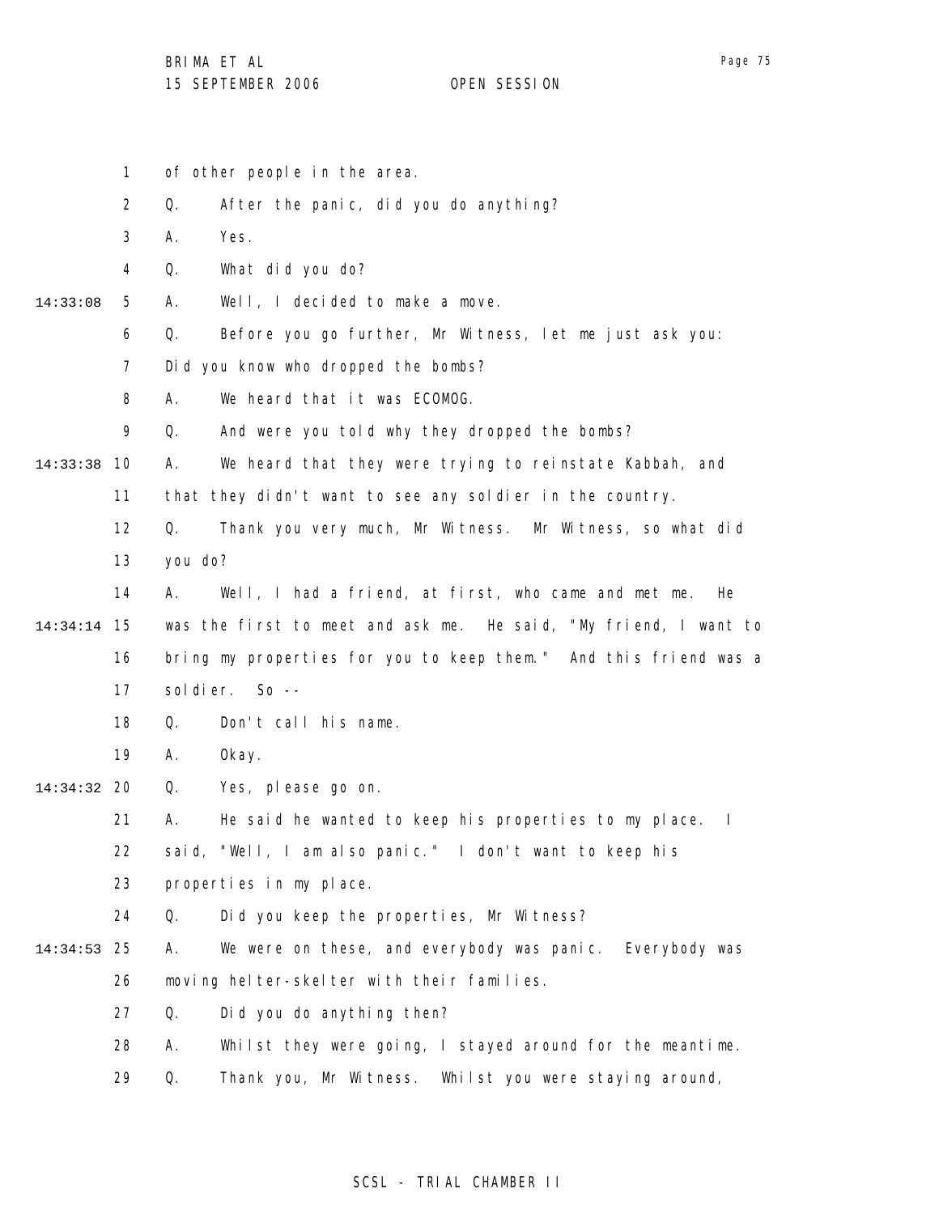of other people in the area.

Q. After the panic, did you do anything?

A. Yes.

Q. What did you do?

A. Well, I decided to make a move.

Q. Before you go further, Mr Witness, let me just ask you: Did you know who dropped the bombs?

A. We heard that it was ECOMOG.

Q. And were you told why they dropped the bombs?

A. We heard that they were trying to reinstate Kabbah, and that they didn't want to see any soldier in the country.

Q. Thank you very much, Mr Witness. Mr Witness, so what did you do?

A. Well, I had a friend, at first, who came and met me. He was the first to meet and ask me. He said, "My friend, I want to bring my properties for you to keep them." And this friend was a soldier. So --

Q. Don't call his name.

A. Okay.

Q. Yes, please go on.

A. He said he wanted to keep his properties to my place. I said, "Well, I am also panic." I don't want to keep his properties in my place.

Q. Did you keep the properties, Mr Witness?

A. We were on these, and everybody was panic. Everybody was moving helter-skelter with their families.

Q. Did you do anything then?

A. Whilst they were going, I stayed around for the meantime.

Q. Thank you, Mr Witness. Whilst you were staying around,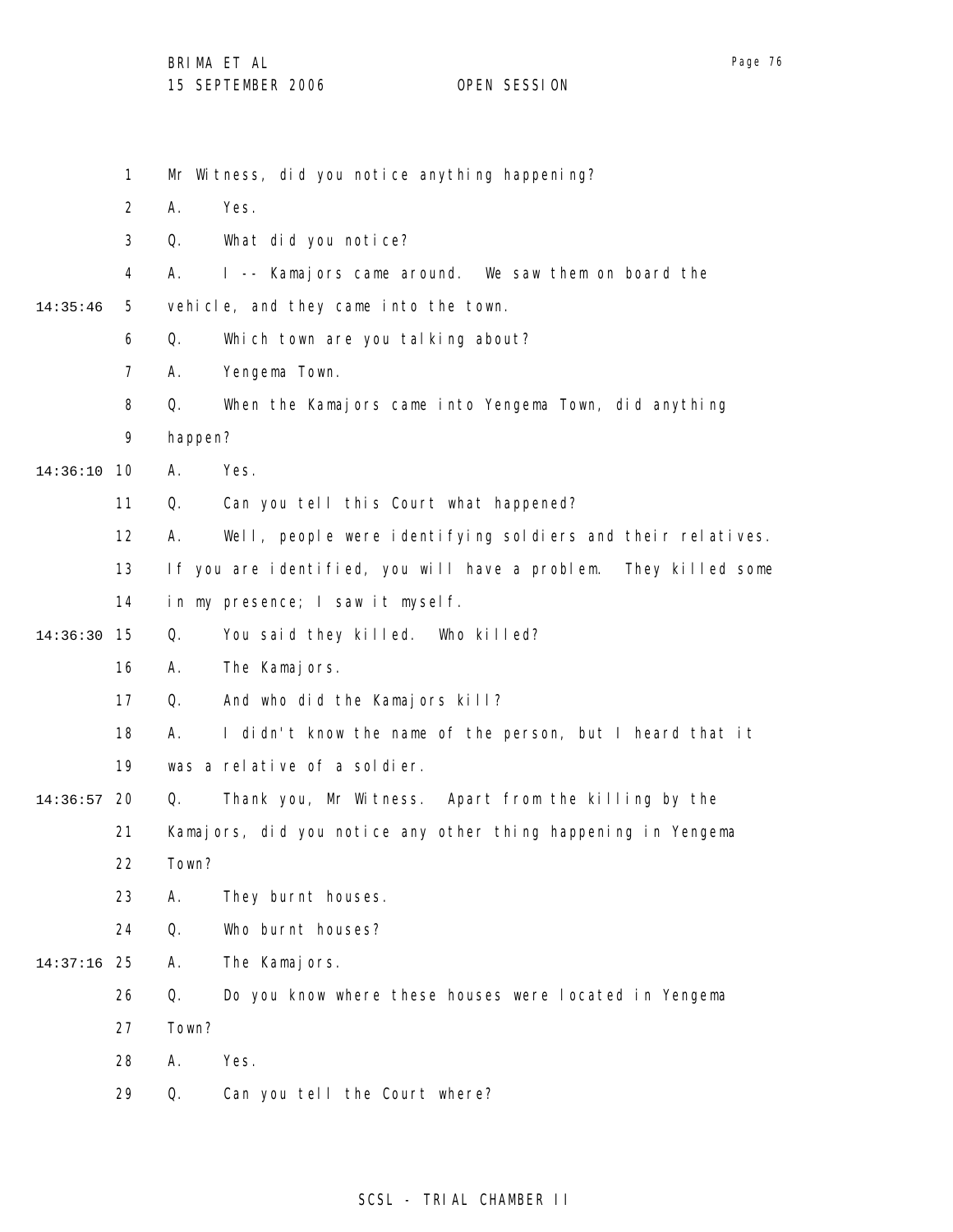Mr Witness, did you notice anything happening?

A. Yes.

Q. What did you notice?

A. I -- Kamajors came around. We saw them on board the vehicle, and they came into the town.

Q. Which town are you talking about?

A. Yengema Town.

Q. When the Kamajors came into Yengema Town, did anything happen?

A. Yes.

Q. Can you tell this Court what happened?

A. Well, people were identifying soldiers and their relatives. If you are identified, you will have a problem. They killed some in my presence; I saw it myself.

Q. You said they killed. Who killed?

A. The Kamajors.

Q. And who did the Kamajors kill?

A. I didn't know the name of the person, but I heard that it was a relative of a soldier.

Q. Thank you, Mr Witness. Apart from the killing by the Kamajors, did you notice any other thing happening in Yengema Town?

A. They burnt houses.

Q. Who burnt houses?

A. The Kamajors.

Q. Do you know where these houses were located in Yengema Town?

A. Yes.

Q. Can you tell the Court where?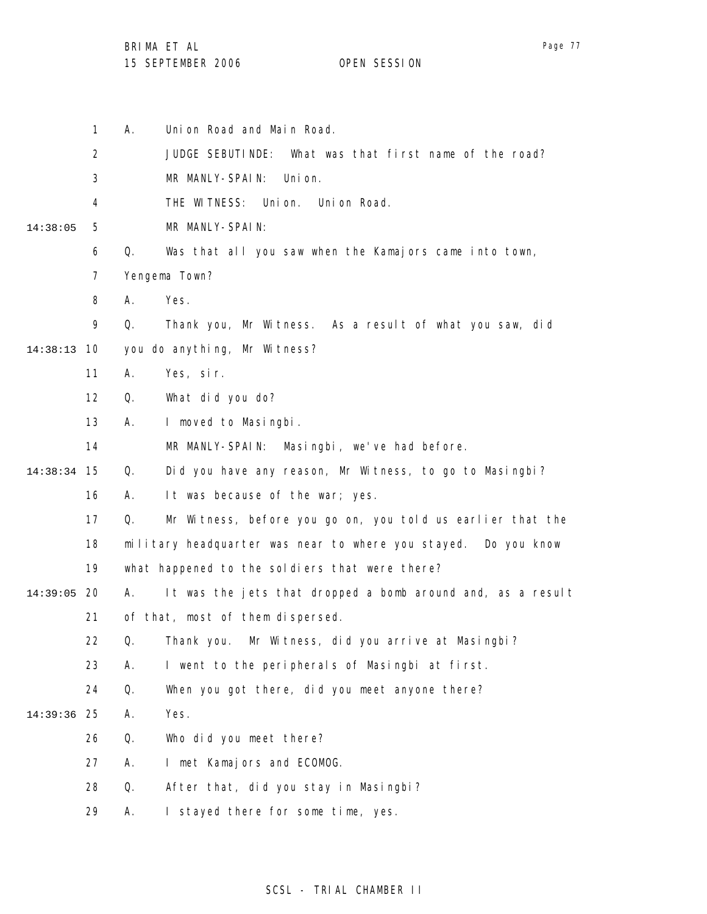1 A. Union Road and Main Road.

2 JUDGE SEBUTINDE: What was that first name of the road?

3 MR MANLY-SPAIN: Union.

4 THE WITNESS: Union. Union Road.

14:38:05 5 MR MANLY-SPAIN:

6 Q. Was that all you saw when the Kamajors came into town,

7 Yengema Town?

8 A. Yes.

9 Q. Thank you, Mr Witness. As a result of what you saw, did

14:38:13 10 you do anything, Mr Witness?

11 A. Yes, sir.

12 Q. What did you do?

13 A. I moved to Masingbi.

14 MR MANLY-SPAIN: Masingbi, we've had before.

14:38:34 15 Q. Did you have any reason, Mr Witness, to go to Masingbi?

16 A. It was because of the war; yes.

17 Q. Mr Witness, before you go on, you told us earlier that the

18 military headquarter was near to where you stayed. Do you know

19 what happened to the soldiers that were there?

14:39:05 20 A. It was the jets that dropped a bomb around and, as a result

21 of that, most of them dispersed.

22 Q. Thank you. Mr Witness, did you arrive at Masingbi?

23 A. I went to the peripherals of Masingbi at first.

24 Q. When you got there, did you meet anyone there?

14:39:36 25 A. Yes.

26 Q. Who did you meet there?

27 A. I met Kamajors and ECOMOG.

28 Q. After that, did you stay in Masingbi?

29 A. I stayed there for some time, yes.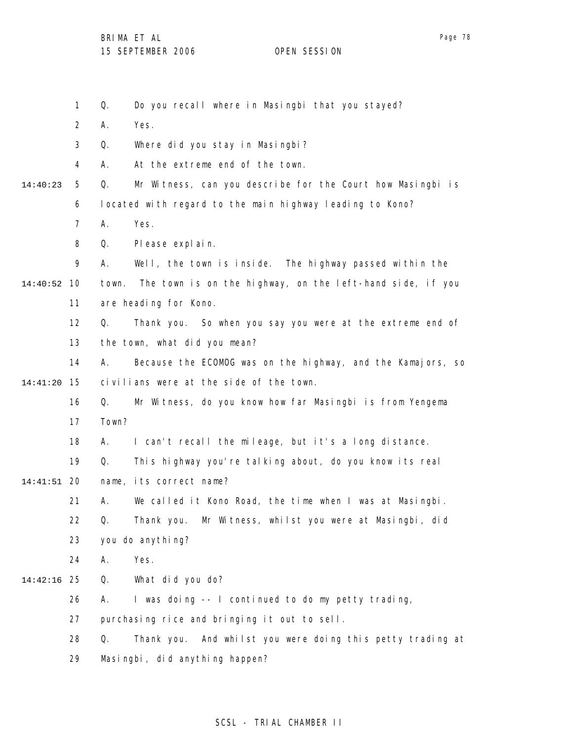1 Q. Do you recall where in Masingbi that you stayed?

2 A. Yes.

3 Q. Where did you stay in Masingbi?

4 A. At the extreme end of the town.

14:40:23 5 Q. Mr Witness, can you describe for the Court how Masingbi is

6 located with regard to the main highway leading to Kono?

7 A. Yes.

8 Q. Please explain.

9 A. Well, the town is inside. The highway passed within the

14:40:52 10 town. The town is on the highway, on the left-hand side, if you

11 are heading for Kono.

12 Q. Thank you. So when you say you were at the extreme end of

13 the town, what did you mean?

14 A. Because the ECOMOG was on the highway, and the Kamajors, so

14:41:20 15 civilians were at the side of the town.

16 Q. Mr Witness, do you know how far Masingbi is from Yengema

17 Town?

18 A. I can't recall the mileage, but it's a long distance.

19 Q. This highway you're talking about, do you know its real

14:41:51 20 name, its correct name?

21 A. We called it Kono Road, the time when I was at Masingbi.

22 Q. Thank you. Mr Witness, whilst you were at Masingbi, did

23 you do anything?

24 A. Yes.

14:42:16 25 Q. What did you do?

26 A. I was doing -- I continued to do my petty trading,

27 purchasing rice and bringing it out to sell.

28 Q. Thank you. And whilst you were doing this petty trading at

29 Masingbi, did anything happen?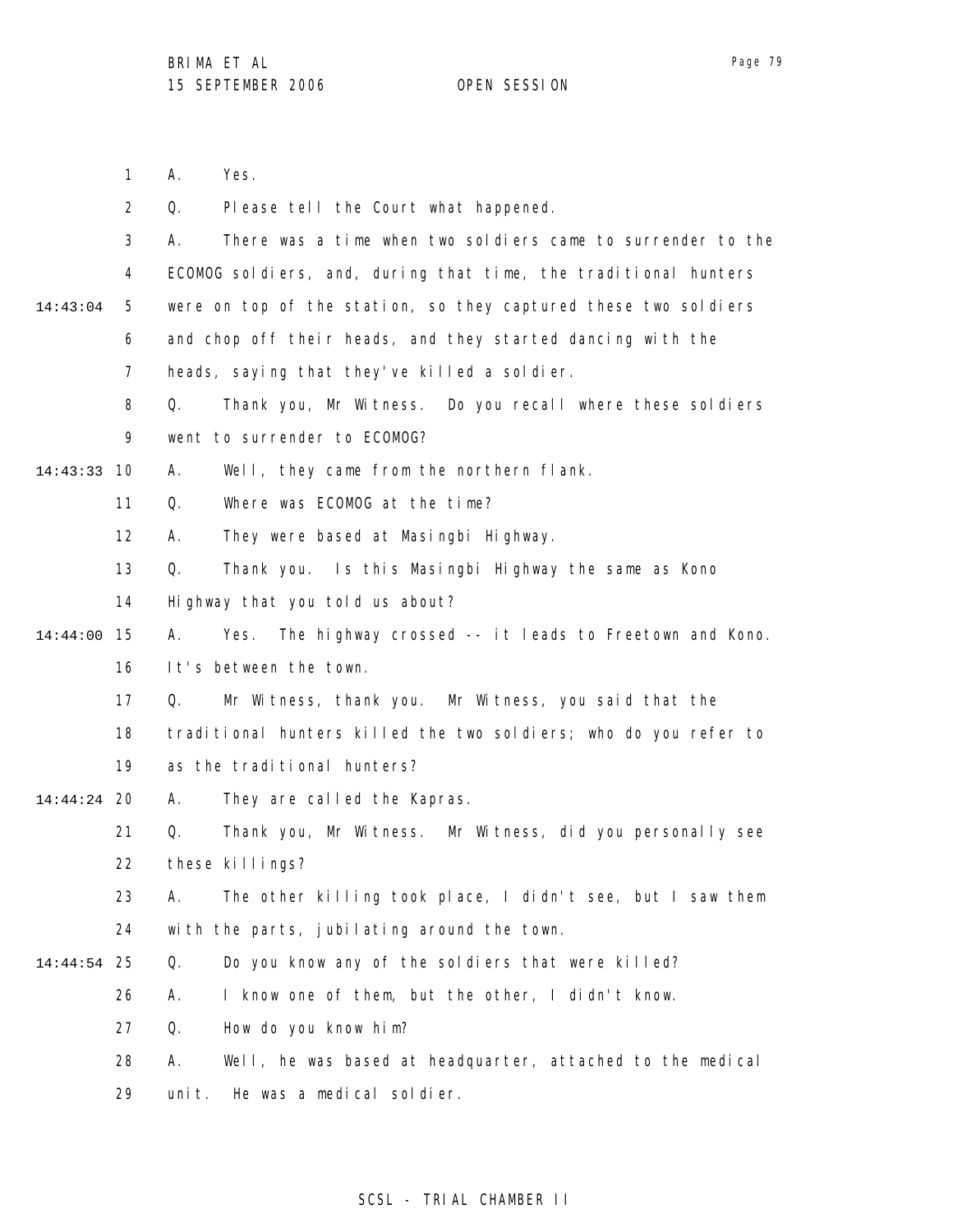A. Yes.

Q. Please tell the Court what happened.

A. There was a time when two soldiers came to surrender to the ECOMOG soldiers, and, during that time, the traditional hunters were on top of the station, so they captured these two soldiers and chop off their heads, and they started dancing with the heads, saying that they've killed a soldier.

Q. Thank you, Mr Witness. Do you recall where these soldiers went to surrender to ECOMOG?

A. Well, they came from the northern flank.

Q. Where was ECOMOG at the time?

A. They were based at Masingbi Highway.

Q. Thank you. Is this Masingbi Highway the same as Kono Highway that you told us about?

A. Yes. The highway crossed -- it leads to Freetown and Kono. It's between the town.

Q. Mr Witness, thank you. Mr Witness, you said that the traditional hunters killed the two soldiers; who do you refer to as the traditional hunters?

A. They are called the Kapras.

Q. Thank you, Mr Witness. Mr Witness, did you personally see these killings?

A. The other killing took place, I didn't see, but I saw them with the parts, jubilating around the town.

Q. Do you know any of the soldiers that were killed?

A. I know one of them, but the other, I didn't know.

Q. How do you know him?

A. Well, he was based at headquarter, attached to the medical unit. He was a medical soldier.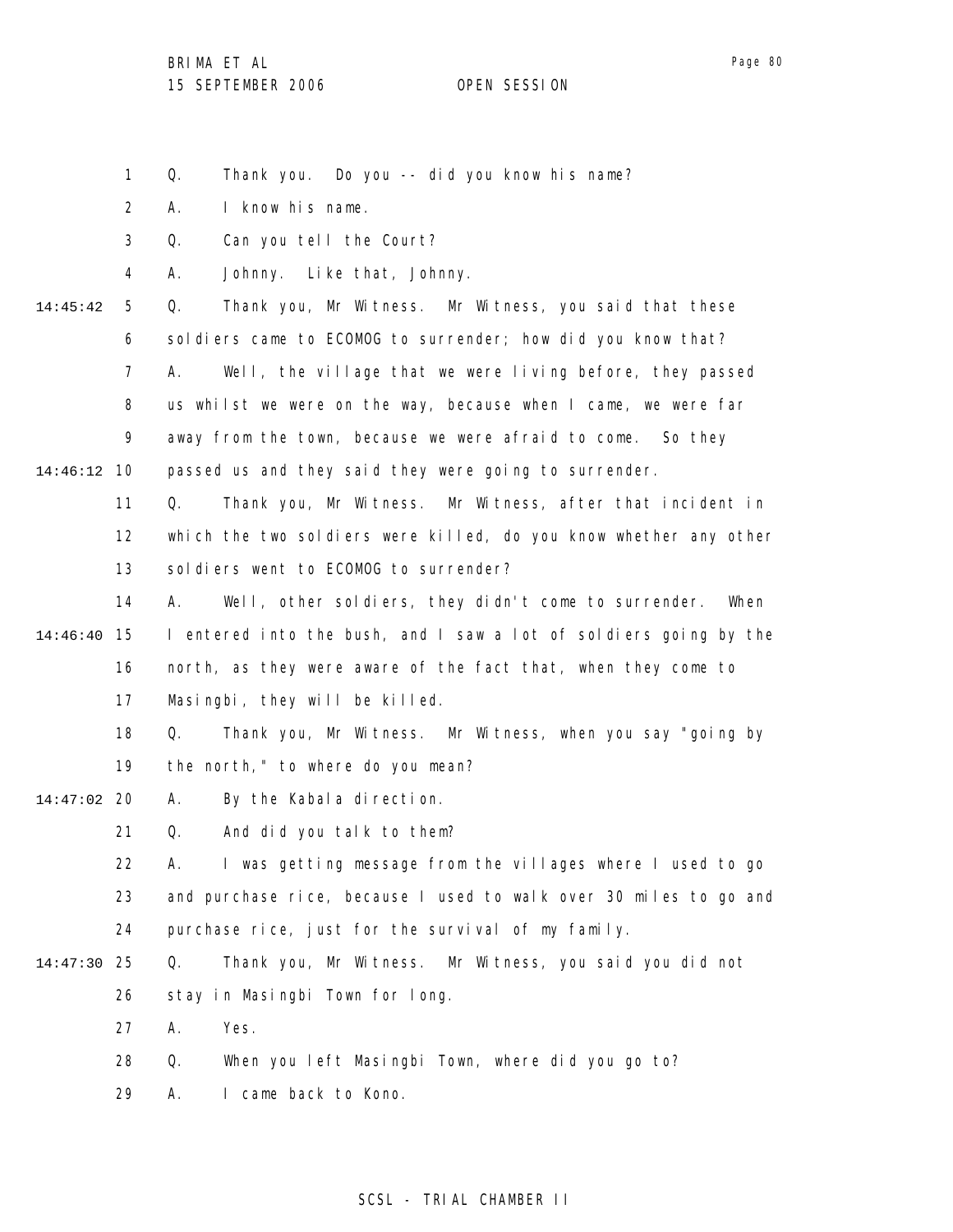Q. Thank you. Do you -- did you know his name?

A. I know his name.

Q. Can you tell the Court?

A. Johnny. Like that, Johnny.

Q. Thank you, Mr Witness. Mr Witness, you said that these soldiers came to ECOMOG to surrender; how did you know that?

A. Well, the village that we were living before, they passed us whilst we were on the way, because when I came, we were far away from the town, because we were afraid to come. So they passed us and they said they were going to surrender.

Q. Thank you, Mr Witness. Mr Witness, after that incident in which the two soldiers were killed, do you know whether any other soldiers went to ECOMOG to surrender?

A. Well, other soldiers, they didn't come to surrender. When I entered into the bush, and I saw a lot of soldiers going by the north, as they were aware of the fact that, when they come to Masingbi, they will be killed.

Q. Thank you, Mr Witness. Mr Witness, when you say "going by the north," to where do you mean?

A. By the Kabala direction.

Q. And did you talk to them?

A. I was getting message from the villages where I used to go and purchase rice, because I used to walk over 30 miles to go and purchase rice, just for the survival of my family.

Q. Thank you, Mr Witness. Mr Witness, you said you did not stay in Masingbi Town for long.

A. Yes.

Q. When you left Masingbi Town, where did you go to?

A. I came back to Kono.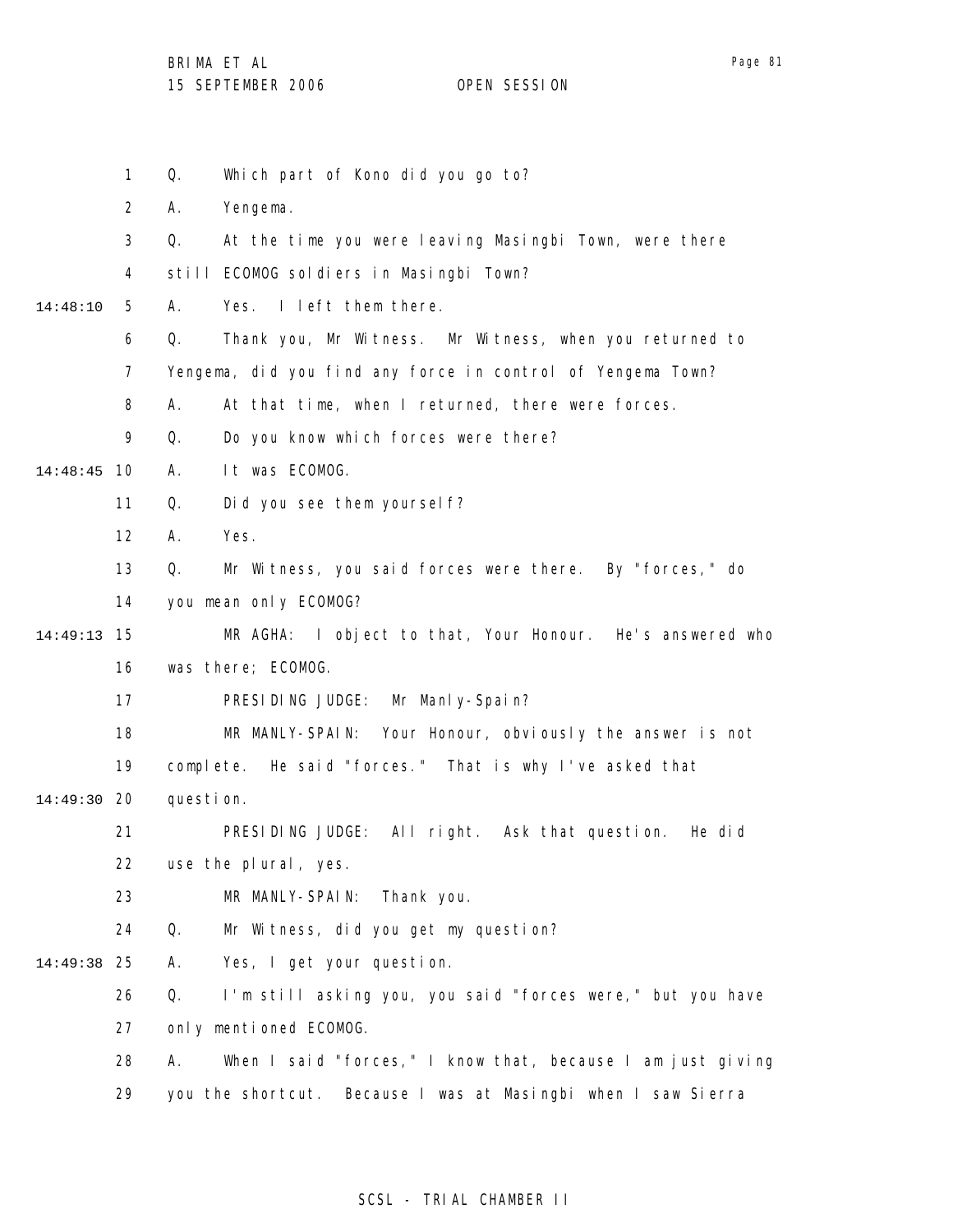1 Q. Which part of Kono did you go to?

2 A. Yengema.

3 Q. At the time you were leaving Masingbi Town, were there

4 still ECOMOG soldiers in Masingbi Town?

14:48:10 5 A. Yes. I left them there.

6 Q. Thank you, Mr Witness. Mr Witness, when you returned to

7 Yengema, did you find any force in control of Yengema Town?

8 A. At that time, when I returned, there were forces.

9 Q. Do you know which forces were there?

14:48:45 10 A. It was ECOMOG.

11 Q. Did you see them yourself?

12 A. Yes.

13 Q. Mr Witness, you said forces were there. By "forces," do

14 you mean only ECOMOG?

14:49:13 15 MR AGHA: I object to that, Your Honour. He's answered who

16 was there; ECOMOG.

17 PRESIDING JUDGE: Mr Manly-Spain?

18 MR MANLY-SPAIN: Your Honour, obviously the answer is not

19 complete. He said "forces." That is why I've asked that

14:49:30 20 question.

21 PRESIDING JUDGE: All right. Ask that question. He did

22 use the plural, yes.

23 MR MANLY-SPAIN: Thank you.

24 Q. Mr Witness, did you get my question?

14:49:38 25 A. Yes, I get your question.

26 Q. I'm still asking you, you said "forces were," but you have

27 only mentioned ECOMOG.

28 A. When I said "forces," I know that, because I am just giving

29 you the shortcut. Because I was at Masingbi when I saw Sierra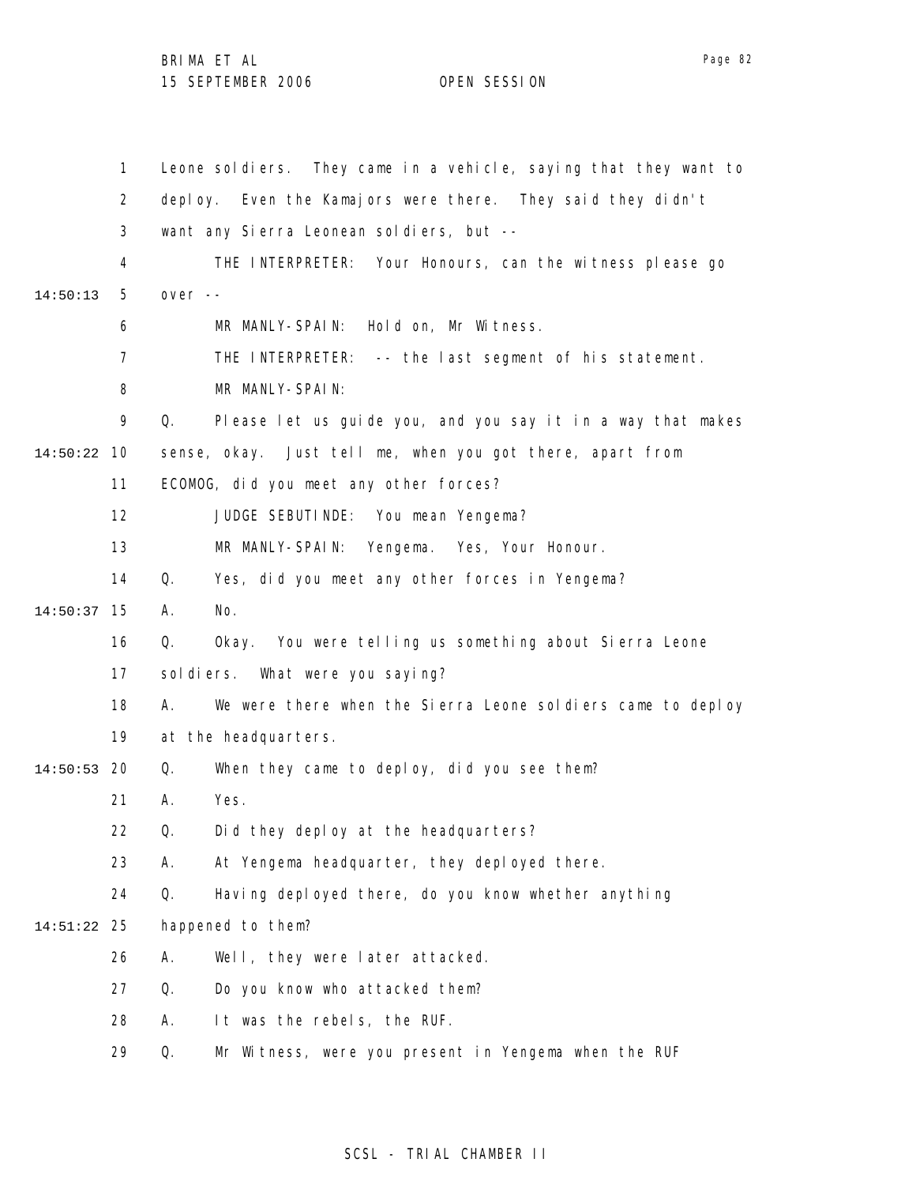Leone soldiers. They came in a vehicle, saying that they want to deploy. Even the Kamajors were there. They said they didn't want any Sierra Leonean soldiers, but --

THE INTERPRETER: Your Honours, can the witness please go over --

MR MANLY-SPAIN: Hold on, Mr Witness.

THE INTERPRETER: -- the last segment of his statement.

MR MANLY-SPAIN:

Q. Please let us guide you, and you say it in a way that makes sense, okay. Just tell me, when you got there, apart from ECOMOG, did you meet any other forces?

JUDGE SEBUTINDE: You mean Yengema?

MR MANLY-SPAIN: Yengema. Yes, Your Honour.

Q. Yes, did you meet any other forces in Yengema?

A. No.

Q. Okay. You were telling us something about Sierra Leone soldiers. What were you saying?

A. We were there when the Sierra Leone soldiers came to deploy at the headquarters.

Q. When they came to deploy, did you see them?

A. Yes.

Q. Did they deploy at the headquarters?

A. At Yengema headquarter, they deployed there.

Q. Having deployed there, do you know whether anything happened to them?

A. Well, they were later attacked.

Q. Do you know who attacked them?

A. It was the rebels, the RUF.

Q. Mr Witness, were you present in Yengema when the RUF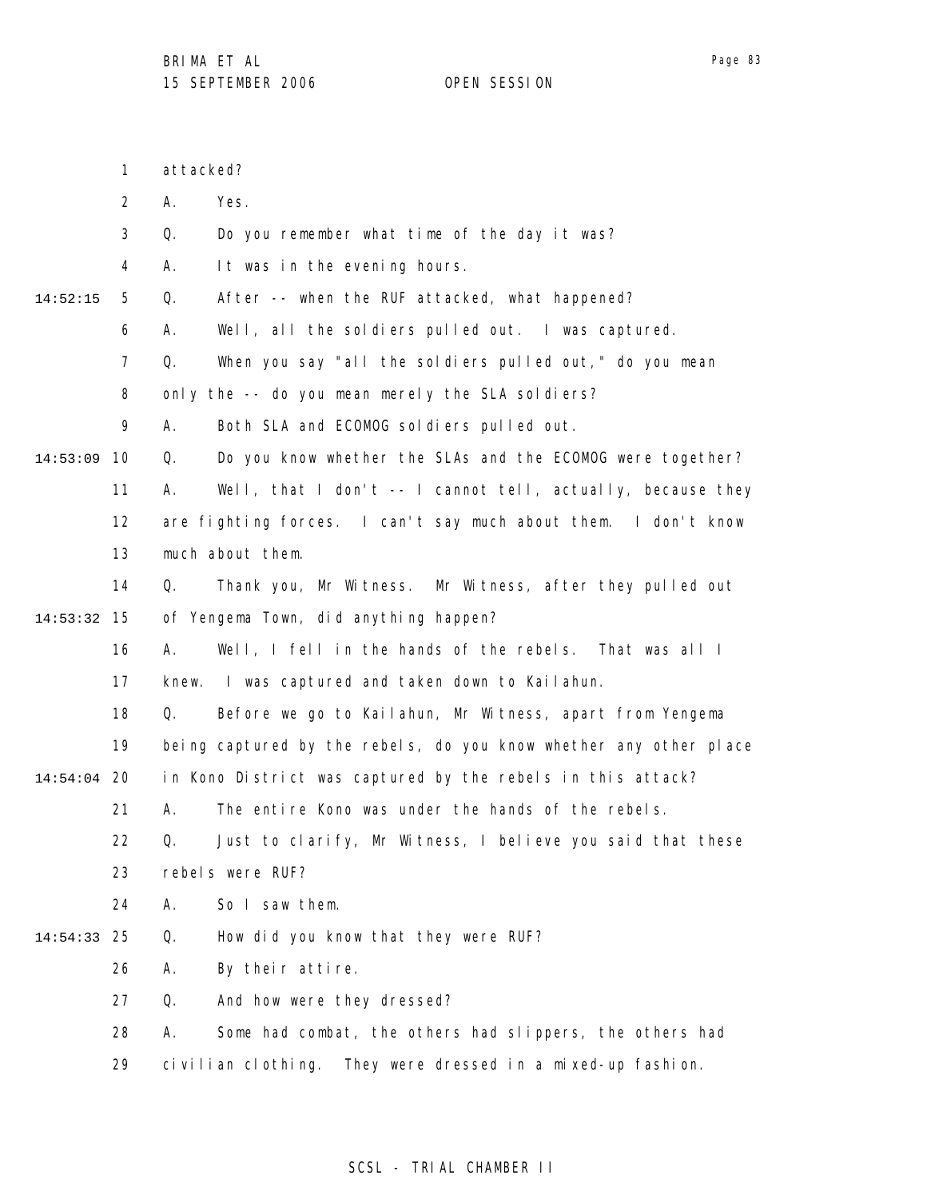attacked?

A. Yes.

Q. Do you remember what time of the day it was?

A. It was in the evening hours.

Q. After -- when the RUF attacked, what happened?

A. Well, all the soldiers pulled out. I was captured.

Q. When you say "all the soldiers pulled out," do you mean only the -- do you mean merely the SLA soldiers?

A. Both SLA and ECOMOG soldiers pulled out.

Q. Do you know whether the SLAs and the ECOMOG were together?

A. Well, that I don't -- I cannot tell, actually, because they are fighting forces. I can't say much about them. I don't know much about them.

Q. Thank you, Mr Witness. Mr Witness, after they pulled out of Yengema Town, did anything happen?

A. Well, I fell in the hands of the rebels. That was all I knew. I was captured and taken down to Kailahun.

Q. Before we go to Kailahun, Mr Witness, apart from Yengema being captured by the rebels, do you know whether any other place in Kono District was captured by the rebels in this attack?

A. The entire Kono was under the hands of the rebels.

Q. Just to clarify, Mr Witness, I believe you said that these rebels were RUF?

A. So I saw them.

Q. How did you know that they were RUF?

A. By their attire.

Q. And how were they dressed?

A. Some had combat, the others had slippers, the others had civilian clothing. They were dressed in a mixed-up fashion.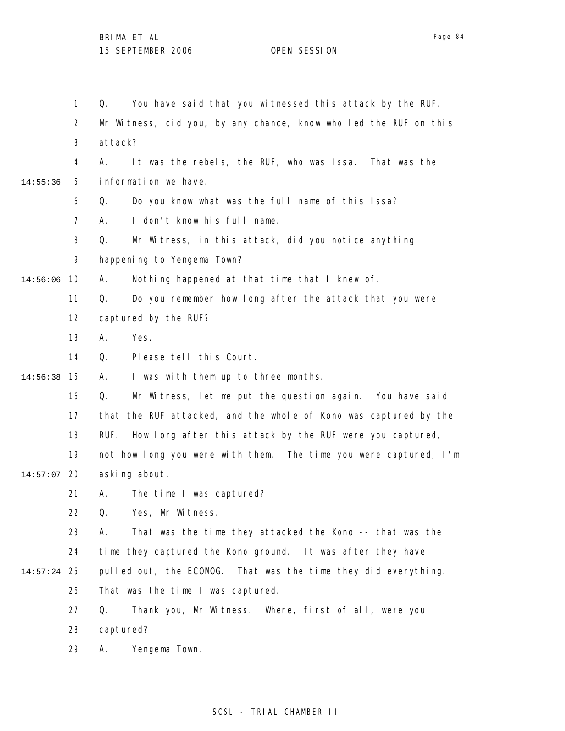Q. You have said that you witnessed this attack by the RUF. Mr Witness, did you, by any chance, know who led the RUF on this attack?

A. It was the rebels, the RUF, who was Issa. That was the information we have.

Q. Do you know what was the full name of this Issa?

A. I don't know his full name.

Q. Mr Witness, in this attack, did you notice anything happening to Yengema Town?

A. Nothing happened at that time that I knew of.

Q. Do you remember how long after the attack that you were captured by the RUF?

A. Yes.

Q. Please tell this Court.

A. I was with them up to three months.

Q. Mr Witness, let me put the question again. You have said that the RUF attacked, and the whole of Kono was captured by the RUF. How long after this attack by the RUF were you captured, not how long you were with them. The time you were captured, I'm asking about.

A. The time I was captured?

Q. Yes, Mr Witness.

A. That was the time they attacked the Kono -- that was the time they captured the Kono ground. It was after they have pulled out, the ECOMOG. That was the time they did everything. That was the time I was captured.

Q. Thank you, Mr Witness. Where, first of all, were you captured?

A. Yengema Town.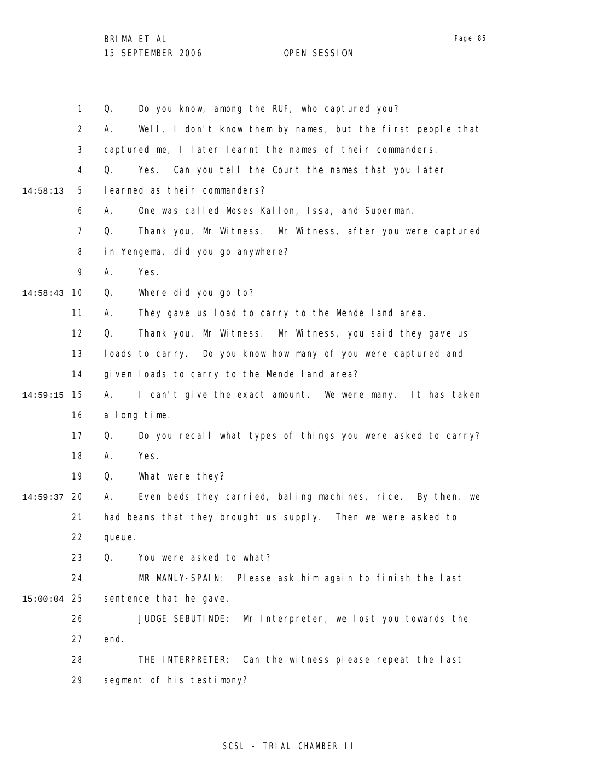Q. Do you know, among the RUF, who captured you?

A. Well, I don't know them by names, but the first people that captured me, I later learnt the names of their commanders.

Q. Yes. Can you tell the Court the names that you later learned as their commanders?

A. One was called Moses Kallon, Issa, and Superman.

Q. Thank you, Mr Witness. Mr Witness, after you were captured in Yengema, did you go anywhere?

A. Yes.

Q. Where did you go to?

A. They gave us load to carry to the Mende land area.

Q. Thank you, Mr Witness. Mr Witness, you said they gave us loads to carry. Do you know how many of you were captured and given loads to carry to the Mende land area?

A. I can't give the exact amount. We were many. It has taken a long time.

Q. Do you recall what types of things you were asked to carry?

A. Yes.

Q. What were they?

A. Even beds they carried, baling machines, rice. By then, we had beans that they brought us supply. Then we were asked to queue.

Q. You were asked to what?

MR MANLY-SPAIN: Please ask him again to finish the last sentence that he gave.

JUDGE SEBUTINDE: Mr Interpreter, we lost you towards the end.

THE INTERPRETER: Can the witness please repeat the last segment of his testimony?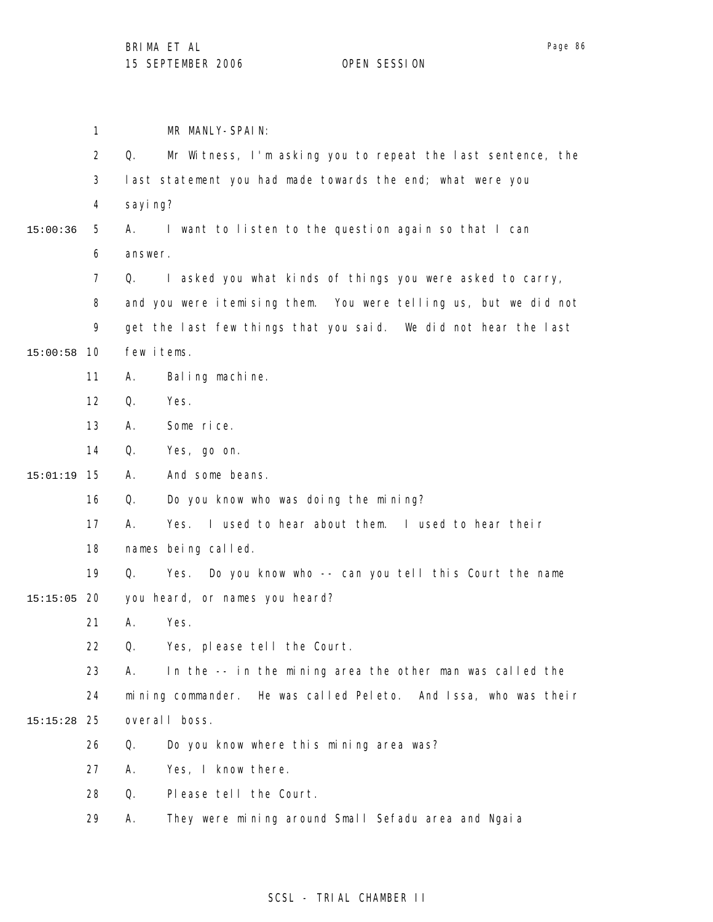MR MANLY-SPAIN:

Q. Mr Witness, I'm asking you to repeat the last sentence, the last statement you had made towards the end; what were you saying?

A. I want to listen to the question again so that I can answer.

Q. I asked you what kinds of things you were asked to carry, and you were itemising them. You were telling us, but we did not get the last few things that you said. We did not hear the last few items.

A. Baling machine.

Q. Yes.

A. Some rice.

Q. Yes, go on.

A. And some beans.

Q. Do you know who was doing the mining?

A. Yes. I used to hear about them. I used to hear their names being called.

Q. Yes. Do you know who -- can you tell this Court the name you heard, or names you heard?

A. Yes.

Q. Yes, please tell the Court.

A. In the -- in the mining area the other man was called the mining commander. He was called Peleto. And Issa, who was their overall boss.

Q. Do you know where this mining area was?

A. Yes, I know there.

Q. Please tell the Court.

A. They were mining around Small Sefadu area and Ngaia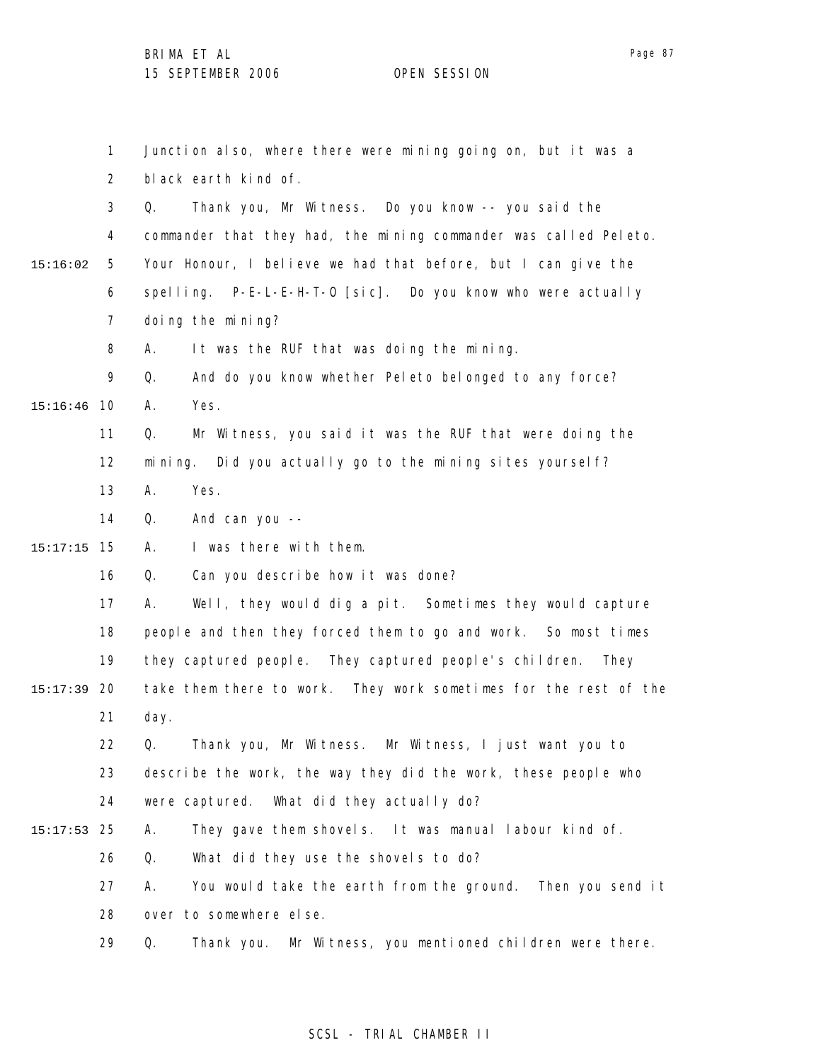1 Junction also, where there were mining going on, but it was a
2 black earth kind of.
3 Q. Thank you, Mr Witness. Do you know -- you said the
4 commander that they had, the mining commander was called Peleto.
15:16:02 5 Your Honour, I believe we had that before, but I can give the
6 spelling. P-E-L-E-H-T-O [sic]. Do you know who were actually
7 doing the mining?
8 A. It was the RUF that was doing the mining.
9 Q. And do you know whether Peleto belonged to any force?
15:16:46 10 A. Yes.
11 Q. Mr Witness, you said it was the RUF that were doing the
12 mining. Did you actually go to the mining sites yourself?
13 A. Yes.
14 Q. And can you --
15:17:15 15 A. I was there with them.
16 Q. Can you describe how it was done?
17 A. Well, they would dig a pit. Sometimes they would capture
18 people and then they forced them to go and work. So most times
19 they captured people. They captured people's children. They
15:17:39 20 take them there to work. They work sometimes for the rest of the
21 day.
22 Q. Thank you, Mr Witness. Mr Witness, I just want you to
23 describe the work, the way they did the work, these people who
24 were captured. What did they actually do?
15:17:53 25 A. They gave them shovels. It was manual labour kind of.
26 Q. What did they use the shovels to do?
27 A. You would take the earth from the ground. Then you send it
28 over to somewhere else.
29 Q. Thank you. Mr Witness, you mentioned children were there.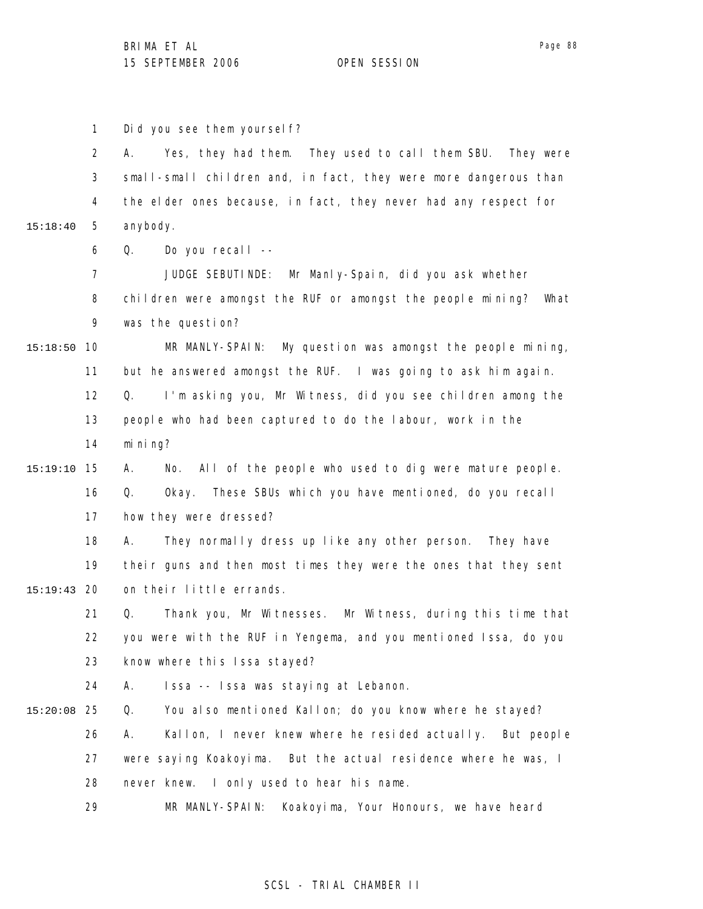Did you see them yourself?

A. Yes, they had them. They used to call them SBU. They were small-small children and, in fact, they were more dangerous than the elder ones because, in fact, they never had any respect for anybody.

Q. Do you recall --

JUDGE SEBUTINDE: Mr Manly-Spain, did you ask whether children were amongst the RUF or amongst the people mining? What was the question?

MR MANLY-SPAIN: My question was amongst the people mining, but he answered amongst the RUF. I was going to ask him again.

Q. I'm asking you, Mr Witness, did you see children among the people who had been captured to do the labour, work in the mining?

A. No. All of the people who used to dig were mature people.

Q. Okay. These SBUs which you have mentioned, do you recall how they were dressed?

A. They normally dress up like any other person. They have their guns and then most times they were the ones that they sent on their little errands.

Q. Thank you, Mr Witnesses. Mr Witness, during this time that you were with the RUF in Yengema, and you mentioned Issa, do you know where this Issa stayed?

A. Issa -- Issa was staying at Lebanon.

Q. You also mentioned Kallon; do you know where he stayed?

A. Kallon, I never knew where he resided actually. But people were saying Koakoyima. But the actual residence where he was, I never knew. I only used to hear his name.

MR MANLY-SPAIN: Koakoyima, Your Honours, we have heard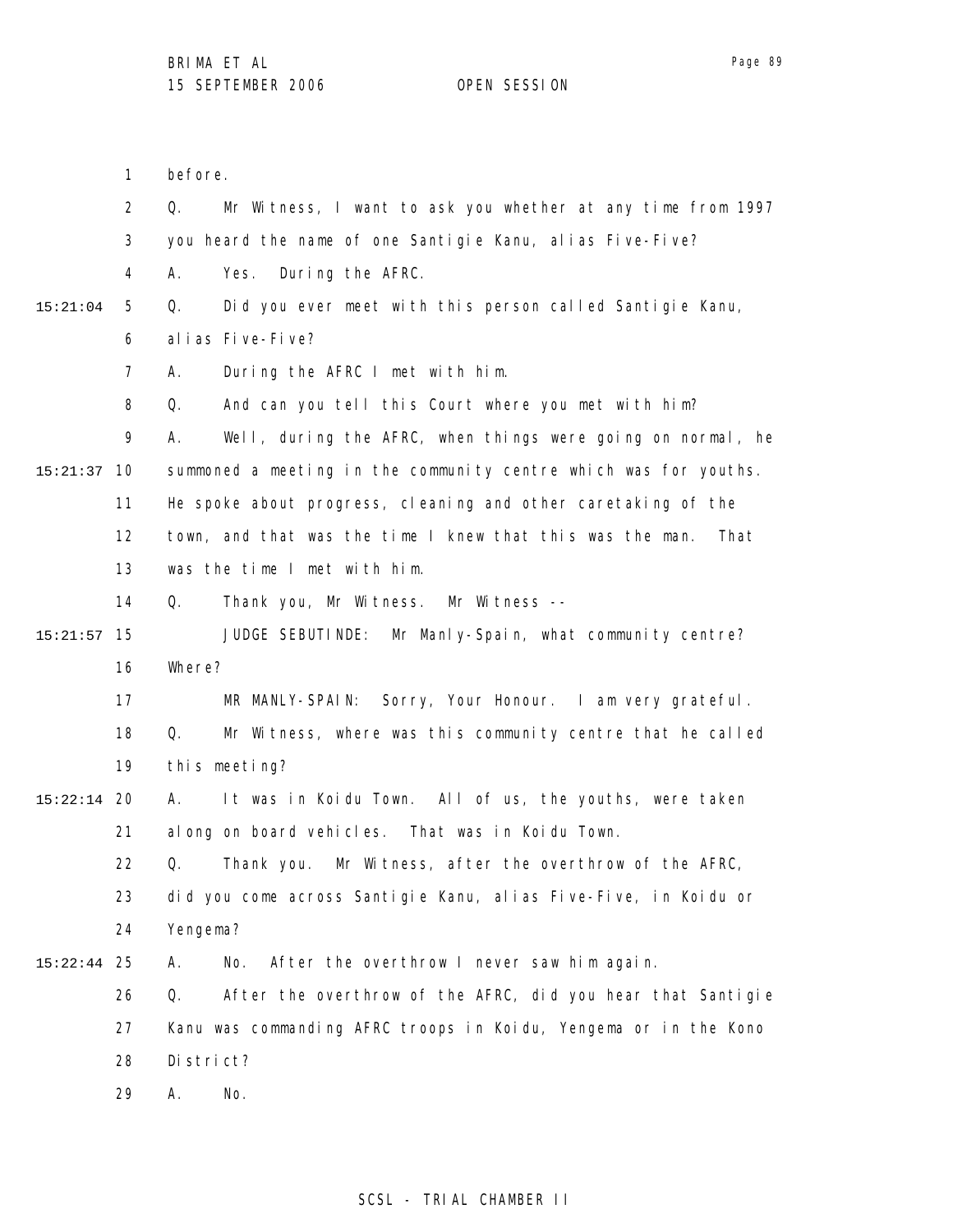before.

Q. Mr Witness, I want to ask you whether at any time from 1997 you heard the name of one Santigie Kanu, alias Five-Five?

A. Yes. During the AFRC.

Q. Did you ever meet with this person called Santigie Kanu, alias Five-Five?

A. During the AFRC I met with him.

Q. And can you tell this Court where you met with him?

A. Well, during the AFRC, when things were going on normal, he summoned a meeting in the community centre which was for youths. He spoke about progress, cleaning and other caretaking of the town, and that was the time I knew that this was the man. That was the time I met with him.

Q. Thank you, Mr Witness. Mr Witness --

JUDGE SEBUTINDE: Mr Manly-Spain, what community centre? Where?

MR MANLY-SPAIN: Sorry, Your Honour. I am very grateful.

Q. Mr Witness, where was this community centre that he called this meeting?

A. It was in Koidu Town. All of us, the youths, were taken along on board vehicles. That was in Koidu Town.

Q. Thank you. Mr Witness, after the overthrow of the AFRC, did you come across Santigie Kanu, alias Five-Five, in Koidu or Yengema?

A. No. After the overthrow I never saw him again.

Q. After the overthrow of the AFRC, did you hear that Santigie Kanu was commanding AFRC troops in Koidu, Yengema or in the Kono District?

A. No.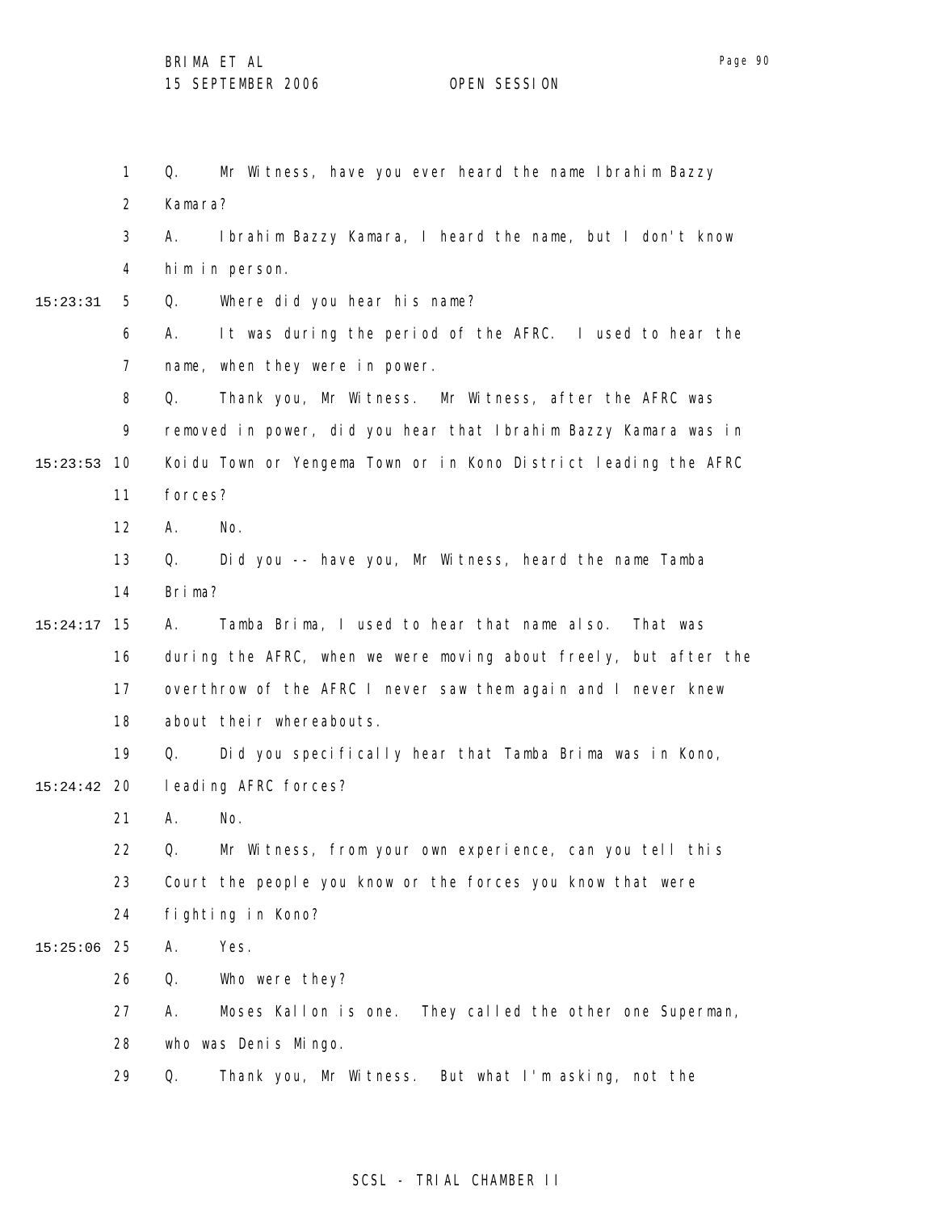Q. Mr Witness, have you ever heard the name Ibrahim Bazzy Kamara?

A. Ibrahim Bazzy Kamara, I heard the name, but I don't know him in person.

Q. Where did you hear his name?

A. It was during the period of the AFRC. I used to hear the name, when they were in power.

Q. Thank you, Mr Witness. Mr Witness, after the AFRC was removed in power, did you hear that Ibrahim Bazzy Kamara was in Koidu Town or Yengema Town or in Kono District leading the AFRC forces?

A. No.

Q. Did you -- have you, Mr Witness, heard the name Tamba Brima?

A. Tamba Brima, I used to hear that name also. That was during the AFRC, when we were moving about freely, but after the overthrow of the AFRC I never saw them again and I never knew about their whereabouts.

Q. Did you specifically hear that Tamba Brima was in Kono, leading AFRC forces?

A. No.

Q. Mr Witness, from your own experience, can you tell this Court the people you know or the forces you know that were fighting in Kono?

A. Yes.

Q. Who were they?

A. Moses Kallon is one. They called the other one Superman, who was Denis Mingo.

Q. Thank you, Mr Witness. But what I'm asking, not the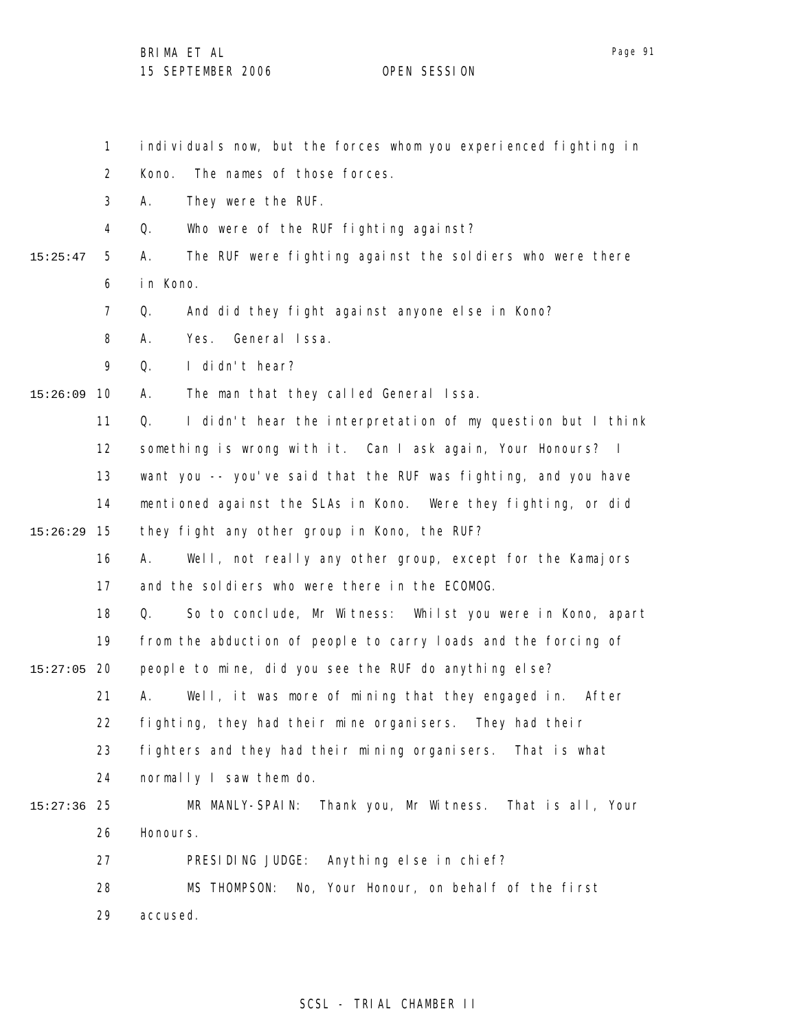individuals now, but the forces whom you experienced fighting in Kono. The names of those forces.

A. They were the RUF.

Q. Who were of the RUF fighting against?

A. The RUF were fighting against the soldiers who were there in Kono.

Q. And did they fight against anyone else in Kono?

A. Yes. General Issa.

Q. I didn't hear?

A. The man that they called General Issa.

Q. I didn't hear the interpretation of my question but I think something is wrong with it. Can I ask again, Your Honours? I want you -- you've said that the RUF was fighting, and you have mentioned against the SLAs in Kono. Were they fighting, or did they fight any other group in Kono, the RUF?

A. Well, not really any other group, except for the Kamajors and the soldiers who were there in the ECOMOG.

Q. So to conclude, Mr Witness: Whilst you were in Kono, apart from the abduction of people to carry loads and the forcing of people to mine, did you see the RUF do anything else?

A. Well, it was more of mining that they engaged in. After fighting, they had their mine organisers. They had their fighters and they had their mining organisers. That is what normally I saw them do.

MR MANLY-SPAIN: Thank you, Mr Witness. That is all, Your Honours.

PRESIDING JUDGE: Anything else in chief?

MS THOMPSON: No, Your Honour, on behalf of the first accused.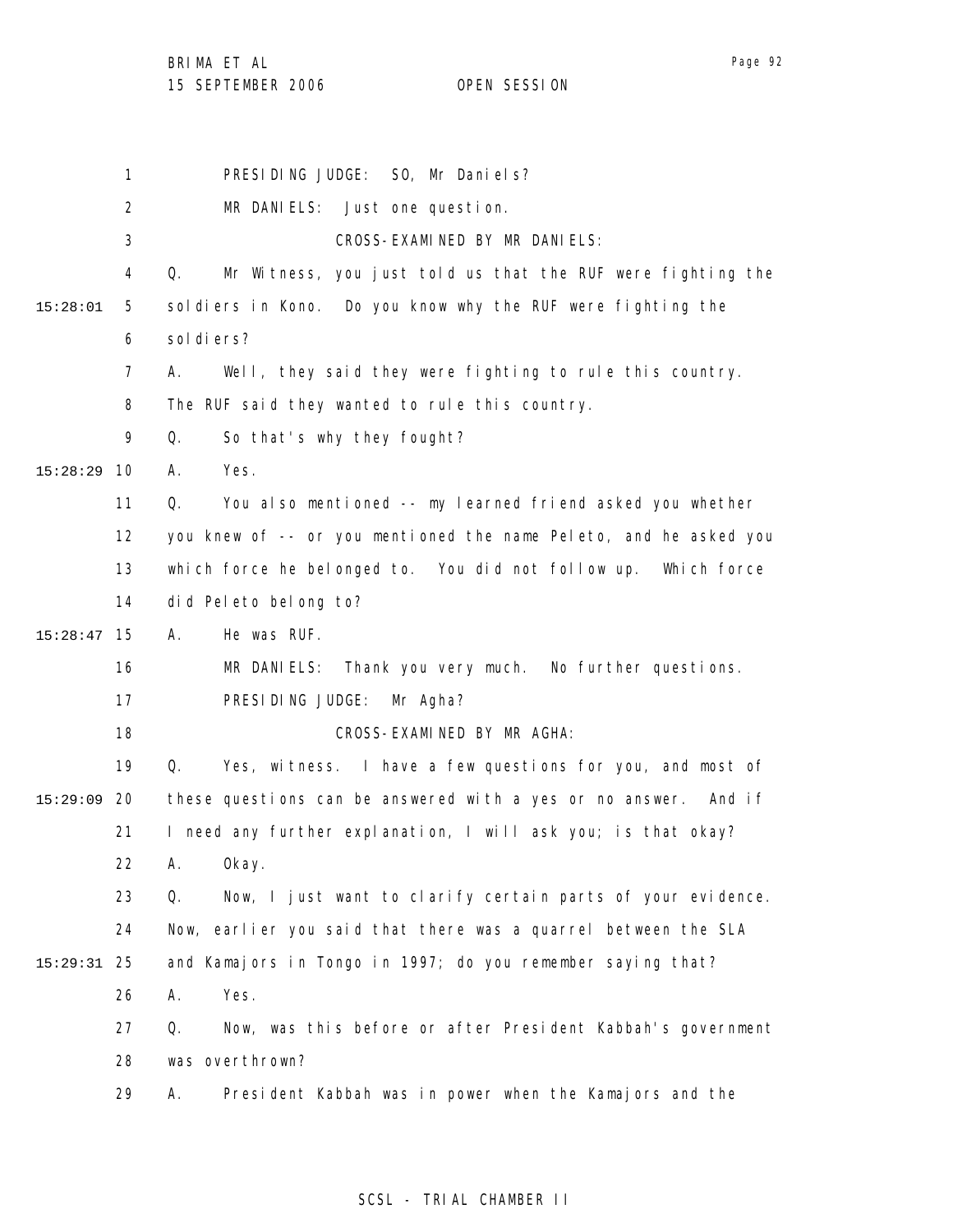PRESIDING JUDGE: SO, Mr Daniels?

MR DANIELS: Just one question.

CROSS-EXAMINED BY MR DANIELS:

Q. Mr Witness, you just told us that the RUF were fighting the soldiers in Kono. Do you know why the RUF were fighting the soldiers?

A. Well, they said they were fighting to rule this country. The RUF said they wanted to rule this country.

Q. So that's why they fought?

A. Yes.

Q. You also mentioned -- my learned friend asked you whether you knew of -- or you mentioned the name Peleto, and he asked you which force he belonged to. You did not follow up. Which force did Peleto belong to?

A. He was RUF.

MR DANIELS: Thank you very much. No further questions.

PRESIDING JUDGE: Mr Agha?

CROSS-EXAMINED BY MR AGHA:

Q. Yes, witness. I have a few questions for you, and most of these questions can be answered with a yes or no answer. And if I need any further explanation, I will ask you; is that okay?

A. Okay.

Q. Now, I just want to clarify certain parts of your evidence. Now, earlier you said that there was a quarrel between the SLA and Kamajors in Tongo in 1997; do you remember saying that?

A. Yes.

Q. Now, was this before or after President Kabbah's government was overthrown?

A. President Kabbah was in power when the Kamajors and the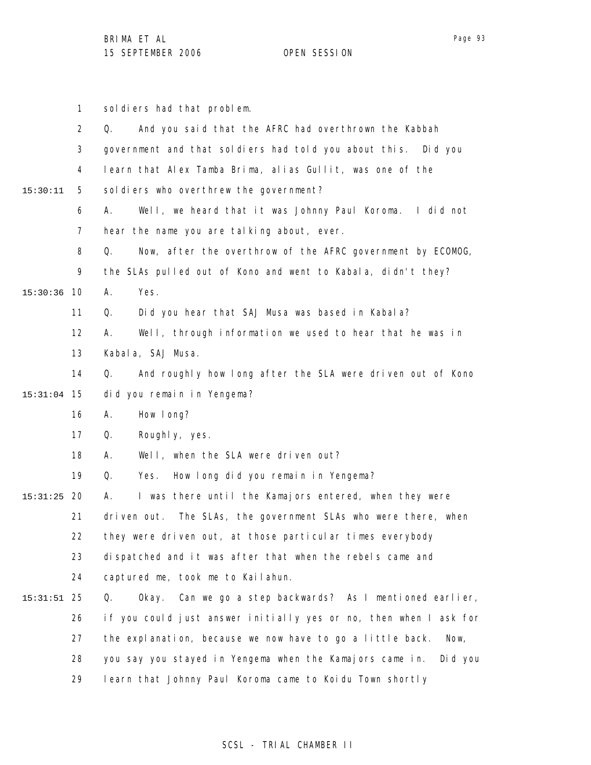soldiers had that problem.

Q. And you said that the AFRC had overthrown the Kabbah government and that soldiers had told you about this. Did you learn that Alex Tamba Brima, alias Gullit, was one of the soldiers who overthrew the government?

A. Well, we heard that it was Johnny Paul Koroma. I did not hear the name you are talking about, ever.

Q. Now, after the overthrow of the AFRC government by ECOMOG, the SLAs pulled out of Kono and went to Kabala, didn't they?

A. Yes.

Q. Did you hear that SAJ Musa was based in Kabala?

A. Well, through information we used to hear that he was in Kabala, SAJ Musa.

Q. And roughly how long after the SLA were driven out of Kono did you remain in Yengema?

A. How long?

Q. Roughly, yes.

A. Well, when the SLA were driven out?

Q. Yes. How long did you remain in Yengema?

A. I was there until the Kamajors entered, when they were driven out. The SLAs, the government SLAs who were there, when they were driven out, at those particular times everybody dispatched and it was after that when the rebels came and captured me, took me to Kailahun.

Q. Okay. Can we go a step backwards? As I mentioned earlier, if you could just answer initially yes or no, then when I ask for the explanation, because we now have to go a little back. Now, you say you stayed in Yengema when the Kamajors came in. Did you learn that Johnny Paul Koroma came to Koidu Town shortly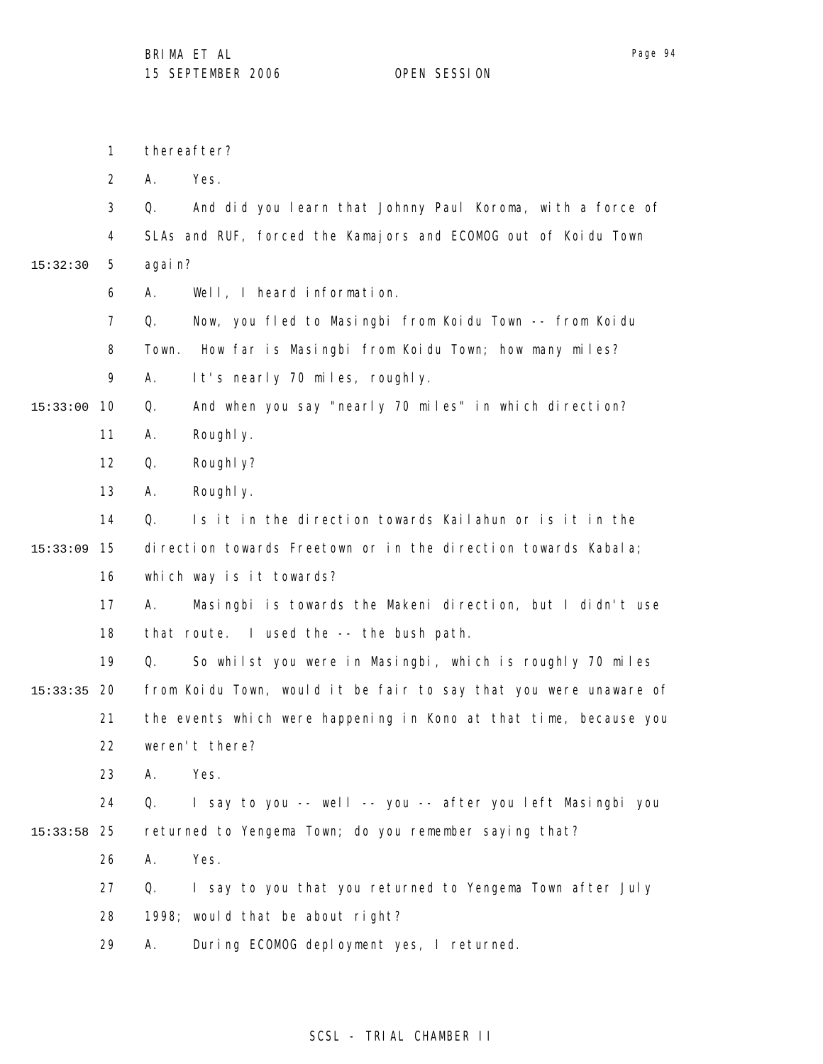thereafter?

A. Yes.

Q. And did you learn that Johnny Paul Koroma, with a force of SLAs and RUF, forced the Kamajors and ECOMOG out of Koidu Town again?

A. Well, I heard information.

Q. Now, you fled to Masingbi from Koidu Town -- from Koidu Town. How far is Masingbi from Koidu Town; how many miles?

A. It's nearly 70 miles, roughly.

Q. And when you say "nearly 70 miles" in which direction?

A. Roughly.

Q. Roughly?

A. Roughly.

Q. Is it in the direction towards Kailahun or is it in the direction towards Freetown or in the direction towards Kabala; which way is it towards?

A. Masingbi is towards the Makeni direction, but I didn't use that route. I used the -- the bush path.

Q. So whilst you were in Masingbi, which is roughly 70 miles from Koidu Town, would it be fair to say that you were unaware of the events which were happening in Kono at that time, because you weren't there?

A. Yes.

Q. I say to you -- well -- you -- after you left Masingbi you returned to Yengema Town; do you remember saying that?

A. Yes.

Q. I say to you that you returned to Yengema Town after July 1998; would that be about right?

A. During ECOMOG deployment yes, I returned.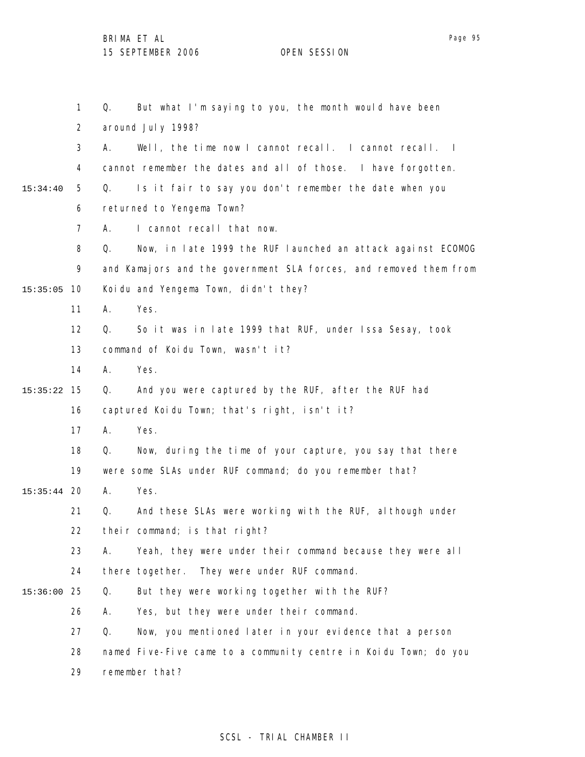Q. But what I'm saying to you, the month would have been around July 1998?

A. Well, the time now I cannot recall. I cannot recall. I cannot remember the dates and all of those. I have forgotten.

Q. Is it fair to say you don't remember the date when you returned to Yengema Town?

A. I cannot recall that now.

Q. Now, in late 1999 the RUF launched an attack against ECOMOG and Kamajors and the government SLA forces, and removed them from Koidu and Yengema Town, didn't they?

A. Yes.

Q. So it was in late 1999 that RUF, under Issa Sesay, took command of Koidu Town, wasn't it?

A. Yes.

Q. And you were captured by the RUF, after the RUF had captured Koidu Town; that's right, isn't it?

A. Yes.

Q. Now, during the time of your capture, you say that there were some SLAs under RUF command; do you remember that?

A. Yes.

Q. And these SLAs were working with the RUF, although under their command; is that right?

A. Yeah, they were under their command because they were all there together. They were under RUF command.

Q. But they were working together with the RUF?

A. Yes, but they were under their command.

Q. Now, you mentioned later in your evidence that a person named Five-Five came to a community centre in Koidu Town; do you remember that?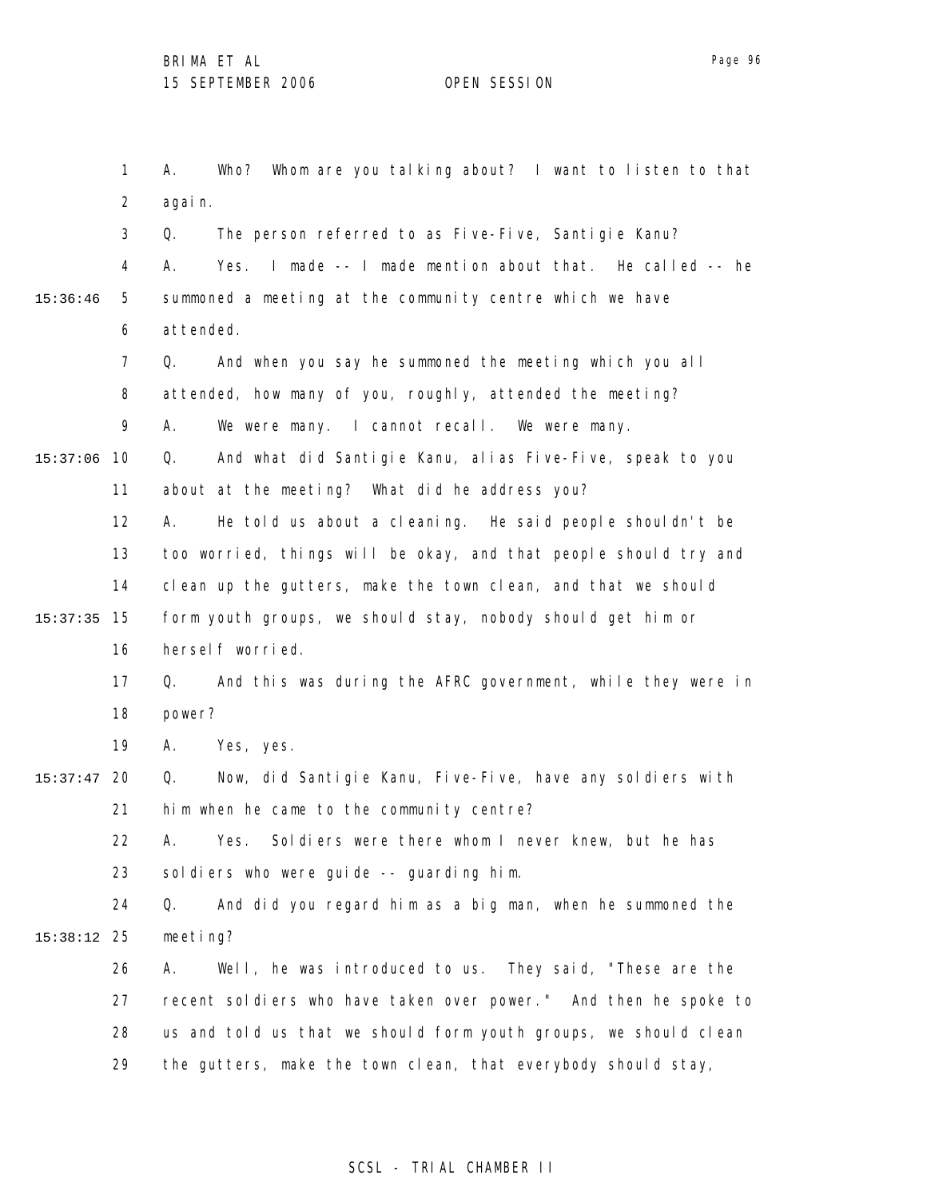A. Who? Whom are you talking about? I want to listen to that again.

Q. The person referred to as Five-Five, Santigie Kanu?

A. Yes. I made -- I made mention about that. He called -- he summoned a meeting at the community centre which we have attended.

Q. And when you say he summoned the meeting which you all attended, how many of you, roughly, attended the meeting?

A. We were many. I cannot recall. We were many.

Q. And what did Santigie Kanu, alias Five-Five, speak to you about at the meeting? What did he address you?

A. He told us about a cleaning. He said people shouldn't be too worried, things will be okay, and that people should try and clean up the gutters, make the town clean, and that we should form youth groups, we should stay, nobody should get him or herself worried.

Q. And this was during the AFRC government, while they were in power?

A. Yes, yes.

Q. Now, did Santigie Kanu, Five-Five, have any soldiers with him when he came to the community centre?

A. Yes. Soldiers were there whom I never knew, but he has soldiers who were guide -- guarding him.

Q. And did you regard him as a big man, when he summoned the meeting?

A. Well, he was introduced to us. They said, "These are the recent soldiers who have taken over power." And then he spoke to us and told us that we should form youth groups, we should clean the gutters, make the town clean, that everybody should stay,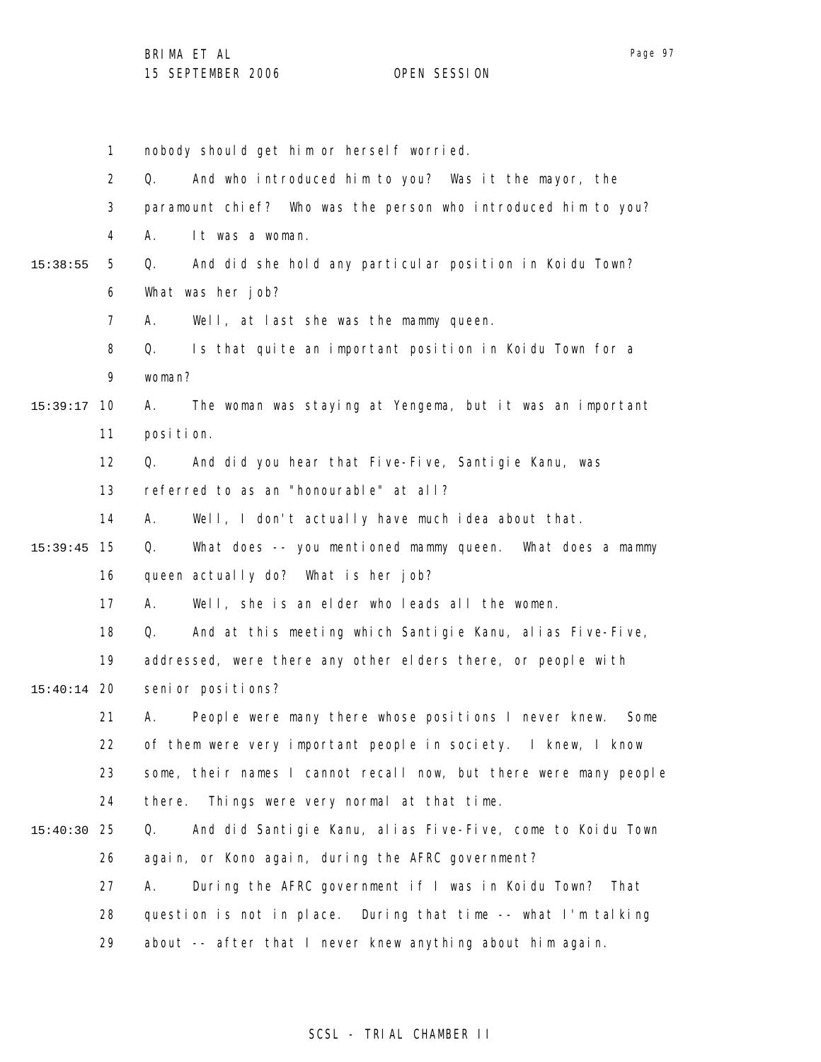nobody should get him or herself worried.

Q. And who introduced him to you? Was it the mayor, the paramount chief? Who was the person who introduced him to you?

A. It was a woman.

Q. And did she hold any particular position in Koidu Town? What was her job?

A. Well, at last she was the mammy queen.

Q. Is that quite an important position in Koidu Town for a woman?

A. The woman was staying at Yengema, but it was an important position.

Q. And did you hear that Five-Five, Santigie Kanu, was referred to as an "honourable" at all?

A. Well, I don't actually have much idea about that.

Q. What does -- you mentioned mammy queen. What does a mammy queen actually do? What is her job?

A. Well, she is an elder who leads all the women.

Q. And at this meeting which Santigie Kanu, alias Five-Five, addressed, were there any other elders there, or people with senior positions?

A. People were many there whose positions I never knew. Some of them were very important people in society. I knew, I know some, their names I cannot recall now, but there were many people there. Things were very normal at that time.

Q. And did Santigie Kanu, alias Five-Five, come to Koidu Town again, or Kono again, during the AFRC government?

A. During the AFRC government if I was in Koidu Town? That question is not in place. During that time -- what I'm talking about -- after that I never knew anything about him again.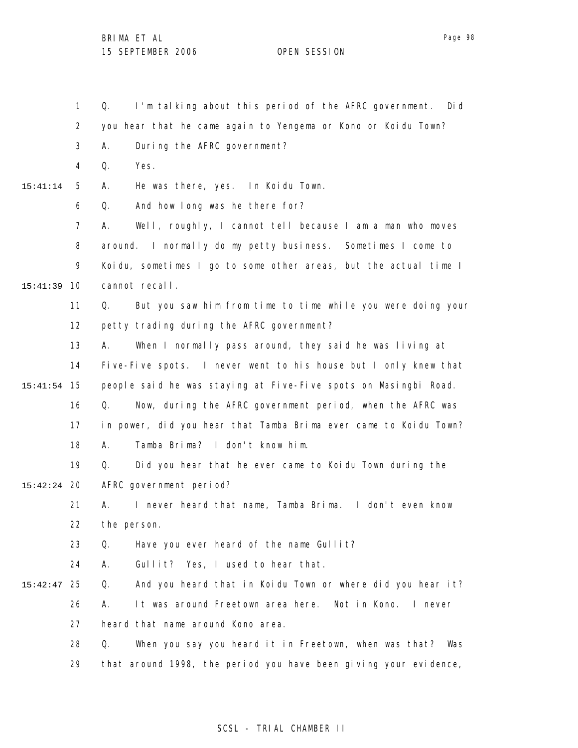1 Q. I'm talking about this period of the AFRC government. Did
2 you hear that he came again to Yengema or Kono or Koidu Town?
3 A. During the AFRC government?
4 Q. Yes.
15:41:14 5 A. He was there, yes. In Koidu Town.
6 Q. And how long was he there for?
7 A. Well, roughly, I cannot tell because I am a man who moves
8 around. I normally do my petty business. Sometimes I come to
9 Koidu, sometimes I go to some other areas, but the actual time I
15:41:39 10 cannot recall.
11 Q. But you saw him from time to time while you were doing your
12 petty trading during the AFRC government?
13 A. When I normally pass around, they said he was living at
14 Five-Five spots. I never went to his house but I only knew that
15:41:54 15 people said he was staying at Five-Five spots on Masingbi Road.
16 Q. Now, during the AFRC government period, when the AFRC was
17 in power, did you hear that Tamba Brima ever came to Koidu Town?
18 A. Tamba Brima? I don't know him.
19 Q. Did you hear that he ever came to Koidu Town during the
15:42:24 20 AFRC government period?
21 A. I never heard that name, Tamba Brima. I don't even know
22 the person.
23 Q. Have you ever heard of the name Gullit?
24 A. Gullit? Yes, I used to hear that.
15:42:47 25 Q. And you heard that in Koidu Town or where did you hear it?
26 A. It was around Freetown area here. Not in Kono. I never
27 heard that name around Kono area.
28 Q. When you say you heard it in Freetown, when was that? Was
29 that around 1998, the period you have been giving your evidence,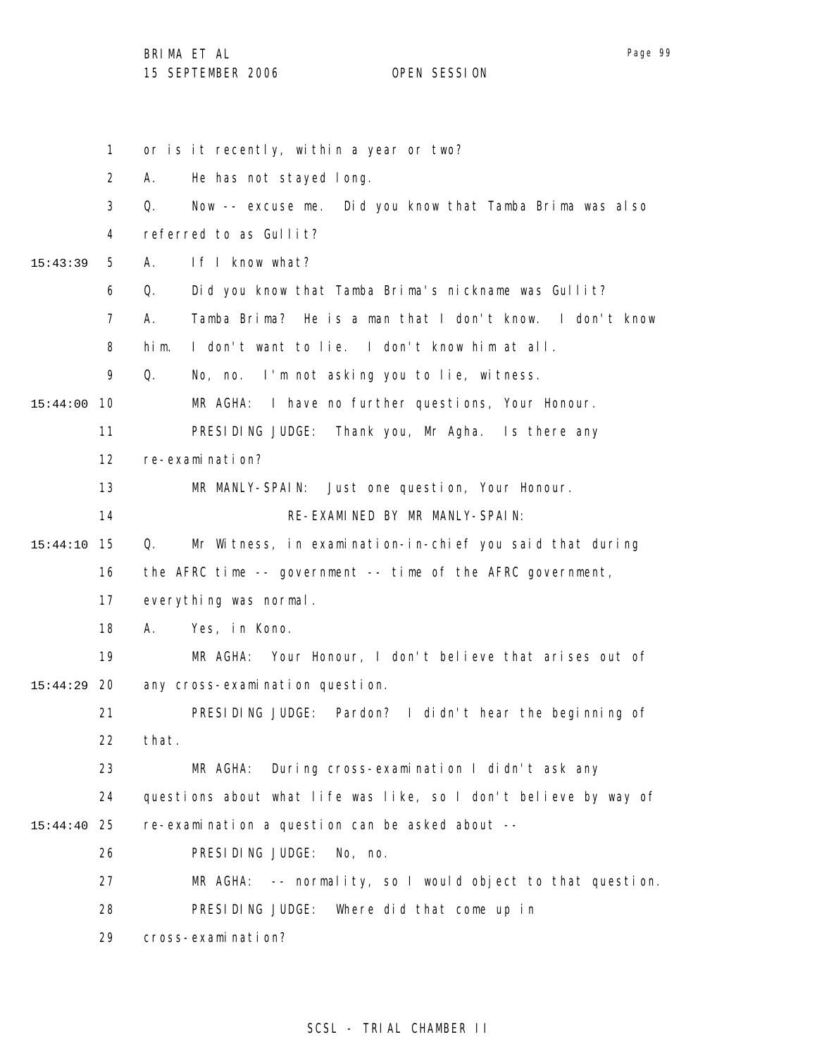or is it recently, within a year or two?

A. He has not stayed long.

Q. Now -- excuse me. Did you know that Tamba Brima was also referred to as Gullit?

A. If I know what?

Q. Did you know that Tamba Brima's nickname was Gullit?

A. Tamba Brima? He is a man that I don't know. I don't know him. I don't want to lie. I don't know him at all.

Q. No, no. I'm not asking you to lie, witness.

MR AGHA: I have no further questions, Your Honour.

PRESIDING JUDGE: Thank you, Mr Agha. Is there any re-examination?

MR MANLY-SPAIN: Just one question, Your Honour.

RE-EXAMINED BY MR MANLY-SPAIN:

Q. Mr Witness, in examination-in-chief you said that during the AFRC time -- government -- time of the AFRC government, everything was normal.

A. Yes, in Kono.

MR AGHA: Your Honour, I don't believe that arises out of any cross-examination question.

PRESIDING JUDGE: Pardon? I didn't hear the beginning of that.

MR AGHA: During cross-examination I didn't ask any questions about what life was like, so I don't believe by way of re-examination a question can be asked about --

PRESIDING JUDGE: No, no.

MR AGHA: -- normality, so I would object to that question.

PRESIDING JUDGE: Where did that come up in cross-examination?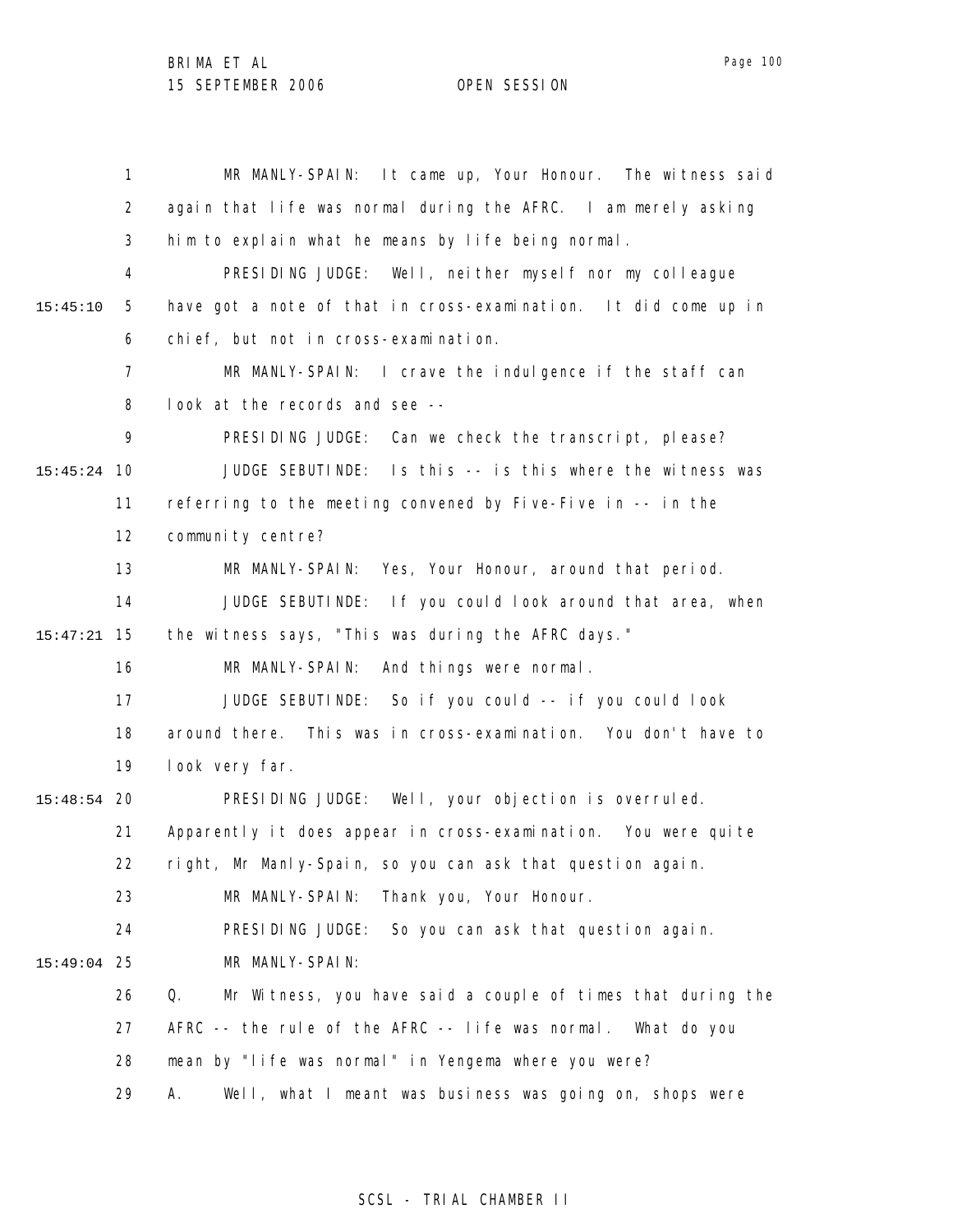MR MANLY-SPAIN: It came up, Your Honour. The witness said again that life was normal during the AFRC. I am merely asking him to explain what he means by life being normal.

PRESIDING JUDGE: Well, neither myself nor my colleague have got a note of that in cross-examination. It did come up in chief, but not in cross-examination.

MR MANLY-SPAIN: I crave the indulgence if the staff can look at the records and see --

PRESIDING JUDGE: Can we check the transcript, please?

JUDGE SEBUTINDE: Is this -- is this where the witness was referring to the meeting convened by Five-Five in -- in the community centre?

MR MANLY-SPAIN: Yes, Your Honour, around that period.

JUDGE SEBUTINDE: If you could look around that area, when the witness says, "This was during the AFRC days."

MR MANLY-SPAIN: And things were normal.

JUDGE SEBUTINDE: So if you could -- if you could look around there. This was in cross-examination. You don't have to look very far.

PRESIDING JUDGE: Well, your objection is overruled. Apparently it does appear in cross-examination. You were quite right, Mr Manly-Spain, so you can ask that question again.

MR MANLY-SPAIN: Thank you, Your Honour.

PRESIDING JUDGE: So you can ask that question again.

MR MANLY-SPAIN:

Q. Mr Witness, you have said a couple of times that during the AFRC -- the rule of the AFRC -- life was normal. What do you mean by "life was normal" in Yengema where you were?

A. Well, what I meant was business was going on, shops were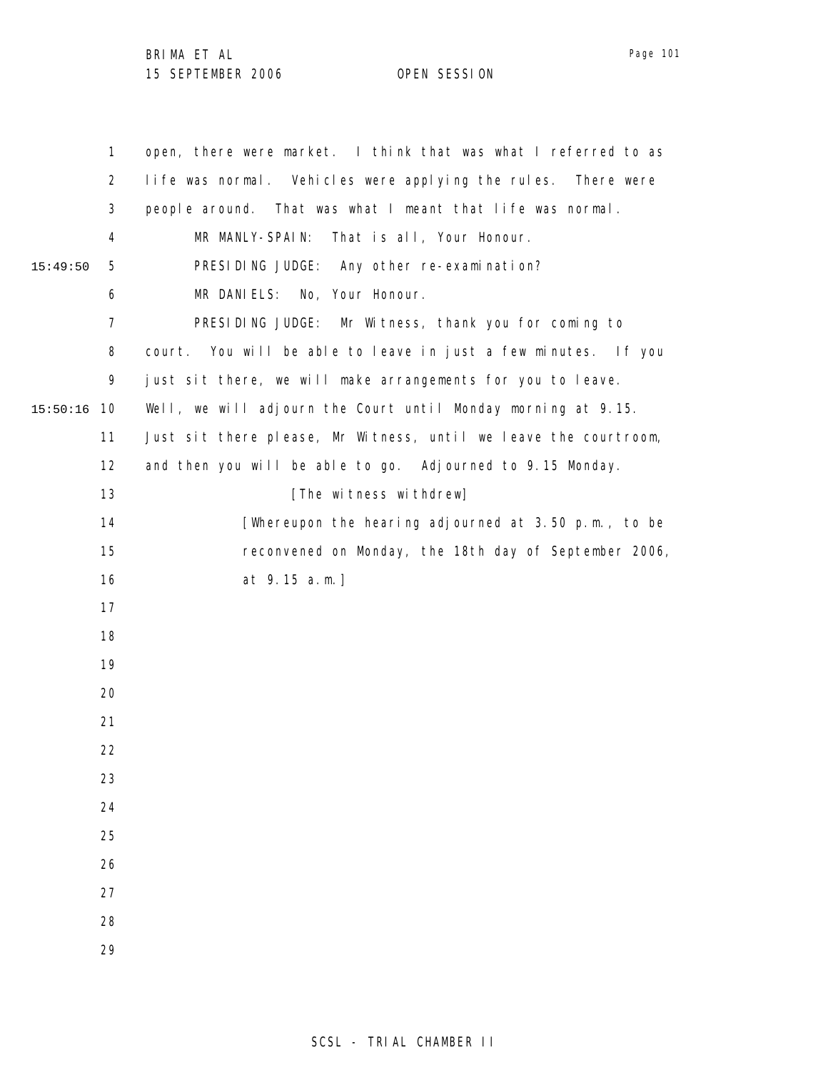open, there were market. I think that was what I referred to as life was normal. Vehicles were applying the rules. There were people around. That was what I meant that life was normal.

MR MANLY-SPAIN: That is all, Your Honour.

PRESIDING JUDGE: Any other re-examination?

MR DANIELS: No, Your Honour.

PRESIDING JUDGE: Mr Witness, thank you for coming to court. You will be able to leave in just a few minutes. If you just sit there, we will make arrangements for you to leave. Well, we will adjourn the Court until Monday morning at 9.15. Just sit there please, Mr Witness, until we leave the courtroom, and then you will be able to go. Adjourned to 9.15 Monday.

[The witness withdrew]

[Whereupon the hearing adjourned at 3.50 p.m., to be reconvened on Monday, the 18th day of September 2006, at 9.15 a.m.]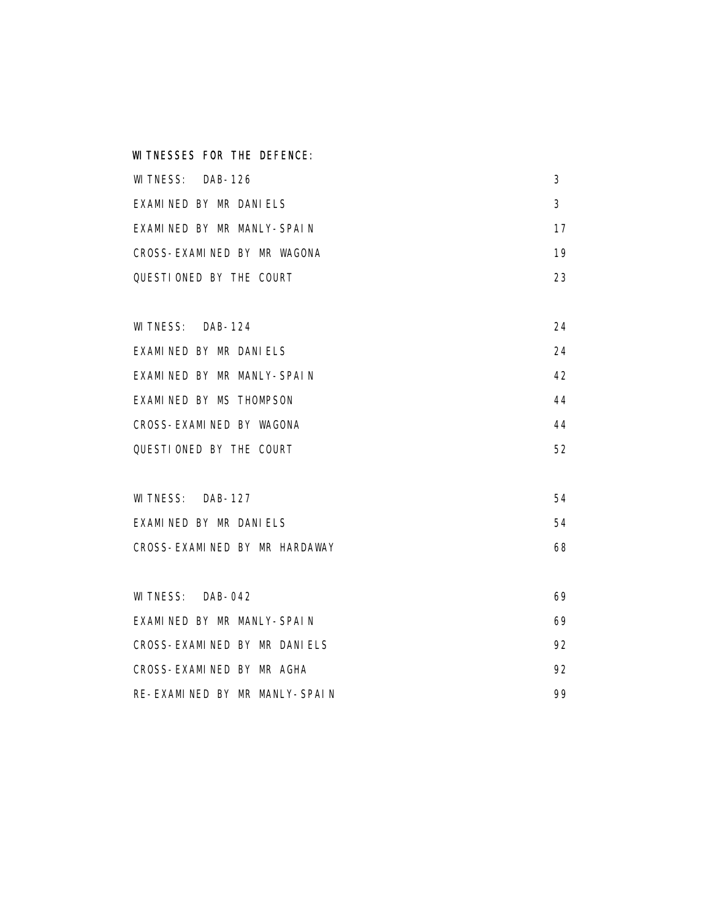**WITNESSES FOR THE DEFENCE:**

| | |
|---|---|
| WITNESS: DAB-126 | 3 |
| EXAMINED BY MR DANIELS | 3 |
| EXAMINED BY MR MANLY-SPAIN | 17 |
| CROSS-EXAMINED BY MR WAGONA | 19 |
| QUESTIONED BY THE COURT | 23 |
| | |
| WITNESS: DAB-124 | 24 |
| EXAMINED BY MR DANIELS | 24 |
| EXAMINED BY MR MANLY-SPAIN | 42 |
| EXAMINED BY MS THOMPSON | 44 |
| CROSS-EXAMINED BY WAGONA | 44 |
| QUESTIONED BY THE COURT | 52 |
| | |
| WITNESS: DAB-127 | 54 |
| EXAMINED BY MR DANIELS | 54 |
| CROSS-EXAMINED BY MR HARDAWAY | 68 |
| | |
| WITNESS: DAB-042 | 69 |
| EXAMINED BY MR MANLY-SPAIN | 69 |
| CROSS-EXAMINED BY MR DANIELS | 92 |
| CROSS-EXAMINED BY MR AGHA | 92 |
| RE-EXAMINED BY MR MANLY-SPAIN | 99 |